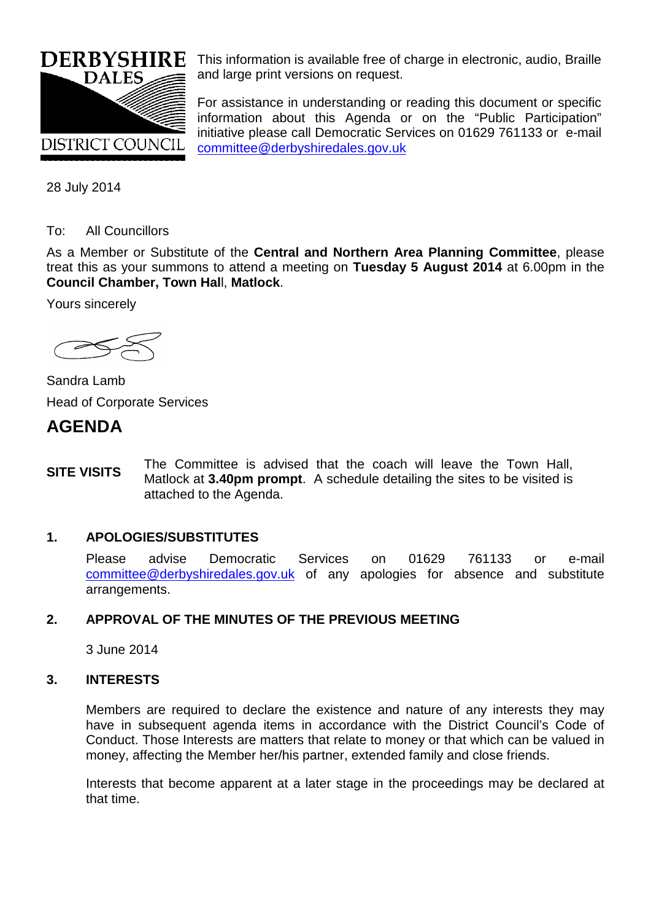DERBYSHIRE DALES DISTRICT COUNCIL

This information is available free of charge in electronic, audio, Braille and large print versions on request.

For assistance in understanding or reading this document or specific information about this Agenda or on the "Public Participation" initiative please call Democratic Services on 01629 761133 or e-mail committee@derbyshiredales.gov.uk

28 July 2014

To: All Councillors

As a Member or Substitute of the **Central and Northern Area Planning Committee**, please treat this as your summons to attend a meeting on **Tuesday 5 August 2014** at 6.00pm in the **Council Chamber, Town Hall**, **Matlock**.

Yours sincerely

Sandra Lamb

Head of Corporate Services

# AGENDA

**SITE VISITS** The Committee is advised that the coach will leave the Town Hall, Matlock at **3.40pm prompt**. A schedule detailing the sites to be visited is attached to the Agenda.

### 1. APOLOGIES/SUBSTITUTES

Please advise Democratic Services on 01629 761133 or e-mail committee@derbyshiredales.gov.uk of any apologies for absence and substitute arrangements.

### 2. APPROVAL OF THE MINUTES OF THE PREVIOUS MEETING

3 June 2014

### 3. INTERESTS

Members are required to declare the existence and nature of any interests they may have in subsequent agenda items in accordance with the District Council's Code of Conduct. Those Interests are matters that relate to money or that which can be valued in money, affecting the Member her/his partner, extended family and close friends.

Interests that become apparent at a later stage in the proceedings may be declared at that time.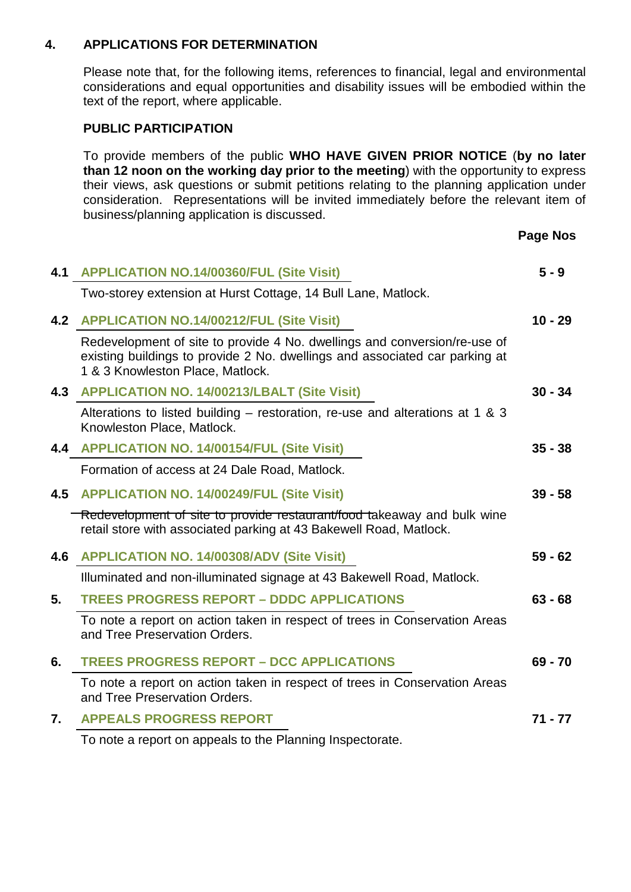## 4. APPLICATIONS FOR DETERMINATION

Please note that, for the following items, references to financial, legal and environmental considerations and equal opportunities and disability issues will be embodied within the text of the report, where applicable.

### PUBLIC PARTICIPATION

To provide members of the public **WHO HAVE GIVEN PRIOR NOTICE** (**by no later than 12 noon on the working day prior to the meeting**) with the opportunity to express their views, ask questions or submit petitions relating to the planning application under consideration. Representations will be invited immediately before the relevant item of business/planning application is discussed.

| | | Page Nos |
|---|---|---|
| 4.1 | **APPLICATION NO.14/00360/FUL (Site Visit)**<br>Two-storey extension at Hurst Cottage, 14 Bull Lane, Matlock. | 5 - 9 |
| 4.2 | **APPLICATION NO.14/00212/FUL (Site Visit)**<br>Redevelopment of site to provide 4 No. dwellings and conversion/re-use of existing buildings to provide 2 No. dwellings and associated car parking at 1 & 3 Knowleston Place, Matlock. | 10 - 29 |
| 4.3 | **APPLICATION NO. 14/00213/LBALT (Site Visit)**<br>Alterations to listed building – restoration, re-use and alterations at 1 & 3 Knowleston Place, Matlock. | 30 - 34 |
| 4.4 | **APPLICATION NO. 14/00154/FUL (Site Visit)**<br>Formation of access at 24 Dale Road, Matlock. | 35 - 38 |
| 4.5 | **APPLICATION NO. 14/00249/FUL (Site Visit)**<br>Redevelopment of site to provide restaurant/food takeaway and bulk wine retail store with associated parking at 43 Bakewell Road, Matlock. | 39 - 58 |
| 4.6 | **APPLICATION NO. 14/00308/ADV (Site Visit)**<br>Illuminated and non-illuminated signage at 43 Bakewell Road, Matlock. | 59 - 62 |
| 5. | **TREES PROGRESS REPORT – DDDC APPLICATIONS**<br>To note a report on action taken in respect of trees in Conservation Areas and Tree Preservation Orders. | 63 - 68 |
| 6. | **TREES PROGRESS REPORT – DCC APPLICATIONS**<br>To note a report on action taken in respect of trees in Conservation Areas and Tree Preservation Orders. | 69 - 70 |
| 7. | **APPEALS PROGRESS REPORT**<br>To note a report on appeals to the Planning Inspectorate. | 71 - 77 |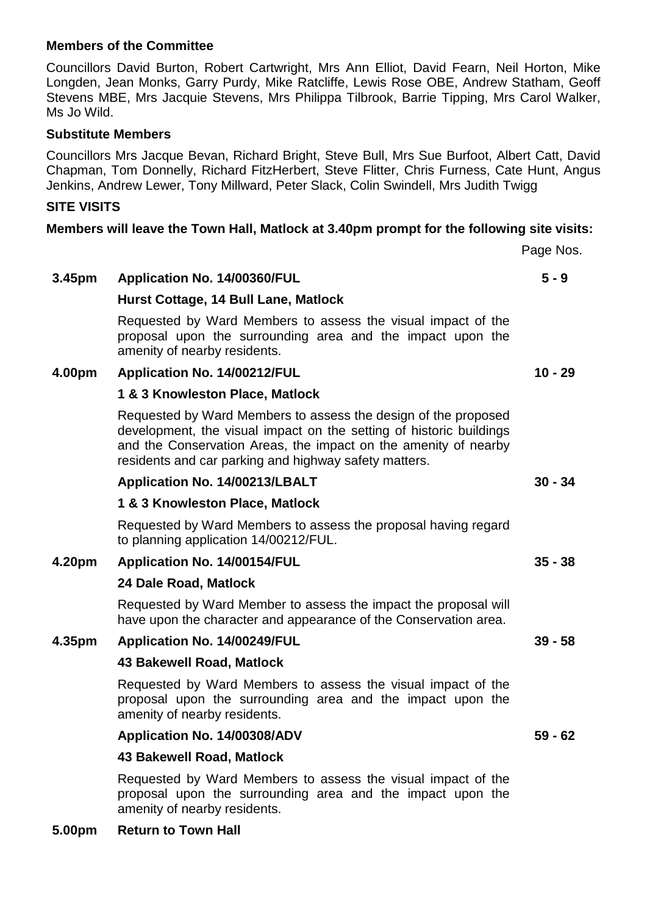**Members of the Committee**

Councillors David Burton, Robert Cartwright, Mrs Ann Elliot, David Fearn, Neil Horton, Mike Longden, Jean Monks, Garry Purdy, Mike Ratcliffe, Lewis Rose OBE, Andrew Statham, Geoff Stevens MBE, Mrs Jacquie Stevens, Mrs Philippa Tilbrook, Barrie Tipping, Mrs Carol Walker, Ms Jo Wild.

**Substitute Members**

Councillors Mrs Jacque Bevan, Richard Bright, Steve Bull, Mrs Sue Burfoot, Albert Catt, David Chapman, Tom Donnelly, Richard FitzHerbert, Steve Flitter, Chris Furness, Cate Hunt, Angus Jenkins, Andrew Lewer, Tony Millward, Peter Slack, Colin Swindell, Mrs Judith Twigg

**SITE VISITS**

**Members will leave the Town Hall, Matlock at 3.40pm prompt for the following site visits:**

| | | Page Nos. |
|---|---|---|
| **3.45pm** | **Application No. 14/00360/FUL** | **5 - 9** |
| | **Hurst Cottage, 14 Bull Lane, Matlock** | |
| | Requested by Ward Members to assess the visual impact of the proposal upon the surrounding area and the impact upon the amenity of nearby residents. | |
| **4.00pm** | **Application No. 14/00212/FUL** | **10 - 29** |
| | **1 & 3 Knowleston Place, Matlock** | |
| | Requested by Ward Members to assess the design of the proposed development, the visual impact on the setting of historic buildings and the Conservation Areas, the impact on the amenity of nearby residents and car parking and highway safety matters. | |
| | **Application No. 14/00213/LBALT** | **30 - 34** |
| | **1 & 3 Knowleston Place, Matlock** | |
| | Requested by Ward Members to assess the proposal having regard to planning application 14/00212/FUL. | |
| **4.20pm** | **Application No. 14/00154/FUL** | **35 - 38** |
| | **24 Dale Road, Matlock** | |
| | Requested by Ward Member to assess the impact the proposal will have upon the character and appearance of the Conservation area. | |
| **4.35pm** | **Application No. 14/00249/FUL** | **39 - 58** |
| | **43 Bakewell Road, Matlock** | |
| | Requested by Ward Members to assess the visual impact of the proposal upon the surrounding area and the impact upon the amenity of nearby residents. | |
| | **Application No. 14/00308/ADV** | **59 - 62** |
| | **43 Bakewell Road, Matlock** | |
| | Requested by Ward Members to assess the visual impact of the proposal upon the surrounding area and the impact upon the amenity of nearby residents. | |
| **5.00pm** | **Return to Town Hall** | |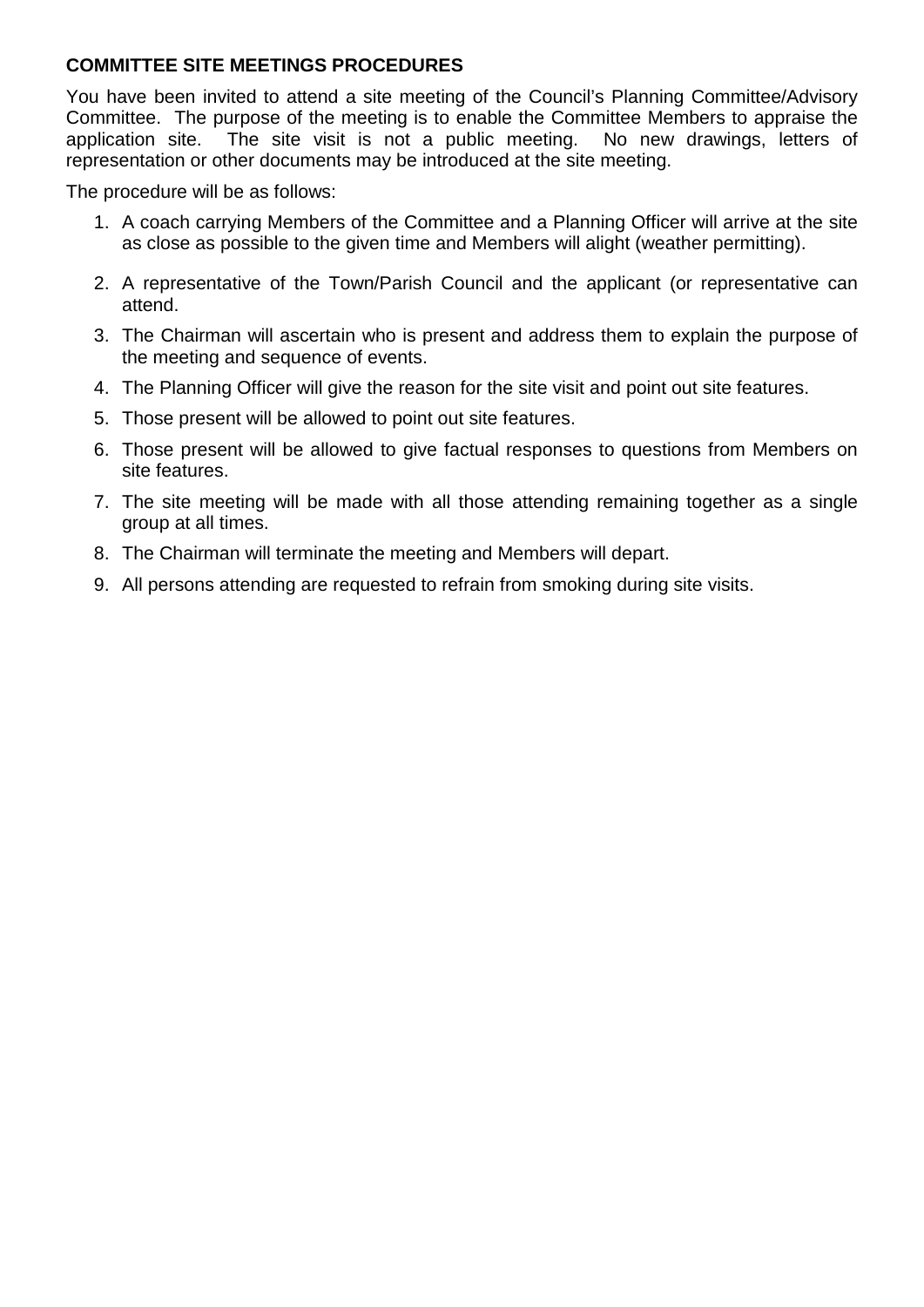**COMMITTEE SITE MEETINGS PROCEDURES**

You have been invited to attend a site meeting of the Council's Planning Committee/Advisory Committee. The purpose of the meeting is to enable the Committee Members to appraise the application site. The site visit is not a public meeting. No new drawings, letters of representation or other documents may be introduced at the site meeting.

The procedure will be as follows:

1. A coach carrying Members of the Committee and a Planning Officer will arrive at the site as close as possible to the given time and Members will alight (weather permitting).
2. A representative of the Town/Parish Council and the applicant (or representative can attend.
3. The Chairman will ascertain who is present and address them to explain the purpose of the meeting and sequence of events.
4. The Planning Officer will give the reason for the site visit and point out site features.
5. Those present will be allowed to point out site features.
6. Those present will be allowed to give factual responses to questions from Members on site features.
7. The site meeting will be made with all those attending remaining together as a single group at all times.
8. The Chairman will terminate the meeting and Members will depart.
9. All persons attending are requested to refrain from smoking during site visits.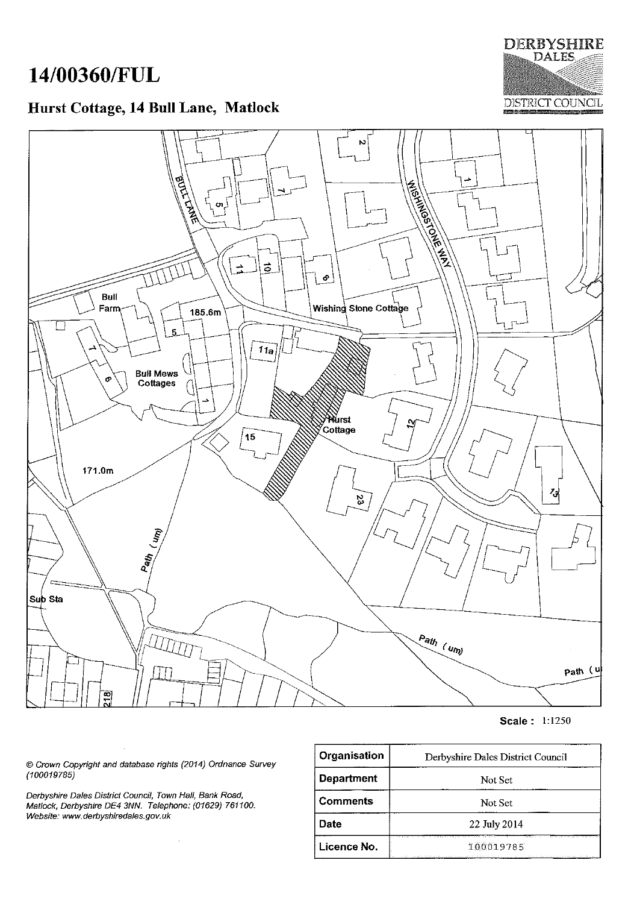# 14/00360/FUL

## Hurst Cottage, 14 Bull Lane, Matlock

DERBYSHIRE DALES DISTRICT COUNCIL

BULL LANE

WISHINGSTONE WAY

Bull Farm

185.6m

Wishing Stone Cottage

11a

Bull Mews Cottages

Hurst Cottage

15

171.0m

Path (um)

Sub Sta

Path (um)

218

**Scale :** 1:1250

*© Crown Copyright and database rights (2014) Ordnance Survey (100019785)*

*Derbyshire Dales District Council, Town Hall, Bank Road, Matlock, Derbyshire DE4 3NN. Telephone: (01629) 761100. Website: www.derbyshiredales.gov.uk*

| Organisation | Derbyshire Dales District Council |
|---|---|
| Department | Not Set |
| Comments | Not Set |
| Date | 22 July 2014 |
| Licence No. | 100019785 |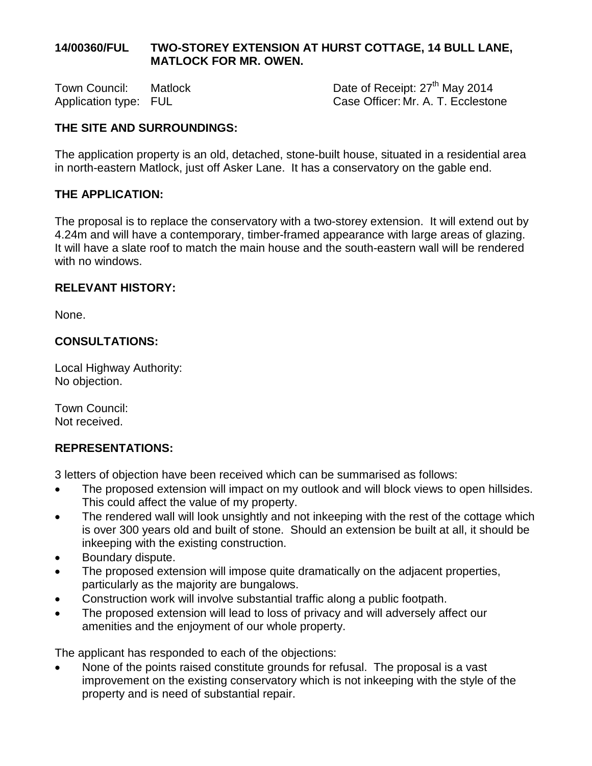**14/00360/FUL TWO-STOREY EXTENSION AT HURST COTTAGE, 14 BULL LANE, MATLOCK FOR MR. OWEN.**

Town Council: Matlock
Application type: FUL

Date of Receipt: 27th May 2014
Case Officer: Mr. A. T. Ecclestone

**THE SITE AND SURROUNDINGS:**

The application property is an old, detached, stone-built house, situated in a residential area in north-eastern Matlock, just off Asker Lane. It has a conservatory on the gable end.

**THE APPLICATION:**

The proposal is to replace the conservatory with a two-storey extension. It will extend out by 4.24m and will have a contemporary, timber-framed appearance with large areas of glazing. It will have a slate roof to match the main house and the south-eastern wall will be rendered with no windows.

**RELEVANT HISTORY:**

None.

**CONSULTATIONS:**

Local Highway Authority:
No objection.

Town Council:
Not received.

**REPRESENTATIONS:**

3 letters of objection have been received which can be summarised as follows:

- The proposed extension will impact on my outlook and will block views to open hillsides. This could affect the value of my property.
- The rendered wall will look unsightly and not inkeeping with the rest of the cottage which is over 300 years old and built of stone. Should an extension be built at all, it should be inkeeping with the existing construction.
- Boundary dispute.
- The proposed extension will impose quite dramatically on the adjacent properties, particularly as the majority are bungalows.
- Construction work will involve substantial traffic along a public footpath.
- The proposed extension will lead to loss of privacy and will adversely affect our amenities and the enjoyment of our whole property.

The applicant has responded to each of the objections:

- None of the points raised constitute grounds for refusal. The proposal is a vast improvement on the existing conservatory which is not inkeeping with the style of the property and is need of substantial repair.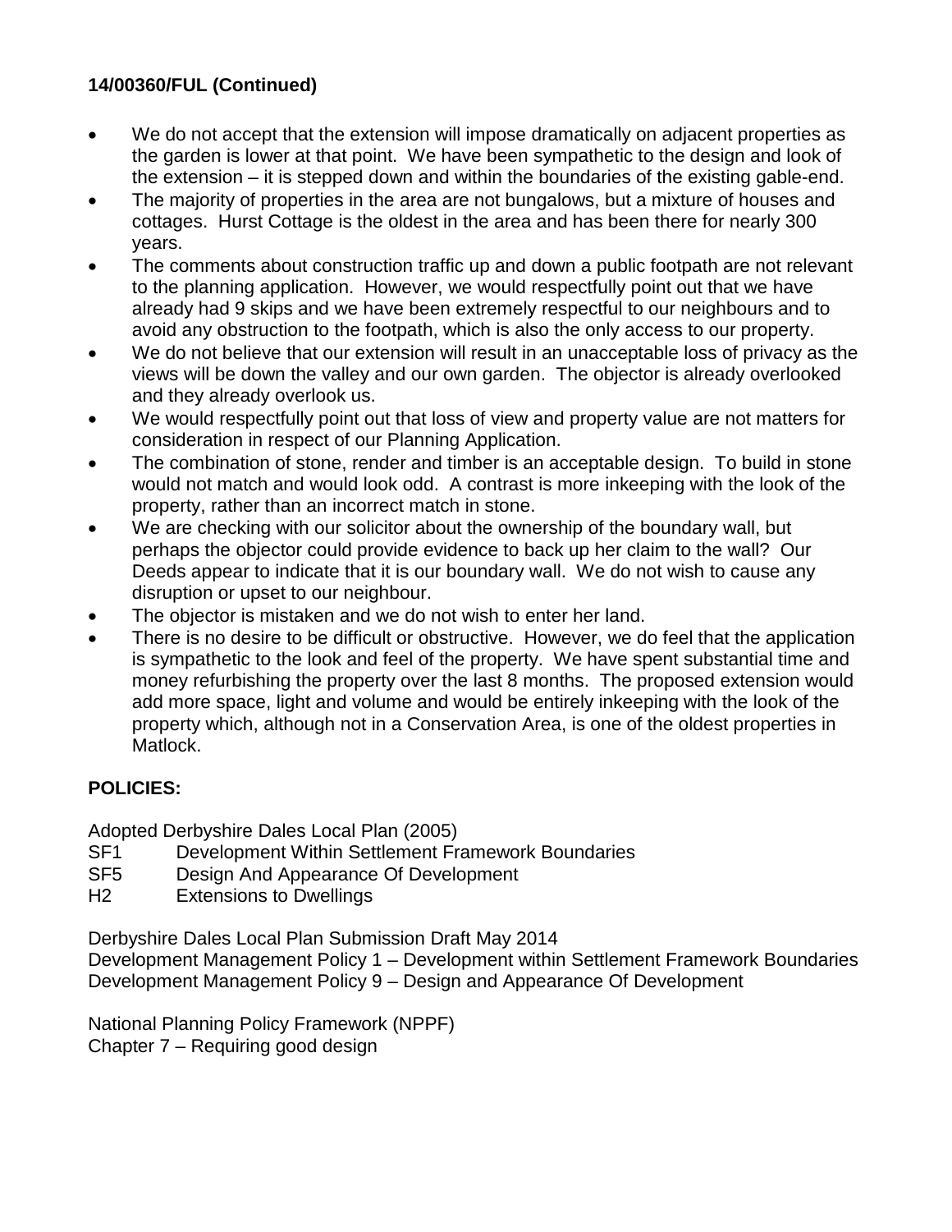**14/00360/FUL (Continued)**

- We do not accept that the extension will impose dramatically on adjacent properties as the garden is lower at that point. We have been sympathetic to the design and look of the extension – it is stepped down and within the boundaries of the existing gable-end.
- The majority of properties in the area are not bungalows, but a mixture of houses and cottages. Hurst Cottage is the oldest in the area and has been there for nearly 300 years.
- The comments about construction traffic up and down a public footpath are not relevant to the planning application. However, we would respectfully point out that we have already had 9 skips and we have been extremely respectful to our neighbours and to avoid any obstruction to the footpath, which is also the only access to our property.
- We do not believe that our extension will result in an unacceptable loss of privacy as the views will be down the valley and our own garden. The objector is already overlooked and they already overlook us.
- We would respectfully point out that loss of view and property value are not matters for consideration in respect of our Planning Application.
- The combination of stone, render and timber is an acceptable design. To build in stone would not match and would look odd. A contrast is more inkeeping with the look of the property, rather than an incorrect match in stone.
- We are checking with our solicitor about the ownership of the boundary wall, but perhaps the objector could provide evidence to back up her claim to the wall? Our Deeds appear to indicate that it is our boundary wall. We do not wish to cause any disruption or upset to our neighbour.
- The objector is mistaken and we do not wish to enter her land.
- There is no desire to be difficult or obstructive. However, we do feel that the application is sympathetic to the look and feel of the property. We have spent substantial time and money refurbishing the property over the last 8 months. The proposed extension would add more space, light and volume and would be entirely inkeeping with the look of the property which, although not in a Conservation Area, is one of the oldest properties in Matlock.

**POLICIES:**

Adopted Derbyshire Dales Local Plan (2005)
SF1 Development Within Settlement Framework Boundaries
SF5 Design And Appearance Of Development
H2 Extensions to Dwellings

Derbyshire Dales Local Plan Submission Draft May 2014
Development Management Policy 1 – Development within Settlement Framework Boundaries
Development Management Policy 9 – Design and Appearance Of Development

National Planning Policy Framework (NPPF)
Chapter 7 – Requiring good design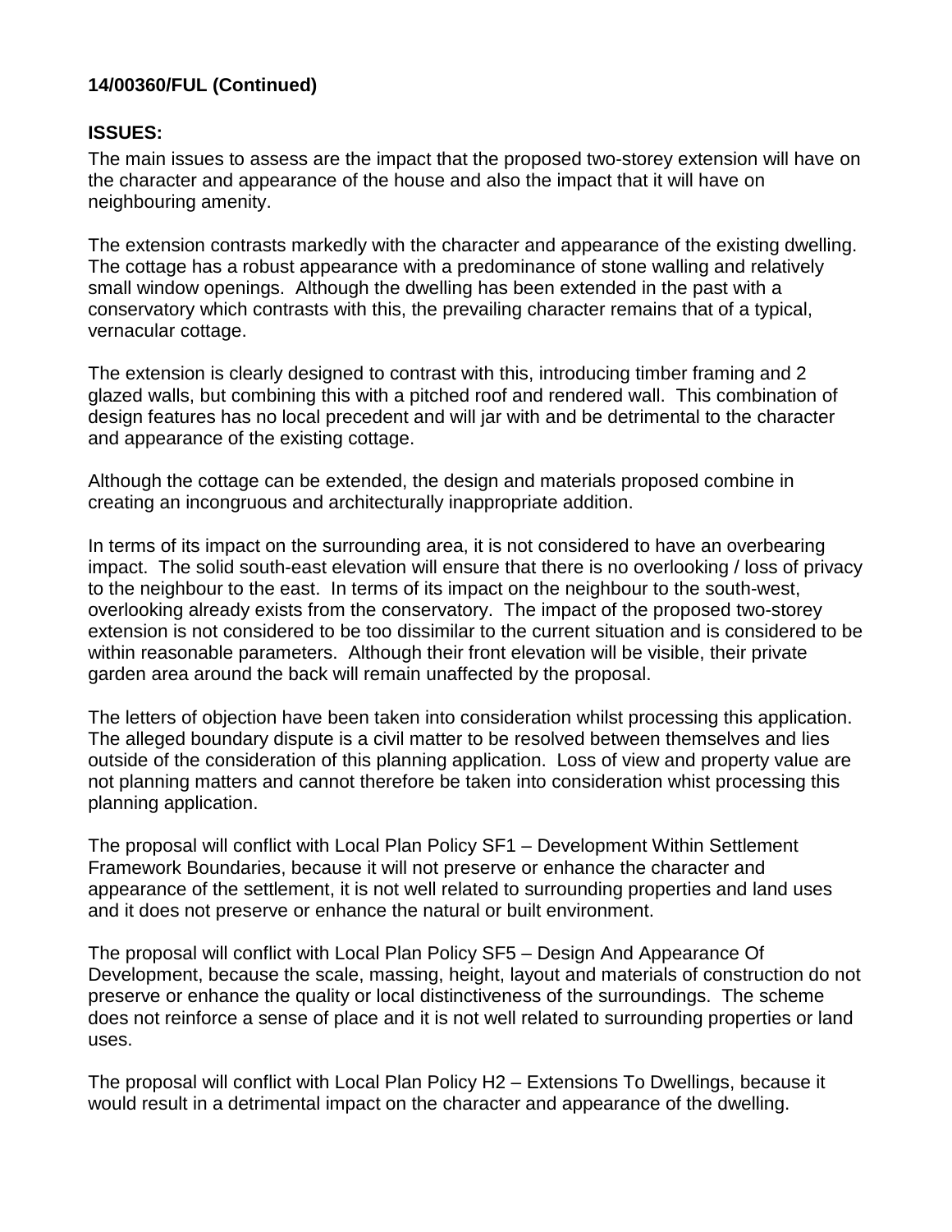**14/00360/FUL (Continued)**

**ISSUES:**

The main issues to assess are the impact that the proposed two-storey extension will have on the character and appearance of the house and also the impact that it will have on neighbouring amenity.

The extension contrasts markedly with the character and appearance of the existing dwelling. The cottage has a robust appearance with a predominance of stone walling and relatively small window openings. Although the dwelling has been extended in the past with a conservatory which contrasts with this, the prevailing character remains that of a typical, vernacular cottage.

The extension is clearly designed to contrast with this, introducing timber framing and 2 glazed walls, but combining this with a pitched roof and rendered wall. This combination of design features has no local precedent and will jar with and be detrimental to the character and appearance of the existing cottage.

Although the cottage can be extended, the design and materials proposed combine in creating an incongruous and architecturally inappropriate addition.

In terms of its impact on the surrounding area, it is not considered to have an overbearing impact. The solid south-east elevation will ensure that there is no overlooking / loss of privacy to the neighbour to the east. In terms of its impact on the neighbour to the south-west, overlooking already exists from the conservatory. The impact of the proposed two-storey extension is not considered to be too dissimilar to the current situation and is considered to be within reasonable parameters. Although their front elevation will be visible, their private garden area around the back will remain unaffected by the proposal.

The letters of objection have been taken into consideration whilst processing this application. The alleged boundary dispute is a civil matter to be resolved between themselves and lies outside of the consideration of this planning application. Loss of view and property value are not planning matters and cannot therefore be taken into consideration whist processing this planning application.

The proposal will conflict with Local Plan Policy SF1 – Development Within Settlement Framework Boundaries, because it will not preserve or enhance the character and appearance of the settlement, it is not well related to surrounding properties and land uses and it does not preserve or enhance the natural or built environment.

The proposal will conflict with Local Plan Policy SF5 – Design And Appearance Of Development, because the scale, massing, height, layout and materials of construction do not preserve or enhance the quality or local distinctiveness of the surroundings. The scheme does not reinforce a sense of place and it is not well related to surrounding properties or land uses.

The proposal will conflict with Local Plan Policy H2 – Extensions To Dwellings, because it would result in a detrimental impact on the character and appearance of the dwelling.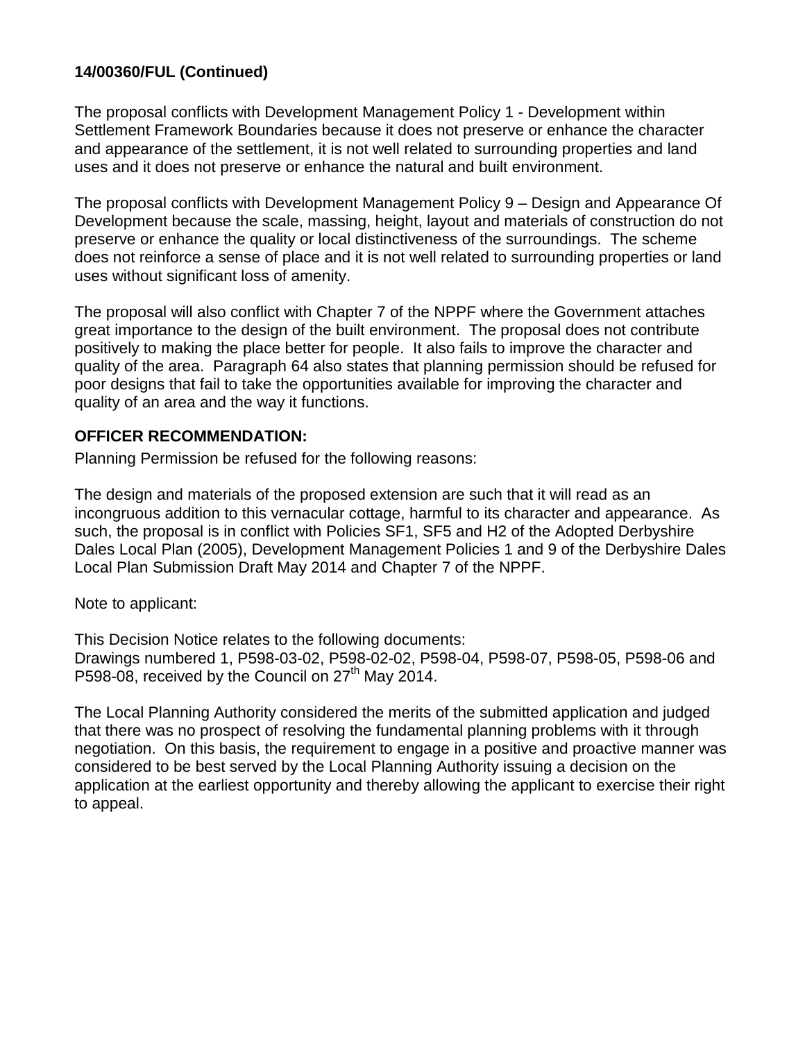**14/00360/FUL (Continued)**

The proposal conflicts with Development Management Policy 1 - Development within Settlement Framework Boundaries because it does not preserve or enhance the character and appearance of the settlement, it is not well related to surrounding properties and land uses and it does not preserve or enhance the natural and built environment.

The proposal conflicts with Development Management Policy 9 – Design and Appearance Of Development because the scale, massing, height, layout and materials of construction do not preserve or enhance the quality or local distinctiveness of the surroundings. The scheme does not reinforce a sense of place and it is not well related to surrounding properties or land uses without significant loss of amenity.

The proposal will also conflict with Chapter 7 of the NPPF where the Government attaches great importance to the design of the built environment. The proposal does not contribute positively to making the place better for people. It also fails to improve the character and quality of the area. Paragraph 64 also states that planning permission should be refused for poor designs that fail to take the opportunities available for improving the character and quality of an area and the way it functions.

**OFFICER RECOMMENDATION:**

Planning Permission be refused for the following reasons:

The design and materials of the proposed extension are such that it will read as an incongruous addition to this vernacular cottage, harmful to its character and appearance. As such, the proposal is in conflict with Policies SF1, SF5 and H2 of the Adopted Derbyshire Dales Local Plan (2005), Development Management Policies 1 and 9 of the Derbyshire Dales Local Plan Submission Draft May 2014 and Chapter 7 of the NPPF.

Note to applicant:

This Decision Notice relates to the following documents:
Drawings numbered 1, P598-03-02, P598-02-02, P598-04, P598-07, P598-05, P598-06 and P598-08, received by the Council on 27th May 2014.

The Local Planning Authority considered the merits of the submitted application and judged that there was no prospect of resolving the fundamental planning problems with it through negotiation. On this basis, the requirement to engage in a positive and proactive manner was considered to be best served by the Local Planning Authority issuing a decision on the application at the earliest opportunity and thereby allowing the applicant to exercise their right to appeal.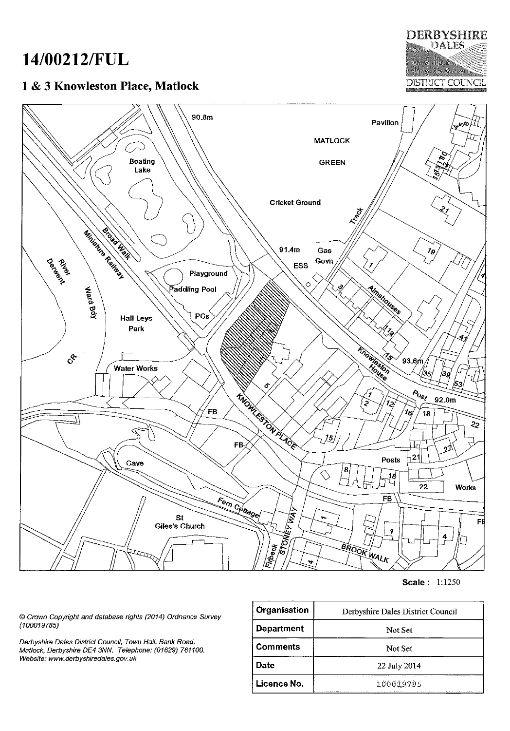# 14/00212/FUL

## 1 & 3 Knowleston Place, Matlock

DERBYSHIRE DALES DISTRICT COUNCIL

Scale : 1:1250

*© Crown Copyright and database rights (2014) Ordnance Survey (100019785)*

*Derbyshire Dales District Council, Town Hall, Bank Road, Matlock, Derbyshire DE4 3NN. Telephone: (01629) 761100. Website: www.derbyshiredales.gov.uk*

| Organisation | Derbyshire Dales District Council |
|---|---|
| Department | Not Set |
| Comments | Not Set |
| Date | 22 July 2014 |
| Licence No. | 100019785 |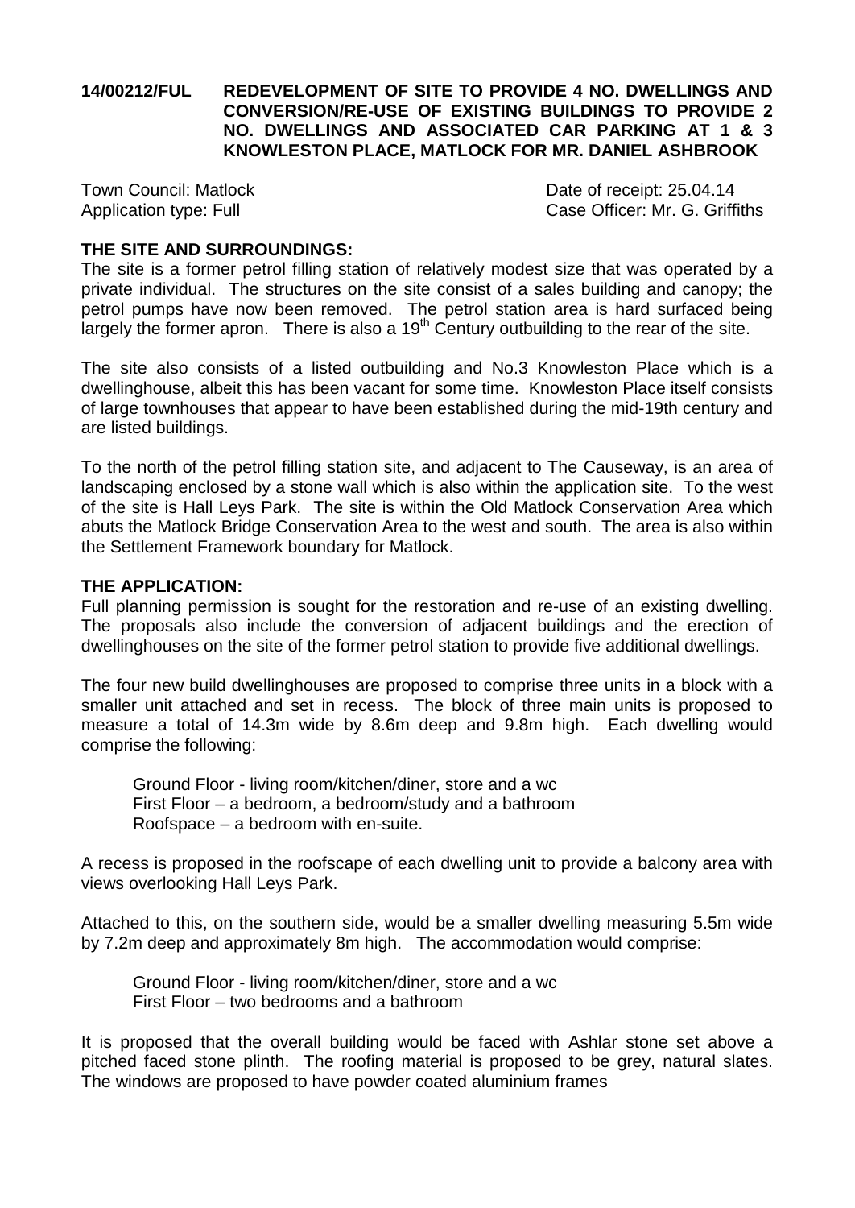**14/00212/FUL REDEVELOPMENT OF SITE TO PROVIDE 4 NO. DWELLINGS AND CONVERSION/RE-USE OF EXISTING BUILDINGS TO PROVIDE 2 NO. DWELLINGS AND ASSOCIATED CAR PARKING AT 1 & 3 KNOWLESTON PLACE, MATLOCK FOR MR. DANIEL ASHBROOK**

Town Council: Matlock Date of receipt: 25.04.14
Application type: Full Case Officer: Mr. G. Griffiths

**THE SITE AND SURROUNDINGS:**

The site is a former petrol filling station of relatively modest size that was operated by a private individual. The structures on the site consist of a sales building and canopy; the petrol pumps have now been removed. The petrol station area is hard surfaced being largely the former apron. There is also a 19th Century outbuilding to the rear of the site.

The site also consists of a listed outbuilding and No.3 Knowleston Place which is a dwellinghouse, albeit this has been vacant for some time. Knowleston Place itself consists of large townhouses that appear to have been established during the mid-19th century and are listed buildings.

To the north of the petrol filling station site, and adjacent to The Causeway, is an area of landscaping enclosed by a stone wall which is also within the application site. To the west of the site is Hall Leys Park. The site is within the Old Matlock Conservation Area which abuts the Matlock Bridge Conservation Area to the west and south. The area is also within the Settlement Framework boundary for Matlock.

**THE APPLICATION:**

Full planning permission is sought for the restoration and re-use of an existing dwelling. The proposals also include the conversion of adjacent buildings and the erection of dwellinghouses on the site of the former petrol station to provide five additional dwellings.

The four new build dwellinghouses are proposed to comprise three units in a block with a smaller unit attached and set in recess. The block of three main units is proposed to measure a total of 14.3m wide by 8.6m deep and 9.8m high. Each dwelling would comprise the following:

Ground Floor - living room/kitchen/diner, store and a wc
First Floor – a bedroom, a bedroom/study and a bathroom
Roofspace – a bedroom with en-suite.

A recess is proposed in the roofscape of each dwelling unit to provide a balcony area with views overlooking Hall Leys Park.

Attached to this, on the southern side, would be a smaller dwelling measuring 5.5m wide by 7.2m deep and approximately 8m high. The accommodation would comprise:

Ground Floor - living room/kitchen/diner, store and a wc
First Floor – two bedrooms and a bathroom

It is proposed that the overall building would be faced with Ashlar stone set above a pitched faced stone plinth. The roofing material is proposed to be grey, natural slates. The windows are proposed to have powder coated aluminium frames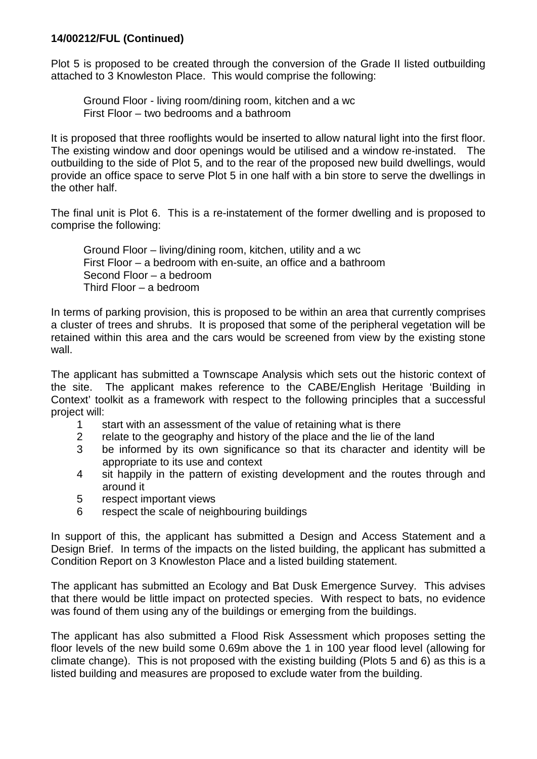**14/00212/FUL (Continued)**

Plot 5 is proposed to be created through the conversion of the Grade II listed outbuilding attached to 3 Knowleston Place. This would comprise the following:

Ground Floor - living room/dining room, kitchen and a wc
First Floor – two bedrooms and a bathroom

It is proposed that three rooflights would be inserted to allow natural light into the first floor. The existing window and door openings would be utilised and a window re-instated. The outbuilding to the side of Plot 5, and to the rear of the proposed new build dwellings, would provide an office space to serve Plot 5 in one half with a bin store to serve the dwellings in the other half.

The final unit is Plot 6. This is a re-instatement of the former dwelling and is proposed to comprise the following:

Ground Floor – living/dining room, kitchen, utility and a wc
First Floor – a bedroom with en-suite, an office and a bathroom
Second Floor – a bedroom
Third Floor – a bedroom

In terms of parking provision, this is proposed to be within an area that currently comprises a cluster of trees and shrubs. It is proposed that some of the peripheral vegetation will be retained within this area and the cars would be screened from view by the existing stone wall.

The applicant has submitted a Townscape Analysis which sets out the historic context of the site. The applicant makes reference to the CABE/English Heritage 'Building in Context' toolkit as a framework with respect to the following principles that a successful project will:

1. start with an assessment of the value of retaining what is there
2. relate to the geography and history of the place and the lie of the land
3. be informed by its own significance so that its character and identity will be appropriate to its use and context
4. sit happily in the pattern of existing development and the routes through and around it
5. respect important views
6. respect the scale of neighbouring buildings

In support of this, the applicant has submitted a Design and Access Statement and a Design Brief. In terms of the impacts on the listed building, the applicant has submitted a Condition Report on 3 Knowleston Place and a listed building statement.

The applicant has submitted an Ecology and Bat Dusk Emergence Survey. This advises that there would be little impact on protected species. With respect to bats, no evidence was found of them using any of the buildings or emerging from the buildings.

The applicant has also submitted a Flood Risk Assessment which proposes setting the floor levels of the new build some 0.69m above the 1 in 100 year flood level (allowing for climate change). This is not proposed with the existing building (Plots 5 and 6) as this is a listed building and measures are proposed to exclude water from the building.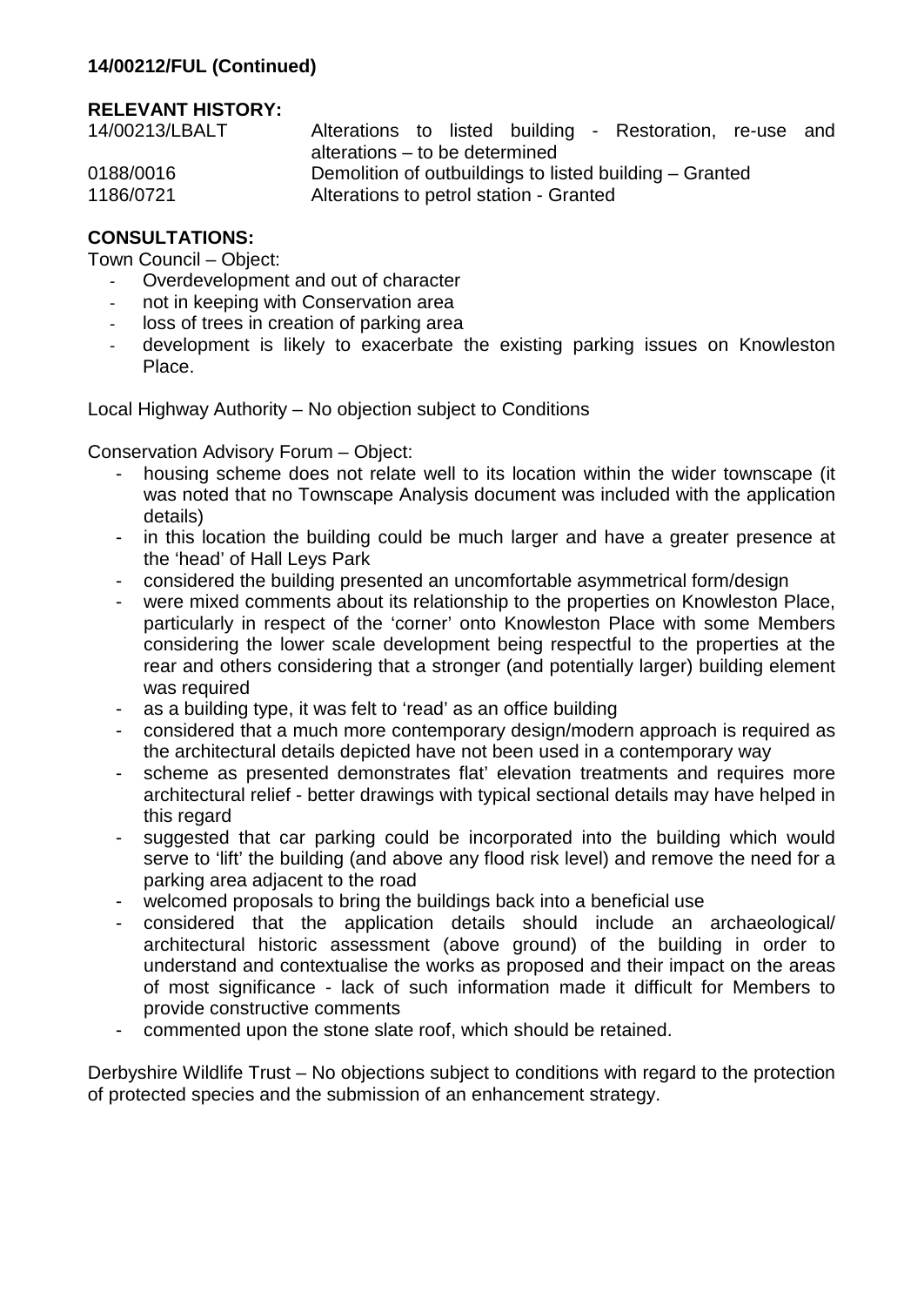**14/00212/FUL (Continued)**

**RELEVANT HISTORY:**

| | |
|---|---|
| 14/00213/LBALT | Alterations to listed building - Restoration, re-use and alterations – to be determined |
| 0188/0016 | Demolition of outbuildings to listed building – Granted |
| 1186/0721 | Alterations to petrol station - Granted |

**CONSULTATIONS:**

Town Council – Object:

- Overdevelopment and out of character
- not in keeping with Conservation area
- loss of trees in creation of parking area
- development is likely to exacerbate the existing parking issues on Knowleston Place.

Local Highway Authority – No objection subject to Conditions

Conservation Advisory Forum – Object:

- housing scheme does not relate well to its location within the wider townscape (it was noted that no Townscape Analysis document was included with the application details)
- in this location the building could be much larger and have a greater presence at the 'head' of Hall Leys Park
- considered the building presented an uncomfortable asymmetrical form/design
- were mixed comments about its relationship to the properties on Knowleston Place, particularly in respect of the 'corner' onto Knowleston Place with some Members considering the lower scale development being respectful to the properties at the rear and others considering that a stronger (and potentially larger) building element was required
- as a building type, it was felt to 'read' as an office building
- considered that a much more contemporary design/modern approach is required as the architectural details depicted have not been used in a contemporary way
- scheme as presented demonstrates flat' elevation treatments and requires more architectural relief - better drawings with typical sectional details may have helped in this regard
- suggested that car parking could be incorporated into the building which would serve to 'lift' the building (and above any flood risk level) and remove the need for a parking area adjacent to the road
- welcomed proposals to bring the buildings back into a beneficial use
- considered that the application details should include an archaeological/ architectural historic assessment (above ground) of the building in order to understand and contextualise the works as proposed and their impact on the areas of most significance - lack of such information made it difficult for Members to provide constructive comments
- commented upon the stone slate roof, which should be retained.

Derbyshire Wildlife Trust – No objections subject to conditions with regard to the protection of protected species and the submission of an enhancement strategy.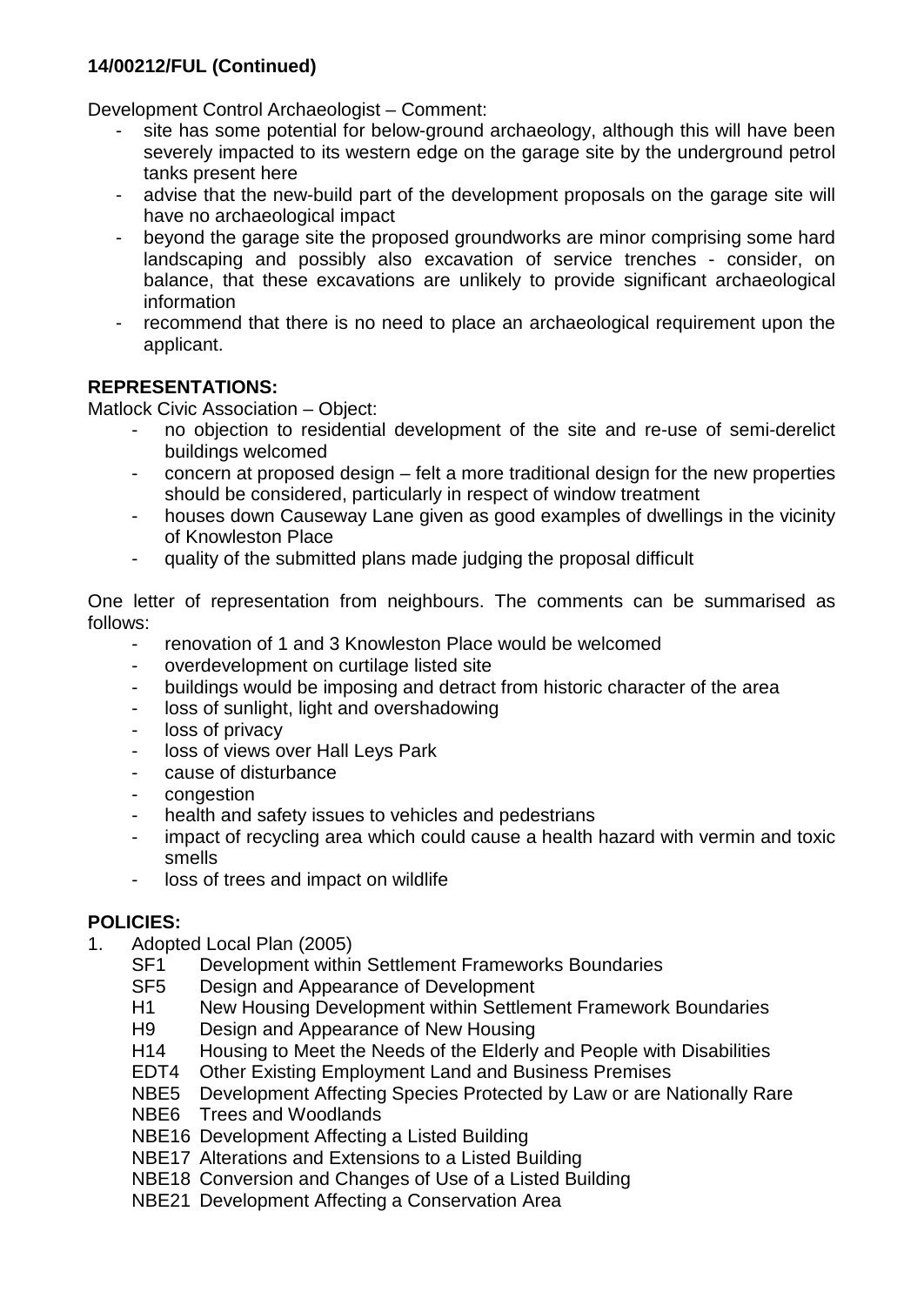**14/00212/FUL (Continued)**

Development Control Archaeologist – Comment:

- site has some potential for below-ground archaeology, although this will have been severely impacted to its western edge on the garage site by the underground petrol tanks present here
- advise that the new-build part of the development proposals on the garage site will have no archaeological impact
- beyond the garage site the proposed groundworks are minor comprising some hard landscaping and possibly also excavation of service trenches - consider, on balance, that these excavations are unlikely to provide significant archaeological information
- recommend that there is no need to place an archaeological requirement upon the applicant.

**REPRESENTATIONS:**

Matlock Civic Association – Object:

- no objection to residential development of the site and re-use of semi-derelict buildings welcomed
- concern at proposed design – felt a more traditional design for the new properties should be considered, particularly in respect of window treatment
- houses down Causeway Lane given as good examples of dwellings in the vicinity of Knowleston Place
- quality of the submitted plans made judging the proposal difficult

One letter of representation from neighbours. The comments can be summarised as follows:

- renovation of 1 and 3 Knowleston Place would be welcomed
- overdevelopment on curtilage listed site
- buildings would be imposing and detract from historic character of the area
- loss of sunlight, light and overshadowing
- loss of privacy
- loss of views over Hall Leys Park
- cause of disturbance
- congestion
- health and safety issues to vehicles and pedestrians
- impact of recycling area which could cause a health hazard with vermin and toxic smells
- loss of trees and impact on wildlife

**POLICIES:**

1. Adopted Local Plan (2005)
   - SF1 Development within Settlement Frameworks Boundaries
   - SF5 Design and Appearance of Development
   - H1 New Housing Development within Settlement Framework Boundaries
   - H9 Design and Appearance of New Housing
   - H14 Housing to Meet the Needs of the Elderly and People with Disabilities
   - EDT4 Other Existing Employment Land and Business Premises
   - NBE5 Development Affecting Species Protected by Law or are Nationally Rare
   - NBE6 Trees and Woodlands
   - NBE16 Development Affecting a Listed Building
   - NBE17 Alterations and Extensions to a Listed Building
   - NBE18 Conversion and Changes of Use of a Listed Building
   - NBE21 Development Affecting a Conservation Area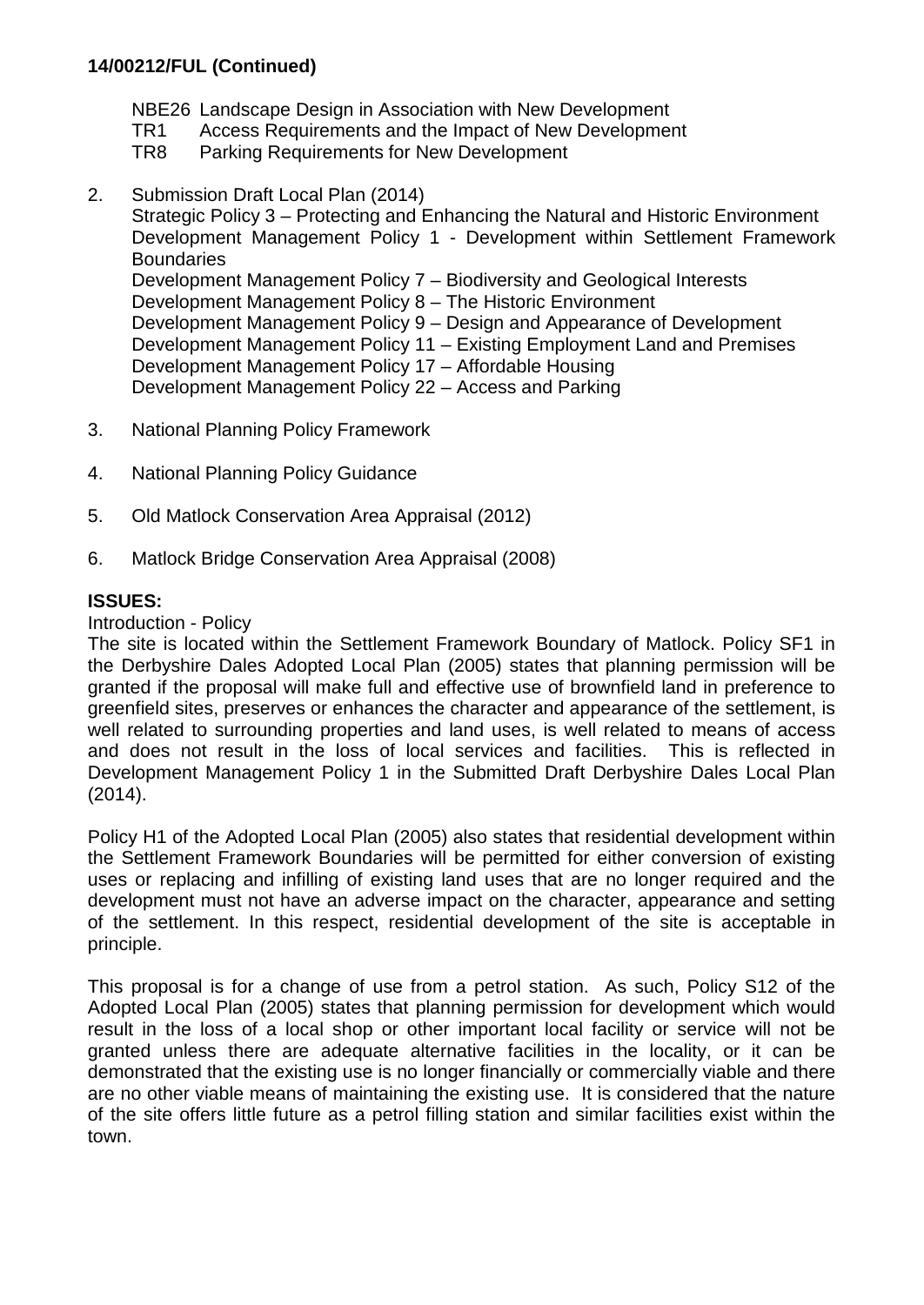**14/00212/FUL (Continued)**

- NBE26 Landscape Design in Association with New Development
- TR1 Access Requirements and the Impact of New Development
- TR8 Parking Requirements for New Development

2. Submission Draft Local Plan (2014)
   Strategic Policy 3 – Protecting and Enhancing the Natural and Historic Environment
   Development Management Policy 1 - Development within Settlement Framework Boundaries
   Development Management Policy 7 – Biodiversity and Geological Interests
   Development Management Policy 8 – The Historic Environment
   Development Management Policy 9 – Design and Appearance of Development
   Development Management Policy 11 – Existing Employment Land and Premises
   Development Management Policy 17 – Affordable Housing
   Development Management Policy 22 – Access and Parking

3. National Planning Policy Framework

4. National Planning Policy Guidance

5. Old Matlock Conservation Area Appraisal (2012)

6. Matlock Bridge Conservation Area Appraisal (2008)

**ISSUES:**

Introduction - Policy

The site is located within the Settlement Framework Boundary of Matlock. Policy SF1 in the Derbyshire Dales Adopted Local Plan (2005) states that planning permission will be granted if the proposal will make full and effective use of brownfield land in preference to greenfield sites, preserves or enhances the character and appearance of the settlement, is well related to surrounding properties and land uses, is well related to means of access and does not result in the loss of local services and facilities. This is reflected in Development Management Policy 1 in the Submitted Draft Derbyshire Dales Local Plan (2014).

Policy H1 of the Adopted Local Plan (2005) also states that residential development within the Settlement Framework Boundaries will be permitted for either conversion of existing uses or replacing and infilling of existing land uses that are no longer required and the development must not have an adverse impact on the character, appearance and setting of the settlement. In this respect, residential development of the site is acceptable in principle.

This proposal is for a change of use from a petrol station. As such, Policy S12 of the Adopted Local Plan (2005) states that planning permission for development which would result in the loss of a local shop or other important local facility or service will not be granted unless there are adequate alternative facilities in the locality, or it can be demonstrated that the existing use is no longer financially or commercially viable and there are no other viable means of maintaining the existing use. It is considered that the nature of the site offers little future as a petrol filling station and similar facilities exist within the town.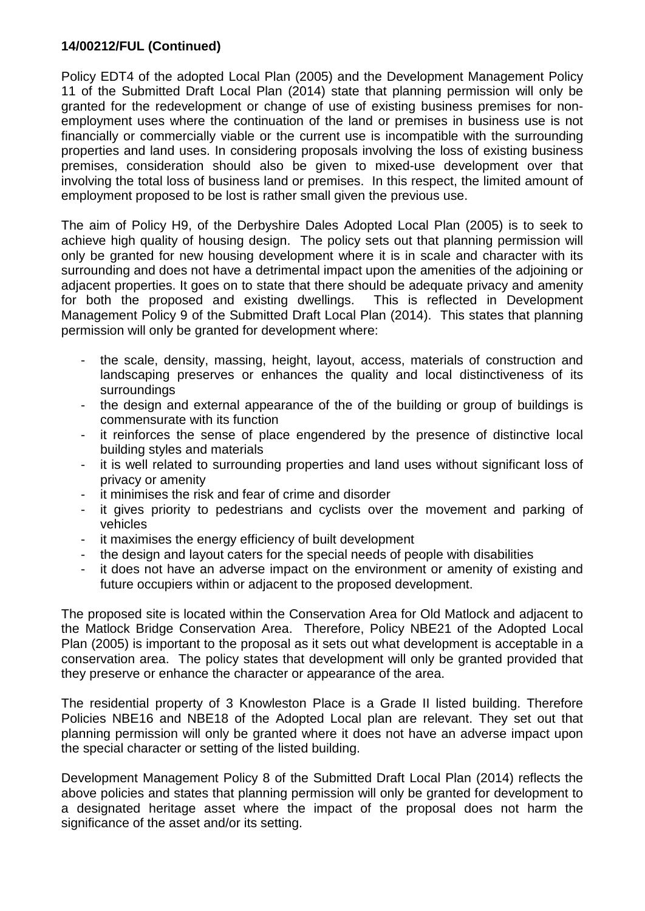**14/00212/FUL (Continued)**

Policy EDT4 of the adopted Local Plan (2005) and the Development Management Policy 11 of the Submitted Draft Local Plan (2014) state that planning permission will only be granted for the redevelopment or change of use of existing business premises for non-employment uses where the continuation of the land or premises in business use is not financially or commercially viable or the current use is incompatible with the surrounding properties and land uses. In considering proposals involving the loss of existing business premises, consideration should also be given to mixed-use development over that involving the total loss of business land or premises. In this respect, the limited amount of employment proposed to be lost is rather small given the previous use.

The aim of Policy H9, of the Derbyshire Dales Adopted Local Plan (2005) is to seek to achieve high quality of housing design. The policy sets out that planning permission will only be granted for new housing development where it is in scale and character with its surrounding and does not have a detrimental impact upon the amenities of the adjoining or adjacent properties. It goes on to state that there should be adequate privacy and amenity for both the proposed and existing dwellings. This is reflected in Development Management Policy 9 of the Submitted Draft Local Plan (2014). This states that planning permission will only be granted for development where:

- the scale, density, massing, height, layout, access, materials of construction and landscaping preserves or enhances the quality and local distinctiveness of its surroundings
- the design and external appearance of the of the building or group of buildings is commensurate with its function
- it reinforces the sense of place engendered by the presence of distinctive local building styles and materials
- it is well related to surrounding properties and land uses without significant loss of privacy or amenity
- it minimises the risk and fear of crime and disorder
- it gives priority to pedestrians and cyclists over the movement and parking of vehicles
- it maximises the energy efficiency of built development
- the design and layout caters for the special needs of people with disabilities
- it does not have an adverse impact on the environment or amenity of existing and future occupiers within or adjacent to the proposed development.

The proposed site is located within the Conservation Area for Old Matlock and adjacent to the Matlock Bridge Conservation Area. Therefore, Policy NBE21 of the Adopted Local Plan (2005) is important to the proposal as it sets out what development is acceptable in a conservation area. The policy states that development will only be granted provided that they preserve or enhance the character or appearance of the area.

The residential property of 3 Knowleston Place is a Grade II listed building. Therefore Policies NBE16 and NBE18 of the Adopted Local plan are relevant. They set out that planning permission will only be granted where it does not have an adverse impact upon the special character or setting of the listed building.

Development Management Policy 8 of the Submitted Draft Local Plan (2014) reflects the above policies and states that planning permission will only be granted for development to a designated heritage asset where the impact of the proposal does not harm the significance of the asset and/or its setting.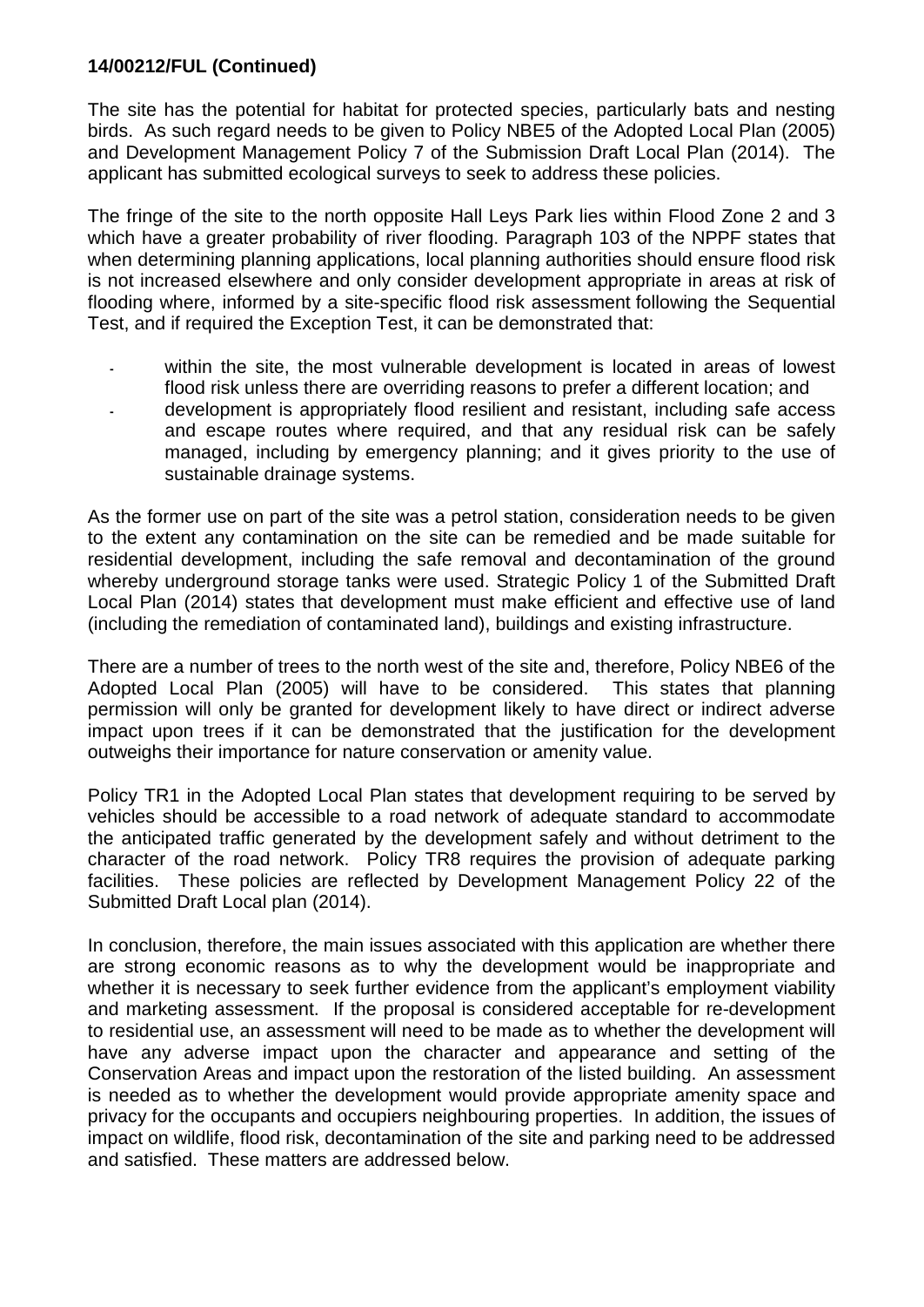**14/00212/FUL (Continued)**

The site has the potential for habitat for protected species, particularly bats and nesting birds. As such regard needs to be given to Policy NBE5 of the Adopted Local Plan (2005) and Development Management Policy 7 of the Submission Draft Local Plan (2014). The applicant has submitted ecological surveys to seek to address these policies.

The fringe of the site to the north opposite Hall Leys Park lies within Flood Zone 2 and 3 which have a greater probability of river flooding. Paragraph 103 of the NPPF states that when determining planning applications, local planning authorities should ensure flood risk is not increased elsewhere and only consider development appropriate in areas at risk of flooding where, informed by a site-specific flood risk assessment following the Sequential Test, and if required the Exception Test, it can be demonstrated that:

- within the site, the most vulnerable development is located in areas of lowest flood risk unless there are overriding reasons to prefer a different location; and
- development is appropriately flood resilient and resistant, including safe access and escape routes where required, and that any residual risk can be safely managed, including by emergency planning; and it gives priority to the use of sustainable drainage systems.

As the former use on part of the site was a petrol station, consideration needs to be given to the extent any contamination on the site can be remedied and be made suitable for residential development, including the safe removal and decontamination of the ground whereby underground storage tanks were used. Strategic Policy 1 of the Submitted Draft Local Plan (2014) states that development must make efficient and effective use of land (including the remediation of contaminated land), buildings and existing infrastructure.

There are a number of trees to the north west of the site and, therefore, Policy NBE6 of the Adopted Local Plan (2005) will have to be considered. This states that planning permission will only be granted for development likely to have direct or indirect adverse impact upon trees if it can be demonstrated that the justification for the development outweighs their importance for nature conservation or amenity value.

Policy TR1 in the Adopted Local Plan states that development requiring to be served by vehicles should be accessible to a road network of adequate standard to accommodate the anticipated traffic generated by the development safely and without detriment to the character of the road network. Policy TR8 requires the provision of adequate parking facilities. These policies are reflected by Development Management Policy 22 of the Submitted Draft Local plan (2014).

In conclusion, therefore, the main issues associated with this application are whether there are strong economic reasons as to why the development would be inappropriate and whether it is necessary to seek further evidence from the applicant's employment viability and marketing assessment. If the proposal is considered acceptable for re-development to residential use, an assessment will need to be made as to whether the development will have any adverse impact upon the character and appearance and setting of the Conservation Areas and impact upon the restoration of the listed building. An assessment is needed as to whether the development would provide appropriate amenity space and privacy for the occupants and occupiers neighbouring properties. In addition, the issues of impact on wildlife, flood risk, decontamination of the site and parking need to be addressed and satisfied. These matters are addressed below.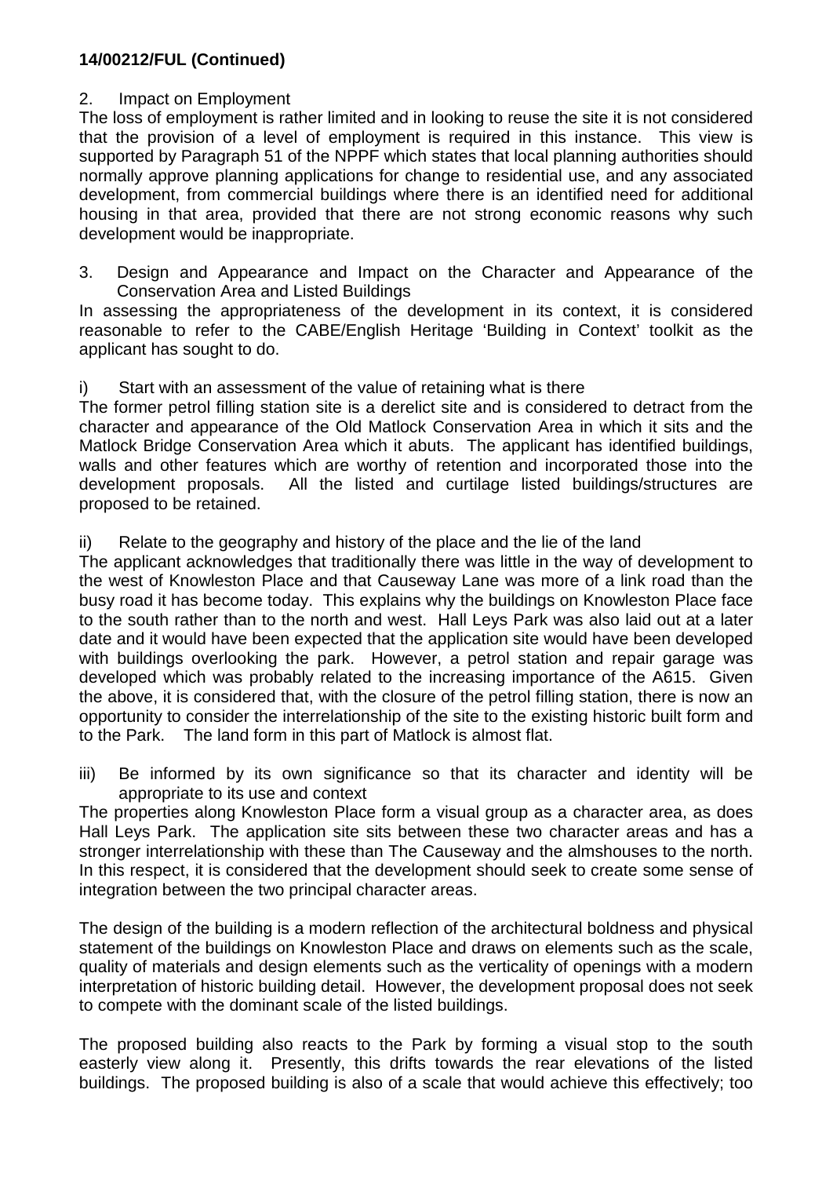**14/00212/FUL (Continued)**

2. Impact on Employment

The loss of employment is rather limited and in looking to reuse the site it is not considered that the provision of a level of employment is required in this instance. This view is supported by Paragraph 51 of the NPPF which states that local planning authorities should normally approve planning applications for change to residential use, and any associated development, from commercial buildings where there is an identified need for additional housing in that area, provided that there are not strong economic reasons why such development would be inappropriate.

3. Design and Appearance and Impact on the Character and Appearance of the Conservation Area and Listed Buildings

In assessing the appropriateness of the development in its context, it is considered reasonable to refer to the CABE/English Heritage 'Building in Context' toolkit as the applicant has sought to do.

i) Start with an assessment of the value of retaining what is there

The former petrol filling station site is a derelict site and is considered to detract from the character and appearance of the Old Matlock Conservation Area in which it sits and the Matlock Bridge Conservation Area which it abuts. The applicant has identified buildings, walls and other features which are worthy of retention and incorporated those into the development proposals. All the listed and curtilage listed buildings/structures are proposed to be retained.

ii) Relate to the geography and history of the place and the lie of the land

The applicant acknowledges that traditionally there was little in the way of development to the west of Knowleston Place and that Causeway Lane was more of a link road than the busy road it has become today. This explains why the buildings on Knowleston Place face to the south rather than to the north and west. Hall Leys Park was also laid out at a later date and it would have been expected that the application site would have been developed with buildings overlooking the park. However, a petrol station and repair garage was developed which was probably related to the increasing importance of the A615. Given the above, it is considered that, with the closure of the petrol filling station, there is now an opportunity to consider the interrelationship of the site to the existing historic built form and to the Park. The land form in this part of Matlock is almost flat.

iii) Be informed by its own significance so that its character and identity will be appropriate to its use and context

The properties along Knowleston Place form a visual group as a character area, as does Hall Leys Park. The application site sits between these two character areas and has a stronger interrelationship with these than The Causeway and the almshouses to the north. In this respect, it is considered that the development should seek to create some sense of integration between the two principal character areas.

The design of the building is a modern reflection of the architectural boldness and physical statement of the buildings on Knowleston Place and draws on elements such as the scale, quality of materials and design elements such as the verticality of openings with a modern interpretation of historic building detail. However, the development proposal does not seek to compete with the dominant scale of the listed buildings.

The proposed building also reacts to the Park by forming a visual stop to the south easterly view along it. Presently, this drifts towards the rear elevations of the listed buildings. The proposed building is also of a scale that would achieve this effectively; too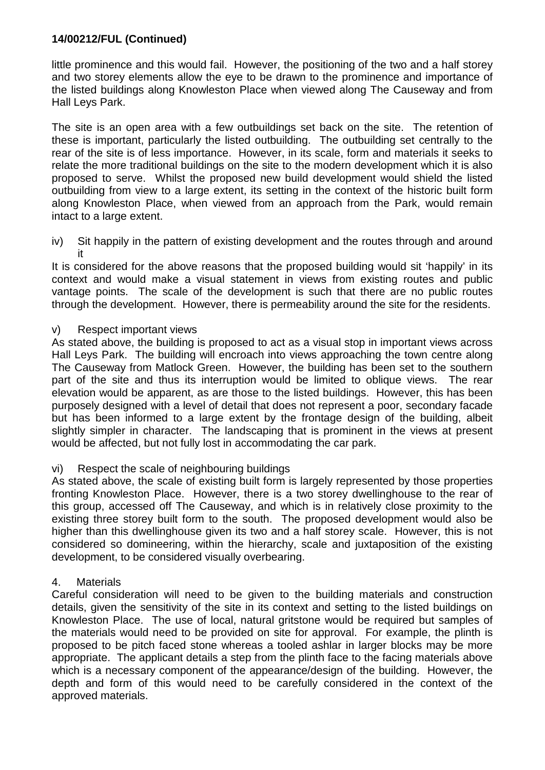**14/00212/FUL (Continued)**

little prominence and this would fail. However, the positioning of the two and a half storey and two storey elements allow the eye to be drawn to the prominence and importance of the listed buildings along Knowleston Place when viewed along The Causeway and from Hall Leys Park.

The site is an open area with a few outbuildings set back on the site. The retention of these is important, particularly the listed outbuilding. The outbuilding set centrally to the rear of the site is of less importance. However, in its scale, form and materials it seeks to relate the more traditional buildings on the site to the modern development which it is also proposed to serve. Whilst the proposed new build development would shield the listed outbuilding from view to a large extent, its setting in the context of the historic built form along Knowleston Place, when viewed from an approach from the Park, would remain intact to a large extent.

iv) Sit happily in the pattern of existing development and the routes through and around it

It is considered for the above reasons that the proposed building would sit 'happily' in its context and would make a visual statement in views from existing routes and public vantage points. The scale of the development is such that there are no public routes through the development. However, there is permeability around the site for the residents.

v) Respect important views

As stated above, the building is proposed to act as a visual stop in important views across Hall Leys Park. The building will encroach into views approaching the town centre along The Causeway from Matlock Green. However, the building has been set to the southern part of the site and thus its interruption would be limited to oblique views. The rear elevation would be apparent, as are those to the listed buildings. However, this has been purposely designed with a level of detail that does not represent a poor, secondary facade but has been informed to a large extent by the frontage design of the building, albeit slightly simpler in character. The landscaping that is prominent in the views at present would be affected, but not fully lost in accommodating the car park.

vi) Respect the scale of neighbouring buildings

As stated above, the scale of existing built form is largely represented by those properties fronting Knowleston Place. However, there is a two storey dwellinghouse to the rear of this group, accessed off The Causeway, and which is in relatively close proximity to the existing three storey built form to the south. The proposed development would also be higher than this dwellinghouse given its two and a half storey scale. However, this is not considered so domineering, within the hierarchy, scale and juxtaposition of the existing development, to be considered visually overbearing.

4. Materials

Careful consideration will need to be given to the building materials and construction details, given the sensitivity of the site in its context and setting to the listed buildings on Knowleston Place. The use of local, natural gritstone would be required but samples of the materials would need to be provided on site for approval. For example, the plinth is proposed to be pitch faced stone whereas a tooled ashlar in larger blocks may be more appropriate. The applicant details a step from the plinth face to the facing materials above which is a necessary component of the appearance/design of the building. However, the depth and form of this would need to be carefully considered in the context of the approved materials.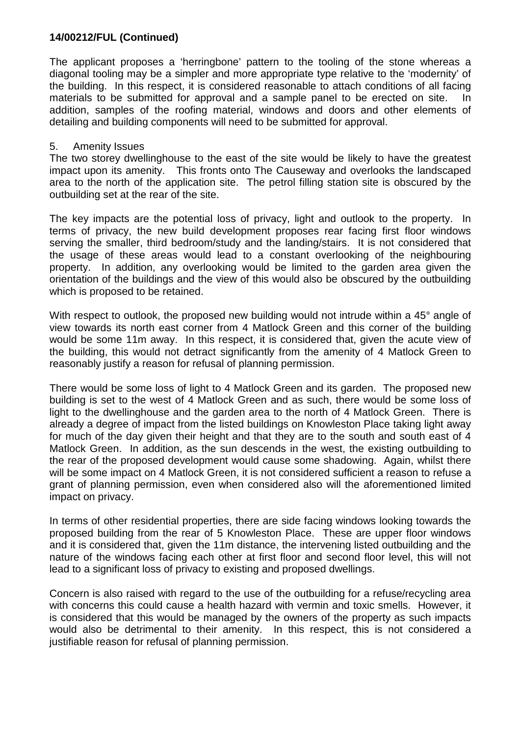**14/00212/FUL (Continued)**

The applicant proposes a 'herringbone' pattern to the tooling of the stone whereas a diagonal tooling may be a simpler and more appropriate type relative to the 'modernity' of the building. In this respect, it is considered reasonable to attach conditions of all facing materials to be submitted for approval and a sample panel to be erected on site. In addition, samples of the roofing material, windows and doors and other elements of detailing and building components will need to be submitted for approval.

5. Amenity Issues

The two storey dwellinghouse to the east of the site would be likely to have the greatest impact upon its amenity. This fronts onto The Causeway and overlooks the landscaped area to the north of the application site. The petrol filling station site is obscured by the outbuilding set at the rear of the site.

The key impacts are the potential loss of privacy, light and outlook to the property. In terms of privacy, the new build development proposes rear facing first floor windows serving the smaller, third bedroom/study and the landing/stairs. It is not considered that the usage of these areas would lead to a constant overlooking of the neighbouring property. In addition, any overlooking would be limited to the garden area given the orientation of the buildings and the view of this would also be obscured by the outbuilding which is proposed to be retained.

With respect to outlook, the proposed new building would not intrude within a 45° angle of view towards its north east corner from 4 Matlock Green and this corner of the building would be some 11m away. In this respect, it is considered that, given the acute view of the building, this would not detract significantly from the amenity of 4 Matlock Green to reasonably justify a reason for refusal of planning permission.

There would be some loss of light to 4 Matlock Green and its garden. The proposed new building is set to the west of 4 Matlock Green and as such, there would be some loss of light to the dwellinghouse and the garden area to the north of 4 Matlock Green. There is already a degree of impact from the listed buildings on Knowleston Place taking light away for much of the day given their height and that they are to the south and south east of 4 Matlock Green. In addition, as the sun descends in the west, the existing outbuilding to the rear of the proposed development would cause some shadowing. Again, whilst there will be some impact on 4 Matlock Green, it is not considered sufficient a reason to refuse a grant of planning permission, even when considered also will the aforementioned limited impact on privacy.

In terms of other residential properties, there are side facing windows looking towards the proposed building from the rear of 5 Knowleston Place. These are upper floor windows and it is considered that, given the 11m distance, the intervening listed outbuilding and the nature of the windows facing each other at first floor and second floor level, this will not lead to a significant loss of privacy to existing and proposed dwellings.

Concern is also raised with regard to the use of the outbuilding for a refuse/recycling area with concerns this could cause a health hazard with vermin and toxic smells. However, it is considered that this would be managed by the owners of the property as such impacts would also be detrimental to their amenity. In this respect, this is not considered a justifiable reason for refusal of planning permission.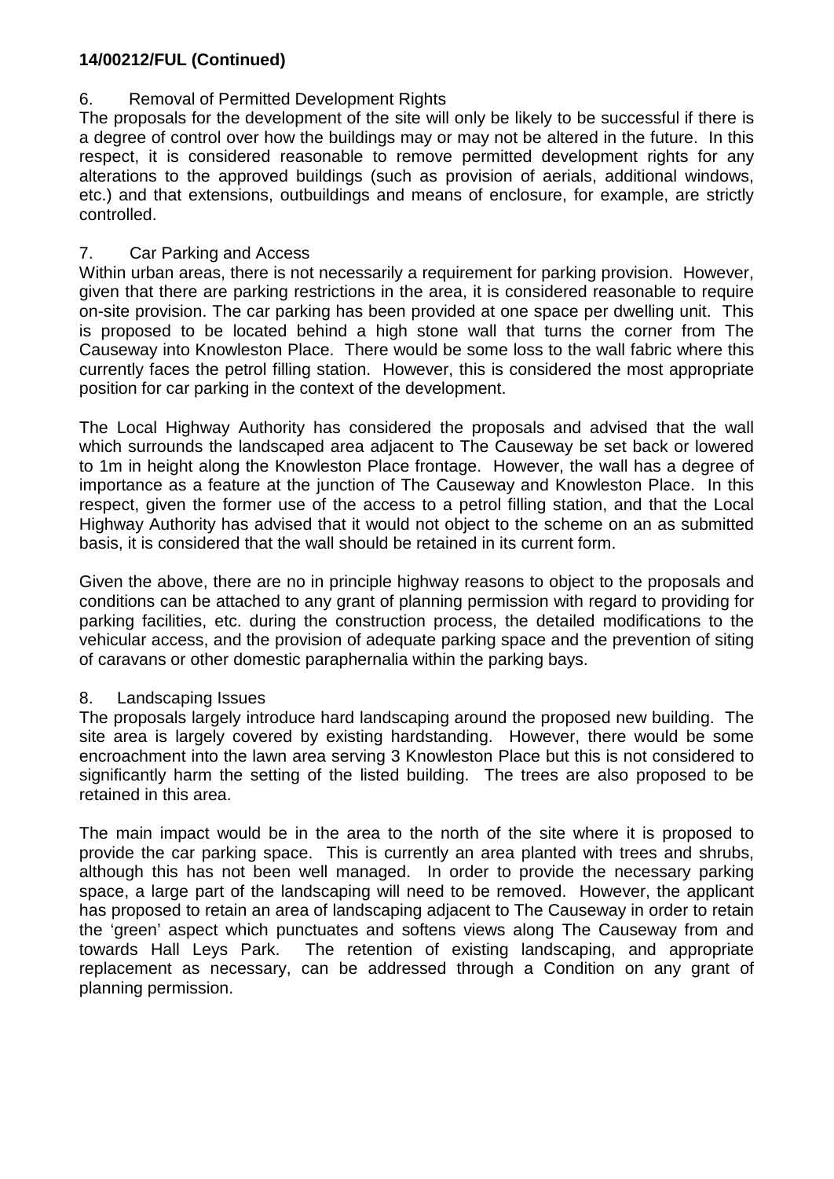**14/00212/FUL (Continued)**

6. Removal of Permitted Development Rights

The proposals for the development of the site will only be likely to be successful if there is a degree of control over how the buildings may or may not be altered in the future. In this respect, it is considered reasonable to remove permitted development rights for any alterations to the approved buildings (such as provision of aerials, additional windows, etc.) and that extensions, outbuildings and means of enclosure, for example, are strictly controlled.

7. Car Parking and Access

Within urban areas, there is not necessarily a requirement for parking provision. However, given that there are parking restrictions in the area, it is considered reasonable to require on-site provision. The car parking has been provided at one space per dwelling unit. This is proposed to be located behind a high stone wall that turns the corner from The Causeway into Knowleston Place. There would be some loss to the wall fabric where this currently faces the petrol filling station. However, this is considered the most appropriate position for car parking in the context of the development.

The Local Highway Authority has considered the proposals and advised that the wall which surrounds the landscaped area adjacent to The Causeway be set back or lowered to 1m in height along the Knowleston Place frontage. However, the wall has a degree of importance as a feature at the junction of The Causeway and Knowleston Place. In this respect, given the former use of the access to a petrol filling station, and that the Local Highway Authority has advised that it would not object to the scheme on an as submitted basis, it is considered that the wall should be retained in its current form.

Given the above, there are no in principle highway reasons to object to the proposals and conditions can be attached to any grant of planning permission with regard to providing for parking facilities, etc. during the construction process, the detailed modifications to the vehicular access, and the provision of adequate parking space and the prevention of siting of caravans or other domestic paraphernalia within the parking bays.

8. Landscaping Issues

The proposals largely introduce hard landscaping around the proposed new building. The site area is largely covered by existing hardstanding. However, there would be some encroachment into the lawn area serving 3 Knowleston Place but this is not considered to significantly harm the setting of the listed building. The trees are also proposed to be retained in this area.

The main impact would be in the area to the north of the site where it is proposed to provide the car parking space. This is currently an area planted with trees and shrubs, although this has not been well managed. In order to provide the necessary parking space, a large part of the landscaping will need to be removed. However, the applicant has proposed to retain an area of landscaping adjacent to The Causeway in order to retain the 'green' aspect which punctuates and softens views along The Causeway from and towards Hall Leys Park. The retention of existing landscaping, and appropriate replacement as necessary, can be addressed through a Condition on any grant of planning permission.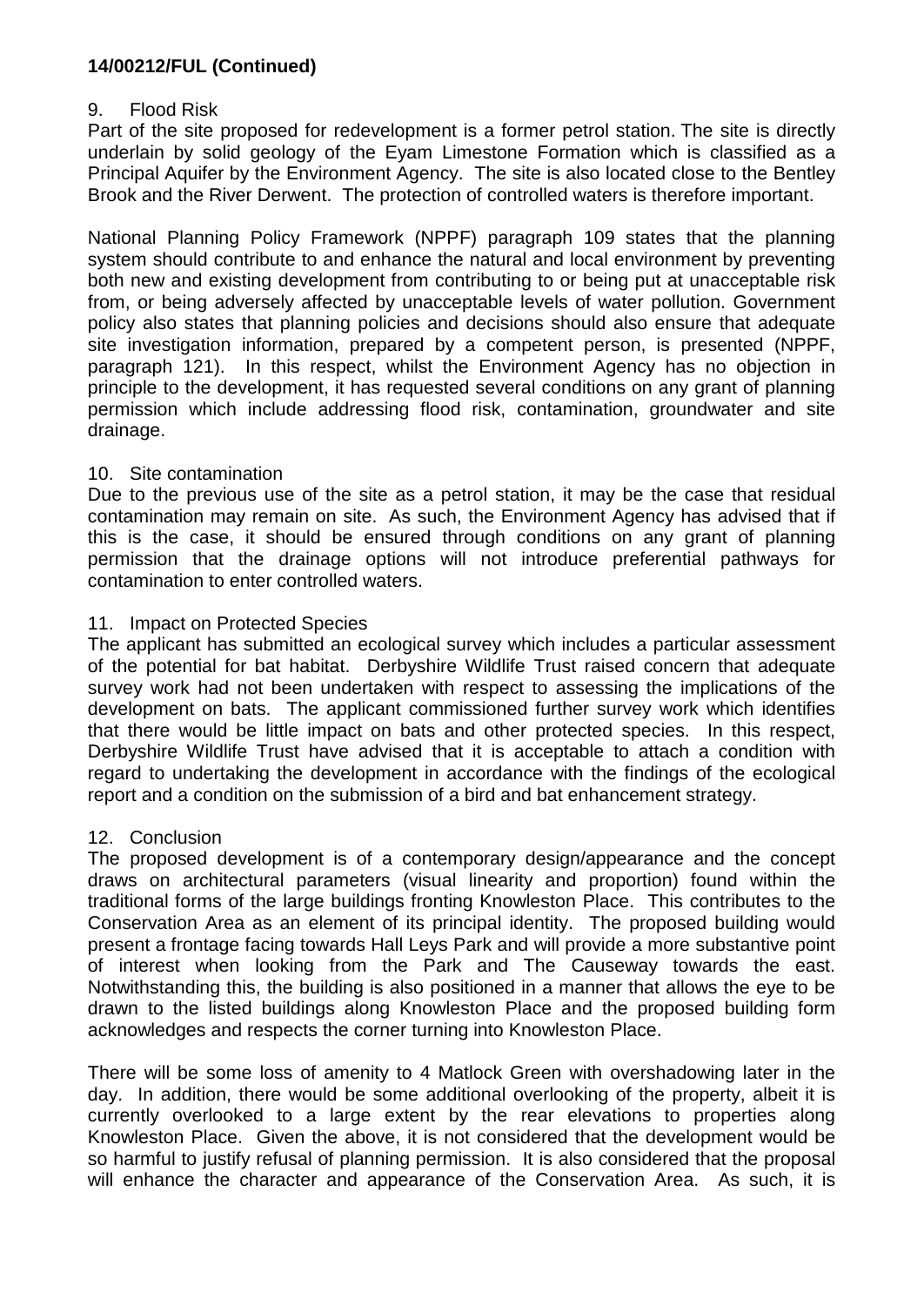**14/00212/FUL (Continued)**

9. Flood Risk

Part of the site proposed for redevelopment is a former petrol station. The site is directly underlain by solid geology of the Eyam Limestone Formation which is classified as a Principal Aquifer by the Environment Agency. The site is also located close to the Bentley Brook and the River Derwent. The protection of controlled waters is therefore important.

National Planning Policy Framework (NPPF) paragraph 109 states that the planning system should contribute to and enhance the natural and local environment by preventing both new and existing development from contributing to or being put at unacceptable risk from, or being adversely affected by unacceptable levels of water pollution. Government policy also states that planning policies and decisions should also ensure that adequate site investigation information, prepared by a competent person, is presented (NPPF, paragraph 121). In this respect, whilst the Environment Agency has no objection in principle to the development, it has requested several conditions on any grant of planning permission which include addressing flood risk, contamination, groundwater and site drainage.

10. Site contamination

Due to the previous use of the site as a petrol station, it may be the case that residual contamination may remain on site. As such, the Environment Agency has advised that if this is the case, it should be ensured through conditions on any grant of planning permission that the drainage options will not introduce preferential pathways for contamination to enter controlled waters.

11. Impact on Protected Species

The applicant has submitted an ecological survey which includes a particular assessment of the potential for bat habitat. Derbyshire Wildlife Trust raised concern that adequate survey work had not been undertaken with respect to assessing the implications of the development on bats. The applicant commissioned further survey work which identifies that there would be little impact on bats and other protected species. In this respect, Derbyshire Wildlife Trust have advised that it is acceptable to attach a condition with regard to undertaking the development in accordance with the findings of the ecological report and a condition on the submission of a bird and bat enhancement strategy.

12. Conclusion

The proposed development is of a contemporary design/appearance and the concept draws on architectural parameters (visual linearity and proportion) found within the traditional forms of the large buildings fronting Knowleston Place. This contributes to the Conservation Area as an element of its principal identity. The proposed building would present a frontage facing towards Hall Leys Park and will provide a more substantive point of interest when looking from the Park and The Causeway towards the east. Notwithstanding this, the building is also positioned in a manner that allows the eye to be drawn to the listed buildings along Knowleston Place and the proposed building form acknowledges and respects the corner turning into Knowleston Place.

There will be some loss of amenity to 4 Matlock Green with overshadowing later in the day. In addition, there would be some additional overlooking of the property, albeit it is currently overlooked to a large extent by the rear elevations to properties along Knowleston Place. Given the above, it is not considered that the development would be so harmful to justify refusal of planning permission. It is also considered that the proposal will enhance the character and appearance of the Conservation Area. As such, it is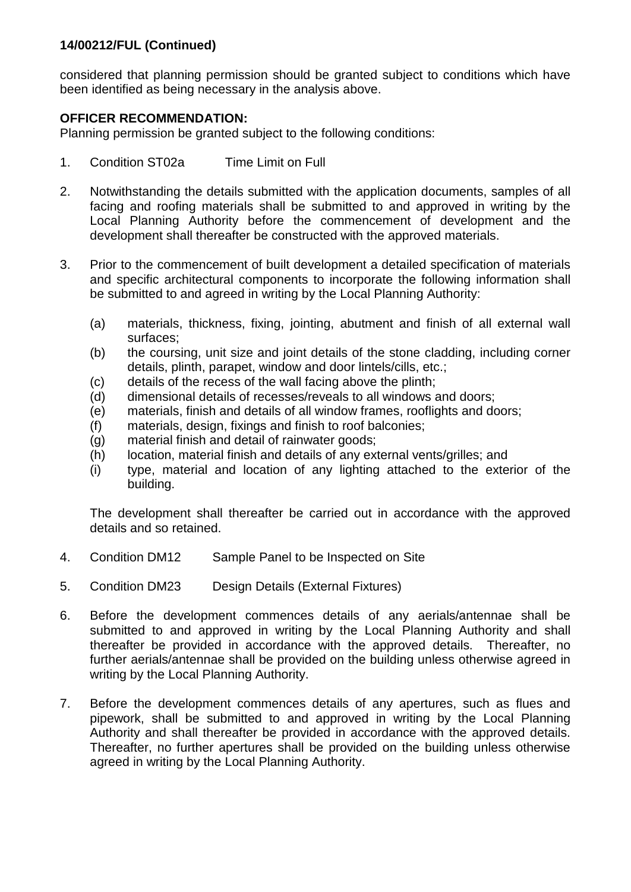**14/00212/FUL (Continued)**

considered that planning permission should be granted subject to conditions which have been identified as being necessary in the analysis above.

**OFFICER RECOMMENDATION:**

Planning permission be granted subject to the following conditions:

1. Condition ST02a Time Limit on Full

2. Notwithstanding the details submitted with the application documents, samples of all facing and roofing materials shall be submitted to and approved in writing by the Local Planning Authority before the commencement of development and the development shall thereafter be constructed with the approved materials.

3. Prior to the commencement of built development a detailed specification of materials and specific architectural components to incorporate the following information shall be submitted to and agreed in writing by the Local Planning Authority:

   (a) materials, thickness, fixing, jointing, abutment and finish of all external wall surfaces;
   (b) the coursing, unit size and joint details of the stone cladding, including corner details, plinth, parapet, window and door lintels/cills, etc.;
   (c) details of the recess of the wall facing above the plinth;
   (d) dimensional details of recesses/reveals to all windows and doors;
   (e) materials, finish and details of all window frames, rooflights and doors;
   (f) materials, design, fixings and finish to roof balconies;
   (g) material finish and detail of rainwater goods;
   (h) location, material finish and details of any external vents/grilles; and
   (i) type, material and location of any lighting attached to the exterior of the building.

   The development shall thereafter be carried out in accordance with the approved details and so retained.

4. Condition DM12 Sample Panel to be Inspected on Site

5. Condition DM23 Design Details (External Fixtures)

6. Before the development commences details of any aerials/antennae shall be submitted to and approved in writing by the Local Planning Authority and shall thereafter be provided in accordance with the approved details. Thereafter, no further aerials/antennae shall be provided on the building unless otherwise agreed in writing by the Local Planning Authority.

7. Before the development commences details of any apertures, such as flues and pipework, shall be submitted to and approved in writing by the Local Planning Authority and shall thereafter be provided in accordance with the approved details. Thereafter, no further apertures shall be provided on the building unless otherwise agreed in writing by the Local Planning Authority.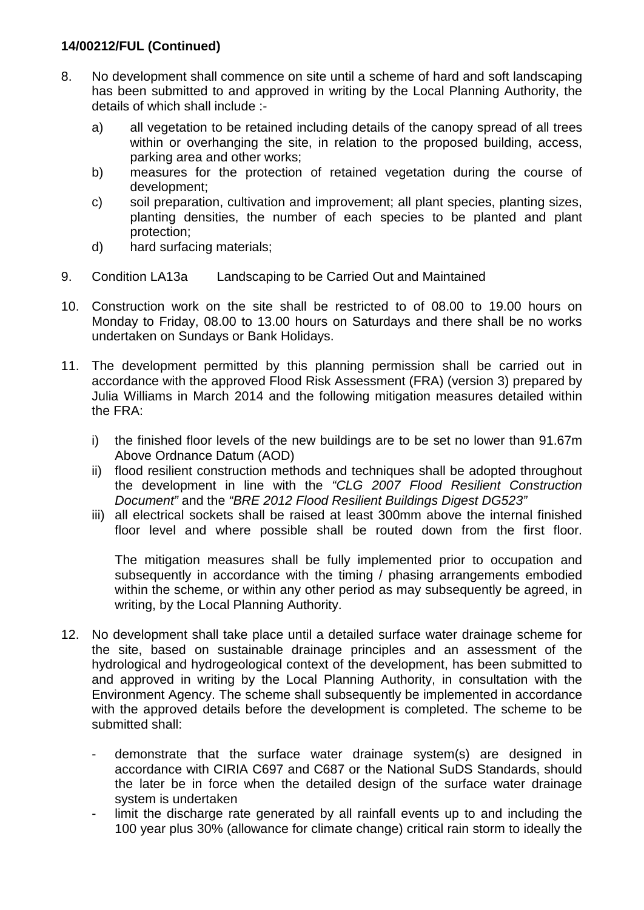**14/00212/FUL (Continued)**

8. No development shall commence on site until a scheme of hard and soft landscaping has been submitted to and approved in writing by the Local Planning Authority, the details of which shall include :-

   a) all vegetation to be retained including details of the canopy spread of all trees within or overhanging the site, in relation to the proposed building, access, parking area and other works;
   b) measures for the protection of retained vegetation during the course of development;
   c) soil preparation, cultivation and improvement; all plant species, planting sizes, planting densities, the number of each species to be planted and plant protection;
   d) hard surfacing materials;

9. Condition LA13a Landscaping to be Carried Out and Maintained

10. Construction work on the site shall be restricted to of 08.00 to 19.00 hours on Monday to Friday, 08.00 to 13.00 hours on Saturdays and there shall be no works undertaken on Sundays or Bank Holidays.

11. The development permitted by this planning permission shall be carried out in accordance with the approved Flood Risk Assessment (FRA) (version 3) prepared by Julia Williams in March 2014 and the following mitigation measures detailed within the FRA:

    i) the finished floor levels of the new buildings are to be set no lower than 91.67m Above Ordnance Datum (AOD)
    ii) flood resilient construction methods and techniques shall be adopted throughout the development in line with the *"CLG 2007 Flood Resilient Construction Document"* and the *"BRE 2012 Flood Resilient Buildings Digest DG523"*
    iii) all electrical sockets shall be raised at least 300mm above the internal finished floor level and where possible shall be routed down from the first floor.

    The mitigation measures shall be fully implemented prior to occupation and subsequently in accordance with the timing / phasing arrangements embodied within the scheme, or within any other period as may subsequently be agreed, in writing, by the Local Planning Authority.

12. No development shall take place until a detailed surface water drainage scheme for the site, based on sustainable drainage principles and an assessment of the hydrological and hydrogeological context of the development, has been submitted to and approved in writing by the Local Planning Authority, in consultation with the Environment Agency. The scheme shall subsequently be implemented in accordance with the approved details before the development is completed. The scheme to be submitted shall:

    - demonstrate that the surface water drainage system(s) are designed in accordance with CIRIA C697 and C687 or the National SuDS Standards, should the later be in force when the detailed design of the surface water drainage system is undertaken
    - limit the discharge rate generated by all rainfall events up to and including the 100 year plus 30% (allowance for climate change) critical rain storm to ideally the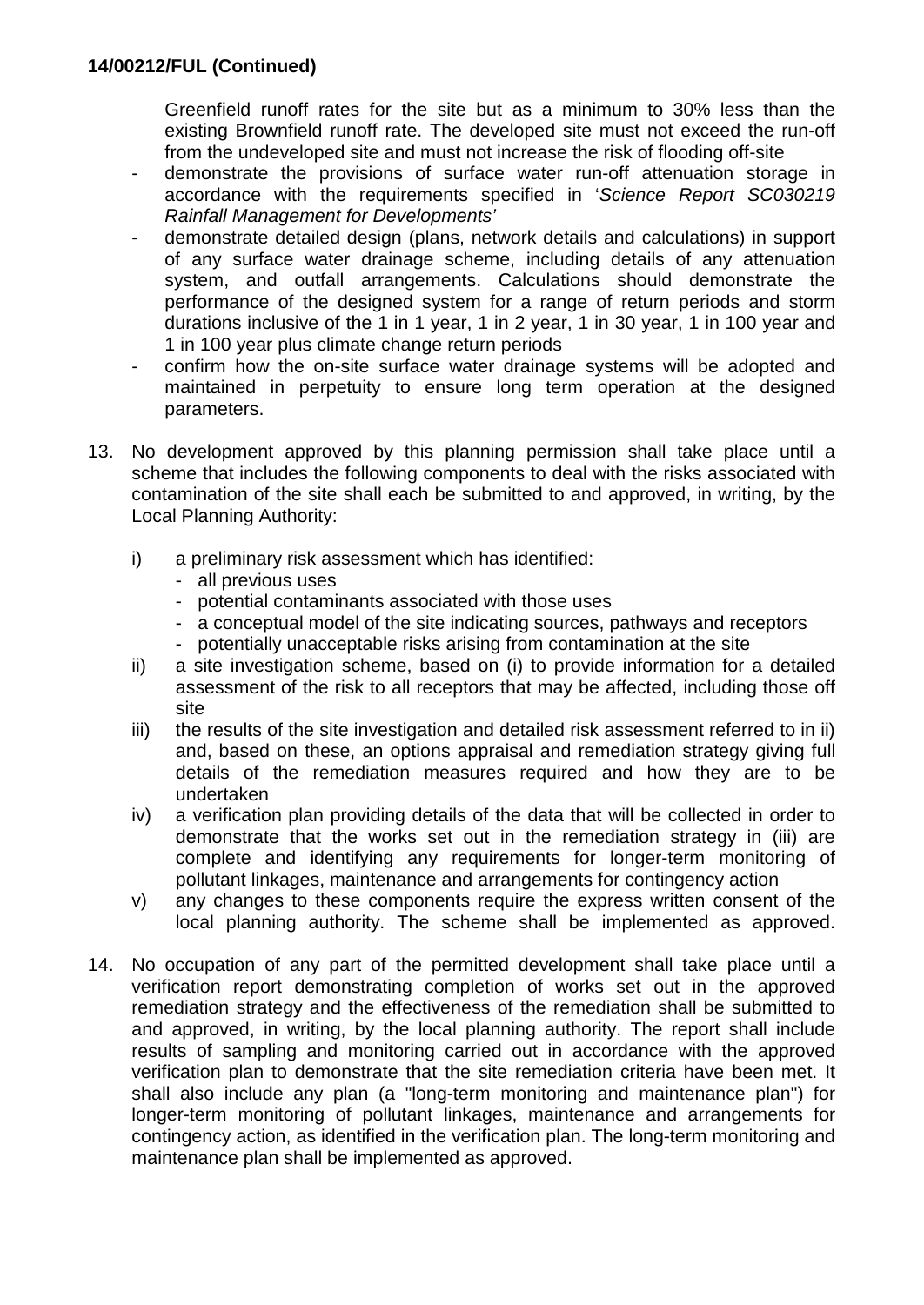**14/00212/FUL (Continued)**

Greenfield runoff rates for the site but as a minimum to 30% less than the existing Brownfield runoff rate. The developed site must not exceed the run-off from the undeveloped site and must not increase the risk of flooding off-site

- demonstrate the provisions of surface water run-off attenuation storage in accordance with the requirements specified in '*Science Report SC030219 Rainfall Management for Developments*'
- demonstrate detailed design (plans, network details and calculations) in support of any surface water drainage scheme, including details of any attenuation system, and outfall arrangements. Calculations should demonstrate the performance of the designed system for a range of return periods and storm durations inclusive of the 1 in 1 year, 1 in 2 year, 1 in 30 year, 1 in 100 year and 1 in 100 year plus climate change return periods
- confirm how the on-site surface water drainage systems will be adopted and maintained in perpetuity to ensure long term operation at the designed parameters.

13. No development approved by this planning permission shall take place until a scheme that includes the following components to deal with the risks associated with contamination of the site shall each be submitted to and approved, in writing, by the Local Planning Authority:

    i) a preliminary risk assessment which has identified:
        - all previous uses
        - potential contaminants associated with those uses
        - a conceptual model of the site indicating sources, pathways and receptors
        - potentially unacceptable risks arising from contamination at the site
    ii) a site investigation scheme, based on (i) to provide information for a detailed assessment of the risk to all receptors that may be affected, including those off site
    iii) the results of the site investigation and detailed risk assessment referred to in ii) and, based on these, an options appraisal and remediation strategy giving full details of the remediation measures required and how they are to be undertaken
    iv) a verification plan providing details of the data that will be collected in order to demonstrate that the works set out in the remediation strategy in (iii) are complete and identifying any requirements for longer-term monitoring of pollutant linkages, maintenance and arrangements for contingency action
    v) any changes to these components require the express written consent of the local planning authority. The scheme shall be implemented as approved.

14. No occupation of any part of the permitted development shall take place until a verification report demonstrating completion of works set out in the approved remediation strategy and the effectiveness of the remediation shall be submitted to and approved, in writing, by the local planning authority. The report shall include results of sampling and monitoring carried out in accordance with the approved verification plan to demonstrate that the site remediation criteria have been met. It shall also include any plan (a "long-term monitoring and maintenance plan") for longer-term monitoring of pollutant linkages, maintenance and arrangements for contingency action, as identified in the verification plan. The long-term monitoring and maintenance plan shall be implemented as approved.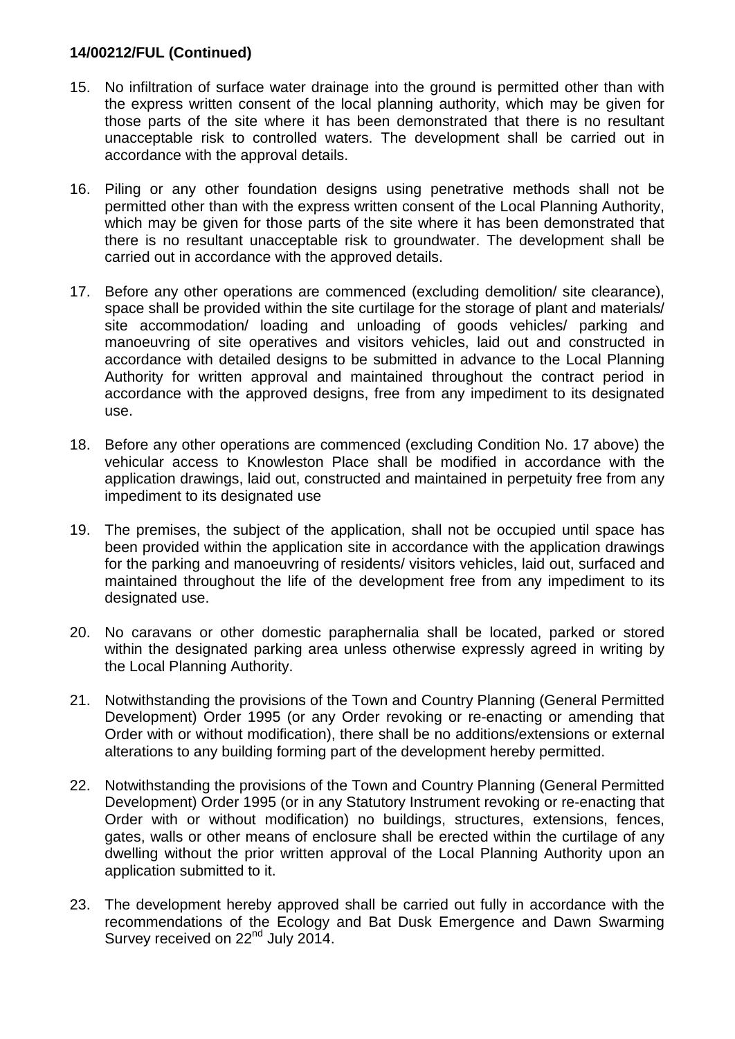**14/00212/FUL (Continued)**

15. No infiltration of surface water drainage into the ground is permitted other than with the express written consent of the local planning authority, which may be given for those parts of the site where it has been demonstrated that there is no resultant unacceptable risk to controlled waters. The development shall be carried out in accordance with the approval details.

16. Piling or any other foundation designs using penetrative methods shall not be permitted other than with the express written consent of the Local Planning Authority, which may be given for those parts of the site where it has been demonstrated that there is no resultant unacceptable risk to groundwater. The development shall be carried out in accordance with the approved details.

17. Before any other operations are commenced (excluding demolition/ site clearance), space shall be provided within the site curtilage for the storage of plant and materials/ site accommodation/ loading and unloading of goods vehicles/ parking and manoeuvring of site operatives and visitors vehicles, laid out and constructed in accordance with detailed designs to be submitted in advance to the Local Planning Authority for written approval and maintained throughout the contract period in accordance with the approved designs, free from any impediment to its designated use.

18. Before any other operations are commenced (excluding Condition No. 17 above) the vehicular access to Knowleston Place shall be modified in accordance with the application drawings, laid out, constructed and maintained in perpetuity free from any impediment to its designated use

19. The premises, the subject of the application, shall not be occupied until space has been provided within the application site in accordance with the application drawings for the parking and manoeuvring of residents/ visitors vehicles, laid out, surfaced and maintained throughout the life of the development free from any impediment to its designated use.

20. No caravans or other domestic paraphernalia shall be located, parked or stored within the designated parking area unless otherwise expressly agreed in writing by the Local Planning Authority.

21. Notwithstanding the provisions of the Town and Country Planning (General Permitted Development) Order 1995 (or any Order revoking or re-enacting or amending that Order with or without modification), there shall be no additions/extensions or external alterations to any building forming part of the development hereby permitted.

22. Notwithstanding the provisions of the Town and Country Planning (General Permitted Development) Order 1995 (or in any Statutory Instrument revoking or re-enacting that Order with or without modification) no buildings, structures, extensions, fences, gates, walls or other means of enclosure shall be erected within the curtilage of any dwelling without the prior written approval of the Local Planning Authority upon an application submitted to it.

23. The development hereby approved shall be carried out fully in accordance with the recommendations of the Ecology and Bat Dusk Emergence and Dawn Swarming Survey received on 22nd July 2014.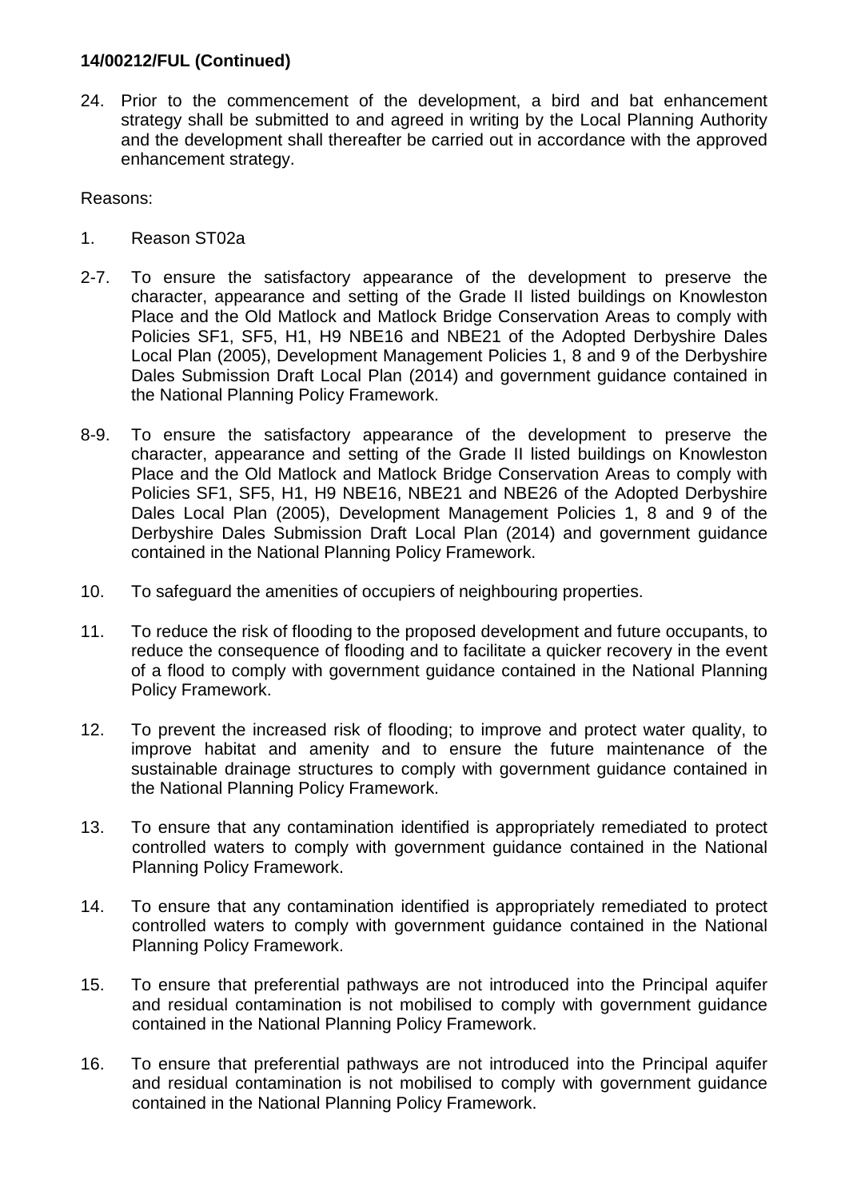**14/00212/FUL (Continued)**

24. Prior to the commencement of the development, a bird and bat enhancement strategy shall be submitted to and agreed in writing by the Local Planning Authority and the development shall thereafter be carried out in accordance with the approved enhancement strategy.

Reasons:

1. Reason ST02a

2-7. To ensure the satisfactory appearance of the development to preserve the character, appearance and setting of the Grade II listed buildings on Knowleston Place and the Old Matlock and Matlock Bridge Conservation Areas to comply with Policies SF1, SF5, H1, H9 NBE16 and NBE21 of the Adopted Derbyshire Dales Local Plan (2005), Development Management Policies 1, 8 and 9 of the Derbyshire Dales Submission Draft Local Plan (2014) and government guidance contained in the National Planning Policy Framework.

8-9. To ensure the satisfactory appearance of the development to preserve the character, appearance and setting of the Grade II listed buildings on Knowleston Place and the Old Matlock and Matlock Bridge Conservation Areas to comply with Policies SF1, SF5, H1, H9 NBE16, NBE21 and NBE26 of the Adopted Derbyshire Dales Local Plan (2005), Development Management Policies 1, 8 and 9 of the Derbyshire Dales Submission Draft Local Plan (2014) and government guidance contained in the National Planning Policy Framework.

10. To safeguard the amenities of occupiers of neighbouring properties.

11. To reduce the risk of flooding to the proposed development and future occupants, to reduce the consequence of flooding and to facilitate a quicker recovery in the event of a flood to comply with government guidance contained in the National Planning Policy Framework.

12. To prevent the increased risk of flooding; to improve and protect water quality, to improve habitat and amenity and to ensure the future maintenance of the sustainable drainage structures to comply with government guidance contained in the National Planning Policy Framework.

13. To ensure that any contamination identified is appropriately remediated to protect controlled waters to comply with government guidance contained in the National Planning Policy Framework.

14. To ensure that any contamination identified is appropriately remediated to protect controlled waters to comply with government guidance contained in the National Planning Policy Framework.

15. To ensure that preferential pathways are not introduced into the Principal aquifer and residual contamination is not mobilised to comply with government guidance contained in the National Planning Policy Framework.

16. To ensure that preferential pathways are not introduced into the Principal aquifer and residual contamination is not mobilised to comply with government guidance contained in the National Planning Policy Framework.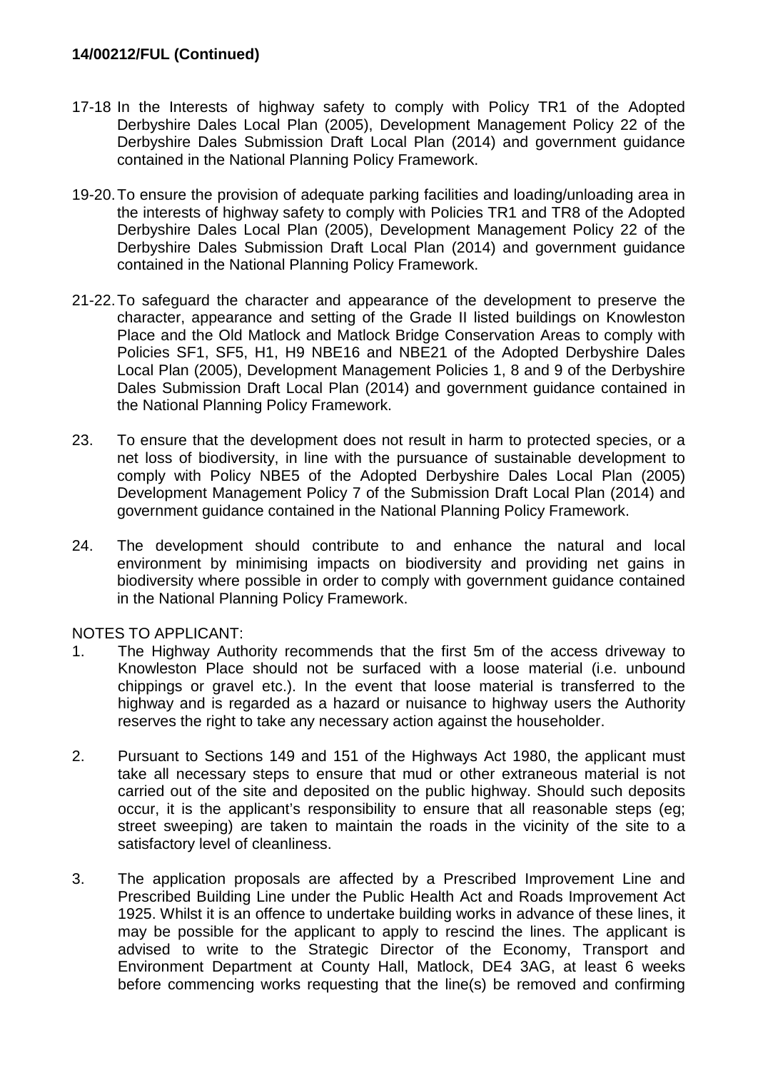**14/00212/FUL (Continued)**

17-18 In the Interests of highway safety to comply with Policy TR1 of the Adopted Derbyshire Dales Local Plan (2005), Development Management Policy 22 of the Derbyshire Dales Submission Draft Local Plan (2014) and government guidance contained in the National Planning Policy Framework.

19-20. To ensure the provision of adequate parking facilities and loading/unloading area in the interests of highway safety to comply with Policies TR1 and TR8 of the Adopted Derbyshire Dales Local Plan (2005), Development Management Policy 22 of the Derbyshire Dales Submission Draft Local Plan (2014) and government guidance contained in the National Planning Policy Framework.

21-22. To safeguard the character and appearance of the development to preserve the character, appearance and setting of the Grade II listed buildings on Knowleston Place and the Old Matlock and Matlock Bridge Conservation Areas to comply with Policies SF1, SF5, H1, H9 NBE16 and NBE21 of the Adopted Derbyshire Dales Local Plan (2005), Development Management Policies 1, 8 and 9 of the Derbyshire Dales Submission Draft Local Plan (2014) and government guidance contained in the National Planning Policy Framework.

23. To ensure that the development does not result in harm to protected species, or a net loss of biodiversity, in line with the pursuance of sustainable development to comply with Policy NBE5 of the Adopted Derbyshire Dales Local Plan (2005) Development Management Policy 7 of the Submission Draft Local Plan (2014) and government guidance contained in the National Planning Policy Framework.

24. The development should contribute to and enhance the natural and local environment by minimising impacts on biodiversity and providing net gains in biodiversity where possible in order to comply with government guidance contained in the National Planning Policy Framework.

NOTES TO APPLICANT:

1. The Highway Authority recommends that the first 5m of the access driveway to Knowleston Place should not be surfaced with a loose material (i.e. unbound chippings or gravel etc.). In the event that loose material is transferred to the highway and is regarded as a hazard or nuisance to highway users the Authority reserves the right to take any necessary action against the householder.

2. Pursuant to Sections 149 and 151 of the Highways Act 1980, the applicant must take all necessary steps to ensure that mud or other extraneous material is not carried out of the site and deposited on the public highway. Should such deposits occur, it is the applicant's responsibility to ensure that all reasonable steps (eg; street sweeping) are taken to maintain the roads in the vicinity of the site to a satisfactory level of cleanliness.

3. The application proposals are affected by a Prescribed Improvement Line and Prescribed Building Line under the Public Health Act and Roads Improvement Act 1925. Whilst it is an offence to undertake building works in advance of these lines, it may be possible for the applicant to apply to rescind the lines. The applicant is advised to write to the Strategic Director of the Economy, Transport and Environment Department at County Hall, Matlock, DE4 3AG, at least 6 weeks before commencing works requesting that the line(s) be removed and confirming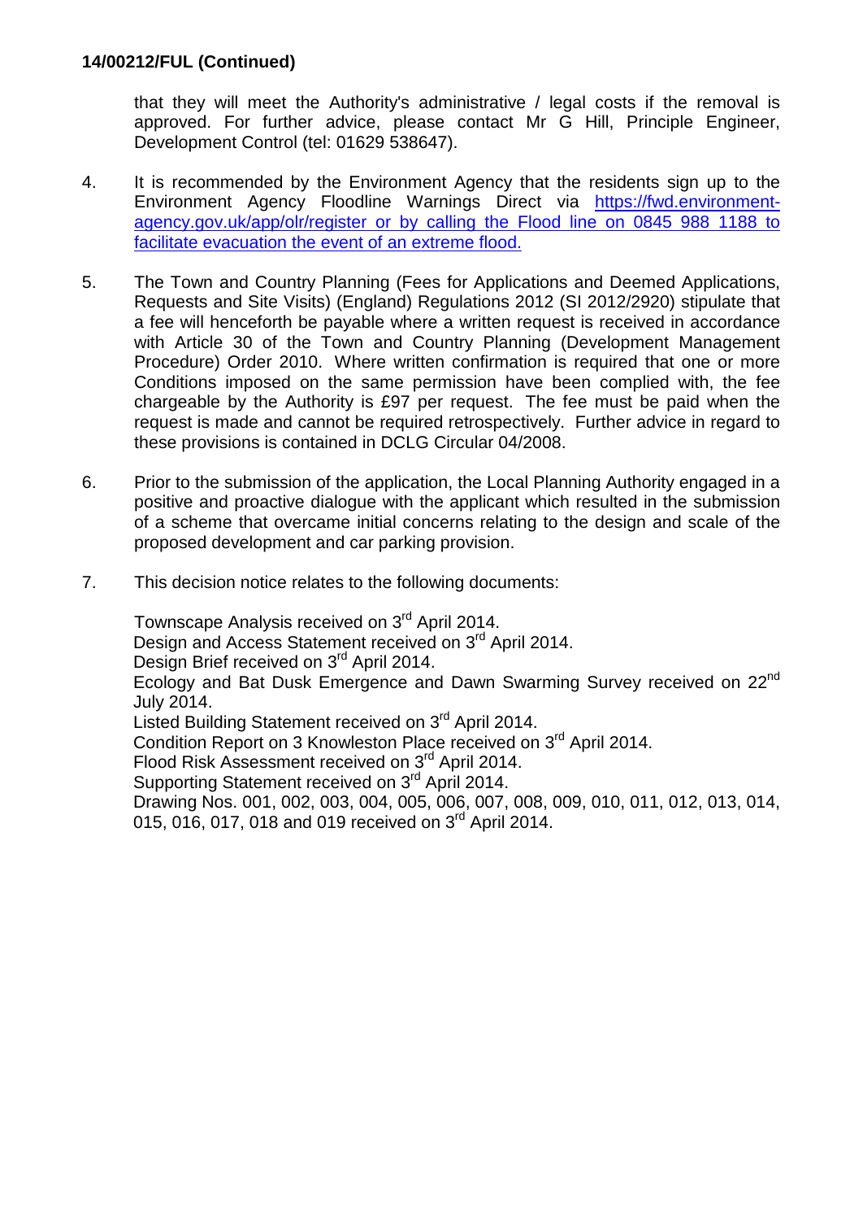**14/00212/FUL (Continued)**

that they will meet the Authority's administrative / legal costs if the removal is approved. For further advice, please contact Mr G Hill, Principle Engineer, Development Control (tel: 01629 538647).

4. It is recommended by the Environment Agency that the residents sign up to the Environment Agency Floodline Warnings Direct via https://fwd.environment-agency.gov.uk/app/olr/register or by calling the Flood line on 0845 988 1188 to facilitate evacuation the event of an extreme flood.

5. The Town and Country Planning (Fees for Applications and Deemed Applications, Requests and Site Visits) (England) Regulations 2012 (SI 2012/2920) stipulate that a fee will henceforth be payable where a written request is received in accordance with Article 30 of the Town and Country Planning (Development Management Procedure) Order 2010. Where written confirmation is required that one or more Conditions imposed on the same permission have been complied with, the fee chargeable by the Authority is £97 per request. The fee must be paid when the request is made and cannot be required retrospectively. Further advice in regard to these provisions is contained in DCLG Circular 04/2008.

6. Prior to the submission of the application, the Local Planning Authority engaged in a positive and proactive dialogue with the applicant which resulted in the submission of a scheme that overcame initial concerns relating to the design and scale of the proposed development and car parking provision.

7. This decision notice relates to the following documents:

   Townscape Analysis received on 3rd April 2014.
   Design and Access Statement received on 3rd April 2014.
   Design Brief received on 3rd April 2014.
   Ecology and Bat Dusk Emergence and Dawn Swarming Survey received on 22nd July 2014.
   Listed Building Statement received on 3rd April 2014.
   Condition Report on 3 Knowleston Place received on 3rd April 2014.
   Flood Risk Assessment received on 3rd April 2014.
   Supporting Statement received on 3rd April 2014.
   Drawing Nos. 001, 002, 003, 004, 005, 006, 007, 008, 009, 010, 011, 012, 013, 014, 015, 016, 017, 018 and 019 received on 3rd April 2014.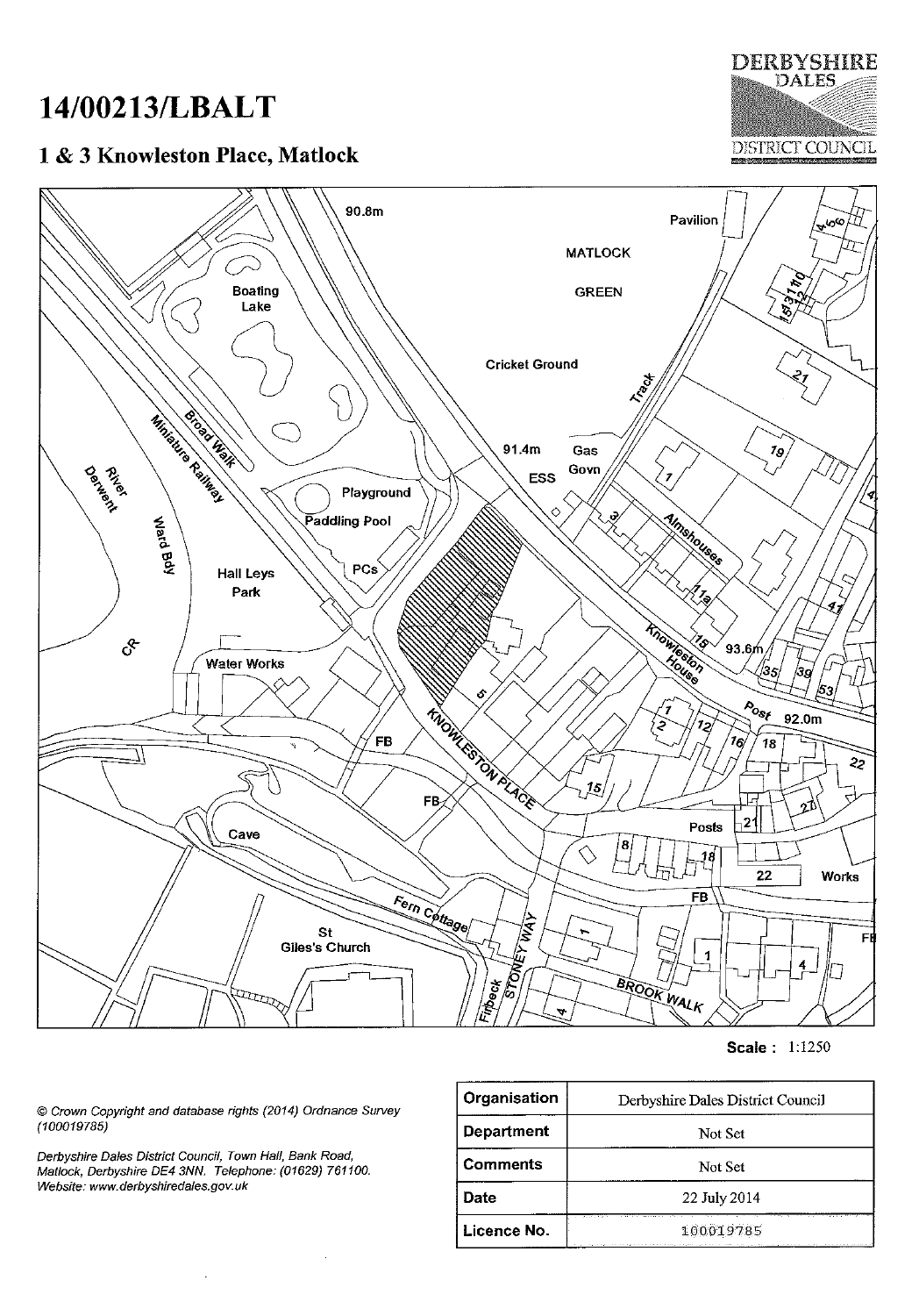# 14/00213/LBALT

## 1 & 3 Knowleston Place, Matlock

**Scale :** 1:1250

*© Crown Copyright and database rights (2014) Ordnance Survey (100019785)*

*Derbyshire Dales District Council, Town Hall, Bank Road, Matlock, Derbyshire DE4 3NN. Telephone: (01629) 761100. Website: www.derbyshiredales.gov.uk*

| Organisation | Derbyshire Dales District Council |
|---|---|
| Department | Not Set |
| Comments | Not Set |
| Date | 22 July 2014 |
| Licence No. | 100019785 |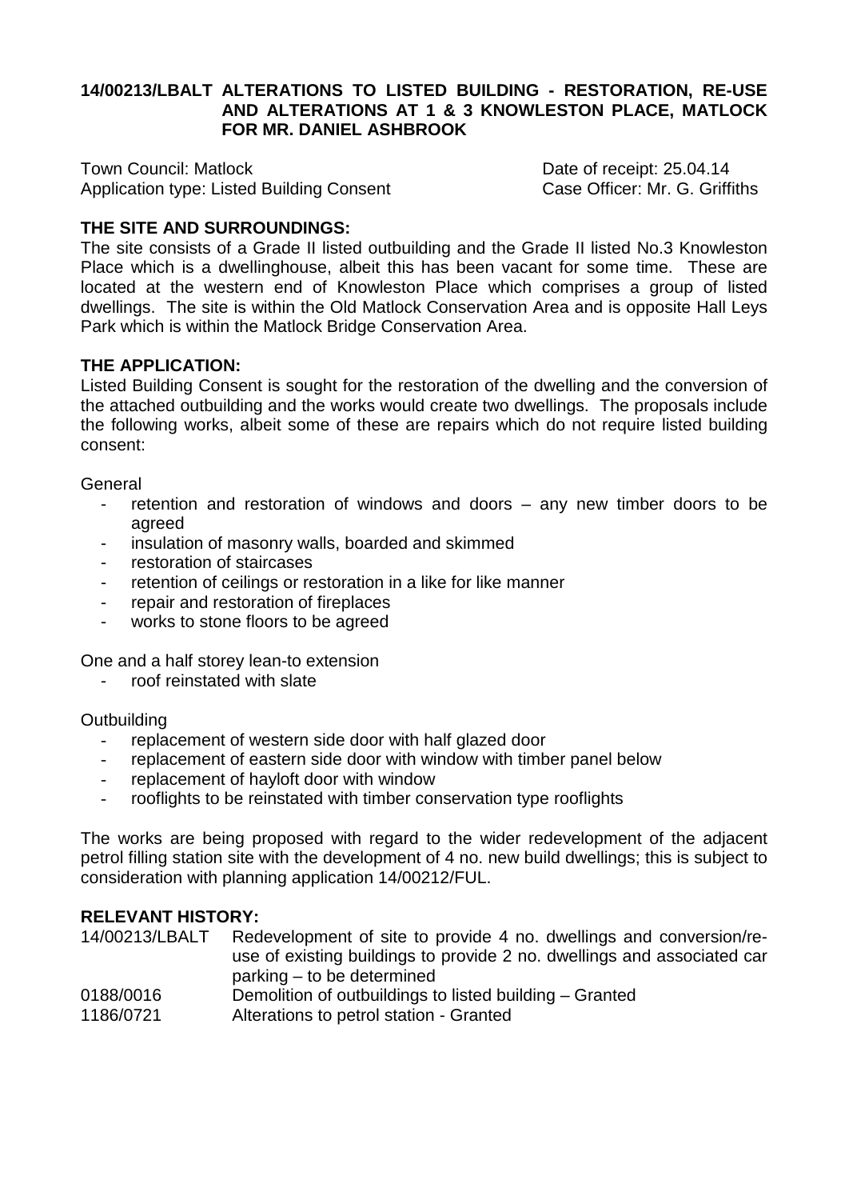**14/00213/LBALT ALTERATIONS TO LISTED BUILDING - RESTORATION, RE-USE AND ALTERATIONS AT 1 & 3 KNOWLESTON PLACE, MATLOCK FOR MR. DANIEL ASHBROOK**

Town Council: Matlock  
Application type: Listed Building Consent

Date of receipt: 25.04.14  
Case Officer: Mr. G. Griffiths

**THE SITE AND SURROUNDINGS:**

The site consists of a Grade II listed outbuilding and the Grade II listed No.3 Knowleston Place which is a dwellinghouse, albeit this has been vacant for some time. These are located at the western end of Knowleston Place which comprises a group of listed dwellings. The site is within the Old Matlock Conservation Area and is opposite Hall Leys Park which is within the Matlock Bridge Conservation Area.

**THE APPLICATION:**

Listed Building Consent is sought for the restoration of the dwelling and the conversion of the attached outbuilding and the works would create two dwellings. The proposals include the following works, albeit some of these are repairs which do not require listed building consent:

General

- retention and restoration of windows and doors – any new timber doors to be agreed
- insulation of masonry walls, boarded and skimmed
- restoration of staircases
- retention of ceilings or restoration in a like for like manner
- repair and restoration of fireplaces
- works to stone floors to be agreed

One and a half storey lean-to extension

- roof reinstated with slate

Outbuilding

- replacement of western side door with half glazed door
- replacement of eastern side door with window with timber panel below
- replacement of hayloft door with window
- rooflights to be reinstated with timber conservation type rooflights

The works are being proposed with regard to the wider redevelopment of the adjacent petrol filling station site with the development of 4 no. new build dwellings; this is subject to consideration with planning application 14/00212/FUL.

**RELEVANT HISTORY:**

| | |
|---|---|
| 14/00213/LBALT | Redevelopment of site to provide 4 no. dwellings and conversion/re-use of existing buildings to provide 2 no. dwellings and associated car parking – to be determined |
| 0188/0016 | Demolition of outbuildings to listed building – Granted |
| 1186/0721 | Alterations to petrol station - Granted |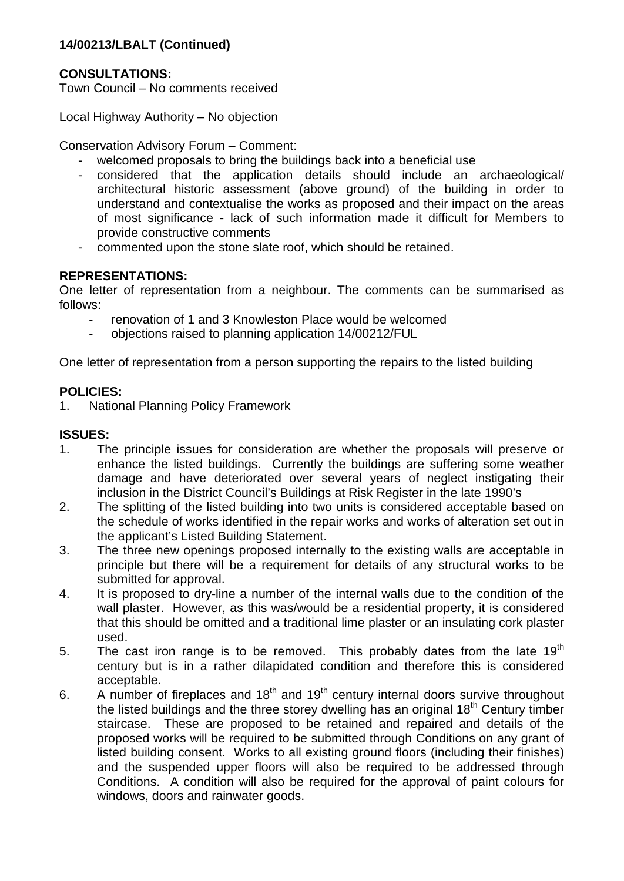**14/00213/LBALT (Continued)**

**CONSULTATIONS:**

Town Council – No comments received

Local Highway Authority – No objection

Conservation Advisory Forum – Comment:

- welcomed proposals to bring the buildings back into a beneficial use
- considered that the application details should include an archaeological/ architectural historic assessment (above ground) of the building in order to understand and contextualise the works as proposed and their impact on the areas of most significance - lack of such information made it difficult for Members to provide constructive comments
- commented upon the stone slate roof, which should be retained.

**REPRESENTATIONS:**

One letter of representation from a neighbour. The comments can be summarised as follows:

- renovation of 1 and 3 Knowleston Place would be welcomed
- objections raised to planning application 14/00212/FUL

One letter of representation from a person supporting the repairs to the listed building

**POLICIES:**

1. National Planning Policy Framework

**ISSUES:**

1. The principle issues for consideration are whether the proposals will preserve or enhance the listed buildings. Currently the buildings are suffering some weather damage and have deteriorated over several years of neglect instigating their inclusion in the District Council's Buildings at Risk Register in the late 1990's
2. The splitting of the listed building into two units is considered acceptable based on the schedule of works identified in the repair works and works of alteration set out in the applicant's Listed Building Statement.
3. The three new openings proposed internally to the existing walls are acceptable in principle but there will be a requirement for details of any structural works to be submitted for approval.
4. It is proposed to dry-line a number of the internal walls due to the condition of the wall plaster. However, as this was/would be a residential property, it is considered that this should be omitted and a traditional lime plaster or an insulating cork plaster used.
5. The cast iron range is to be removed. This probably dates from the late 19th century but is in a rather dilapidated condition and therefore this is considered acceptable.
6. A number of fireplaces and 18th and 19th century internal doors survive throughout the listed buildings and the three storey dwelling has an original 18th Century timber staircase. These are proposed to be retained and repaired and details of the proposed works will be required to be submitted through Conditions on any grant of listed building consent. Works to all existing ground floors (including their finishes) and the suspended upper floors will also be required to be addressed through Conditions. A condition will also be required for the approval of paint colours for windows, doors and rainwater goods.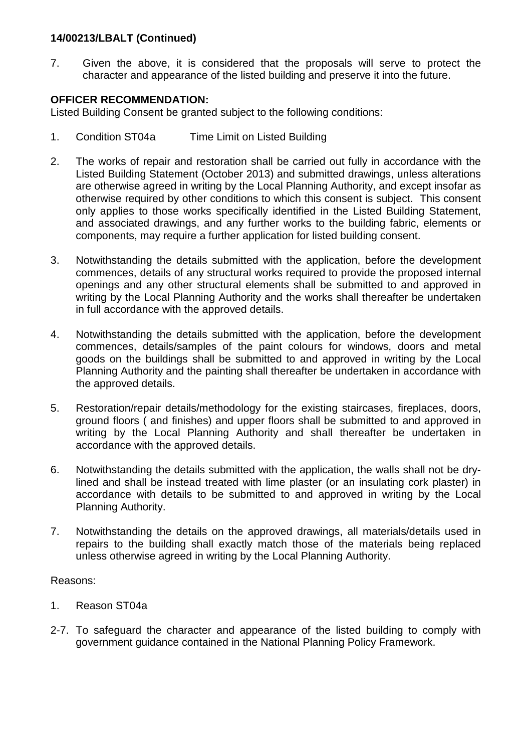**14/00213/LBALT (Continued)**

7. Given the above, it is considered that the proposals will serve to protect the character and appearance of the listed building and preserve it into the future.

**OFFICER RECOMMENDATION:**

Listed Building Consent be granted subject to the following conditions:

1. Condition ST04a Time Limit on Listed Building

2. The works of repair and restoration shall be carried out fully in accordance with the Listed Building Statement (October 2013) and submitted drawings, unless alterations are otherwise agreed in writing by the Local Planning Authority, and except insofar as otherwise required by other conditions to which this consent is subject. This consent only applies to those works specifically identified in the Listed Building Statement, and associated drawings, and any further works to the building fabric, elements or components, may require a further application for listed building consent.

3. Notwithstanding the details submitted with the application, before the development commences, details of any structural works required to provide the proposed internal openings and any other structural elements shall be submitted to and approved in writing by the Local Planning Authority and the works shall thereafter be undertaken in full accordance with the approved details.

4. Notwithstanding the details submitted with the application, before the development commences, details/samples of the paint colours for windows, doors and metal goods on the buildings shall be submitted to and approved in writing by the Local Planning Authority and the painting shall thereafter be undertaken in accordance with the approved details.

5. Restoration/repair details/methodology for the existing staircases, fireplaces, doors, ground floors ( and finishes) and upper floors shall be submitted to and approved in writing by the Local Planning Authority and shall thereafter be undertaken in accordance with the approved details.

6. Notwithstanding the details submitted with the application, the walls shall not be dry-lined and shall be instead treated with lime plaster (or an insulating cork plaster) in accordance with details to be submitted to and approved in writing by the Local Planning Authority.

7. Notwithstanding the details on the approved drawings, all materials/details used in repairs to the building shall exactly match those of the materials being replaced unless otherwise agreed in writing by the Local Planning Authority.

Reasons:

1. Reason ST04a

2-7. To safeguard the character and appearance of the listed building to comply with government guidance contained in the National Planning Policy Framework.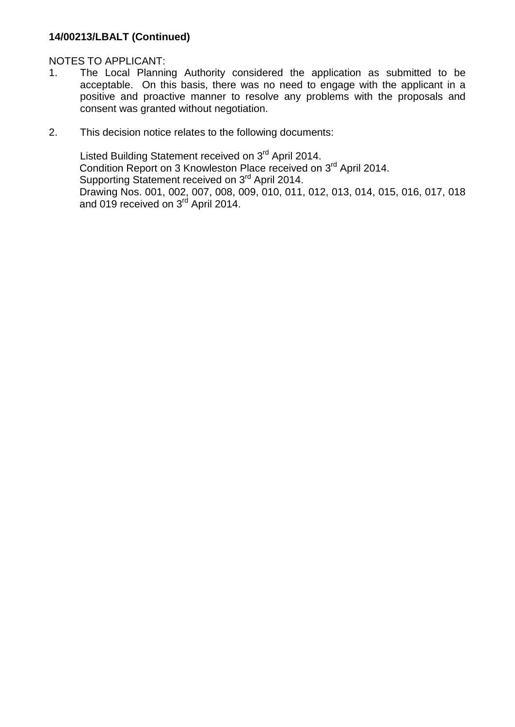**14/00213/LBALT (Continued)**

NOTES TO APPLICANT:

1. The Local Planning Authority considered the application as submitted to be acceptable. On this basis, there was no need to engage with the applicant in a positive and proactive manner to resolve any problems with the proposals and consent was granted without negotiation.

2. This decision notice relates to the following documents:

   Listed Building Statement received on 3rd April 2014.
   Condition Report on 3 Knowleston Place received on 3rd April 2014.
   Supporting Statement received on 3rd April 2014.
   Drawing Nos. 001, 002, 007, 008, 009, 010, 011, 012, 013, 014, 015, 016, 017, 018 and 019 received on 3rd April 2014.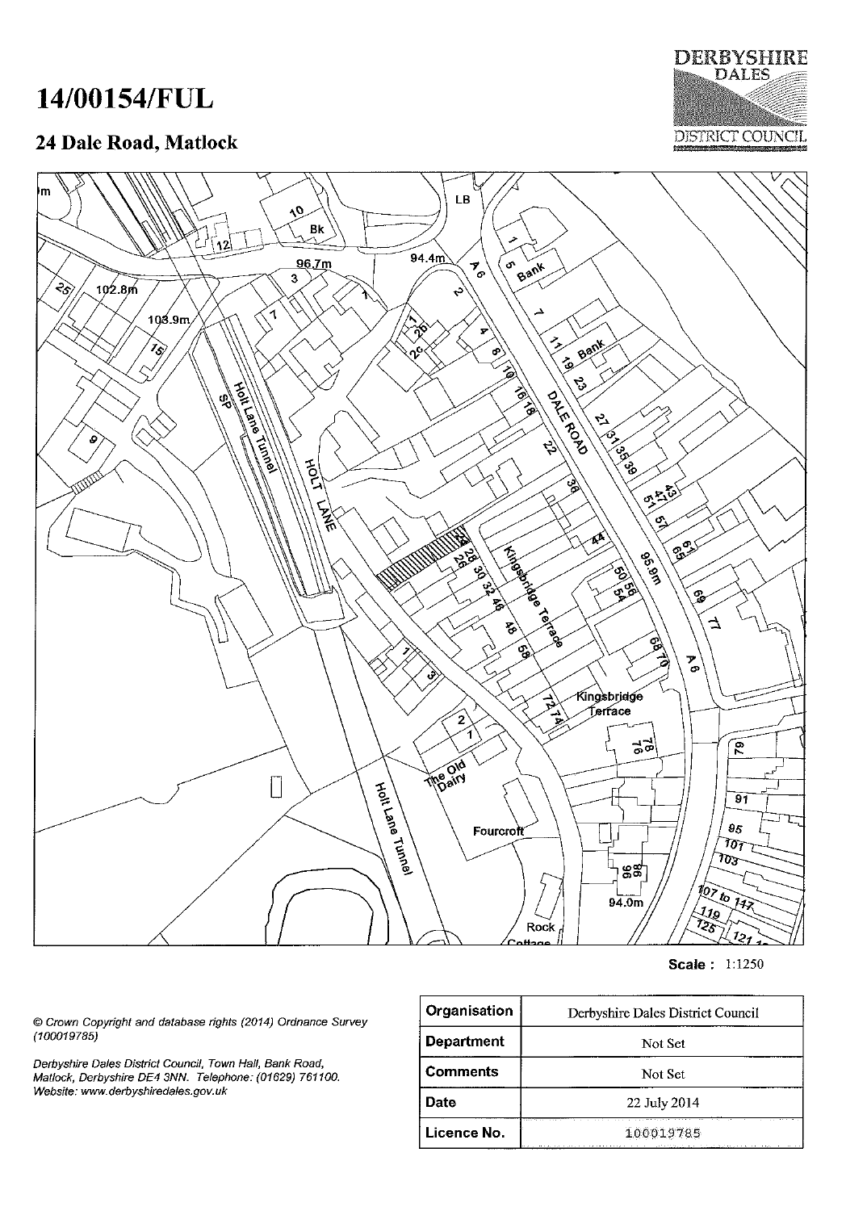# 14/00154/FUL

## 24 Dale Road, Matlock

DERBYSHIRE DALES DISTRICT COUNCIL

**Scale :** 1:1250

*© Crown Copyright and database rights (2014) Ordnance Survey (100019785)*

*Derbyshire Dales District Council, Town Hall, Bank Road, Matlock, Derbyshire DE4 3NN. Telephone: (01629) 761100. Website: www.derbyshiredales.gov.uk*

| Organisation | Derbyshire Dales District Council |
|---|---|
| Department | Not Set |
| Comments | Not Set |
| Date | 22 July 2014 |
| Licence No. | 100019785 |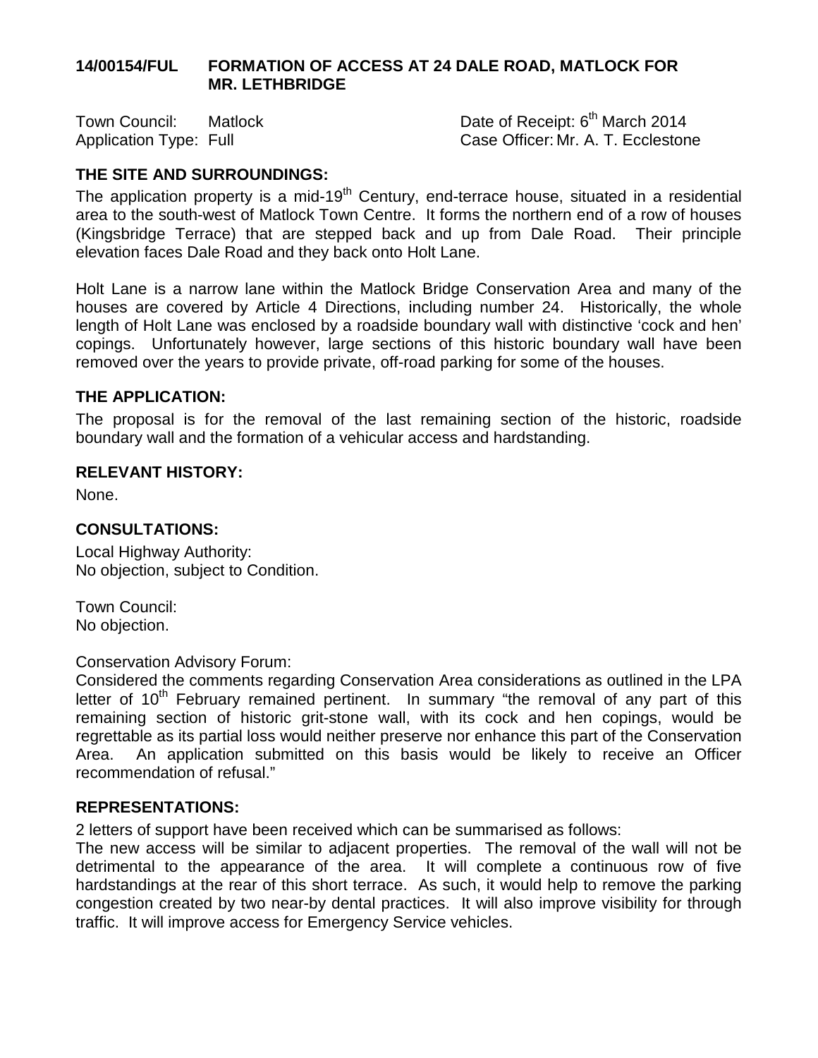## 14/00154/FUL FORMATION OF ACCESS AT 24 DALE ROAD, MATLOCK FOR MR. LETHBRIDGE

Town Council: Matlock  
Application Type: Full  
Date of Receipt: 6th March 2014  
Case Officer: Mr. A. T. Ecclestone

### THE SITE AND SURROUNDINGS:

The application property is a mid-19th Century, end-terrace house, situated in a residential area to the south-west of Matlock Town Centre. It forms the northern end of a row of houses (Kingsbridge Terrace) that are stepped back and up from Dale Road. Their principle elevation faces Dale Road and they back onto Holt Lane.

Holt Lane is a narrow lane within the Matlock Bridge Conservation Area and many of the houses are covered by Article 4 Directions, including number 24. Historically, the whole length of Holt Lane was enclosed by a roadside boundary wall with distinctive 'cock and hen' copings. Unfortunately however, large sections of this historic boundary wall have been removed over the years to provide private, off-road parking for some of the houses.

### THE APPLICATION:

The proposal is for the removal of the last remaining section of the historic, roadside boundary wall and the formation of a vehicular access and hardstanding.

### RELEVANT HISTORY:

None.

### CONSULTATIONS:

Local Highway Authority:  
No objection, subject to Condition.

Town Council:  
No objection.

Conservation Advisory Forum:  
Considered the comments regarding Conservation Area considerations as outlined in the LPA letter of 10th February remained pertinent. In summary "the removal of any part of this remaining section of historic grit-stone wall, with its cock and hen copings, would be regrettable as its partial loss would neither preserve nor enhance this part of the Conservation Area. An application submitted on this basis would be likely to receive an Officer recommendation of refusal."

### REPRESENTATIONS:

2 letters of support have been received which can be summarised as follows:  
The new access will be similar to adjacent properties. The removal of the wall will not be detrimental to the appearance of the area. It will complete a continuous row of five hardstandings at the rear of this short terrace. As such, it would help to remove the parking congestion created by two near-by dental practices. It will also improve visibility for through traffic. It will improve access for Emergency Service vehicles.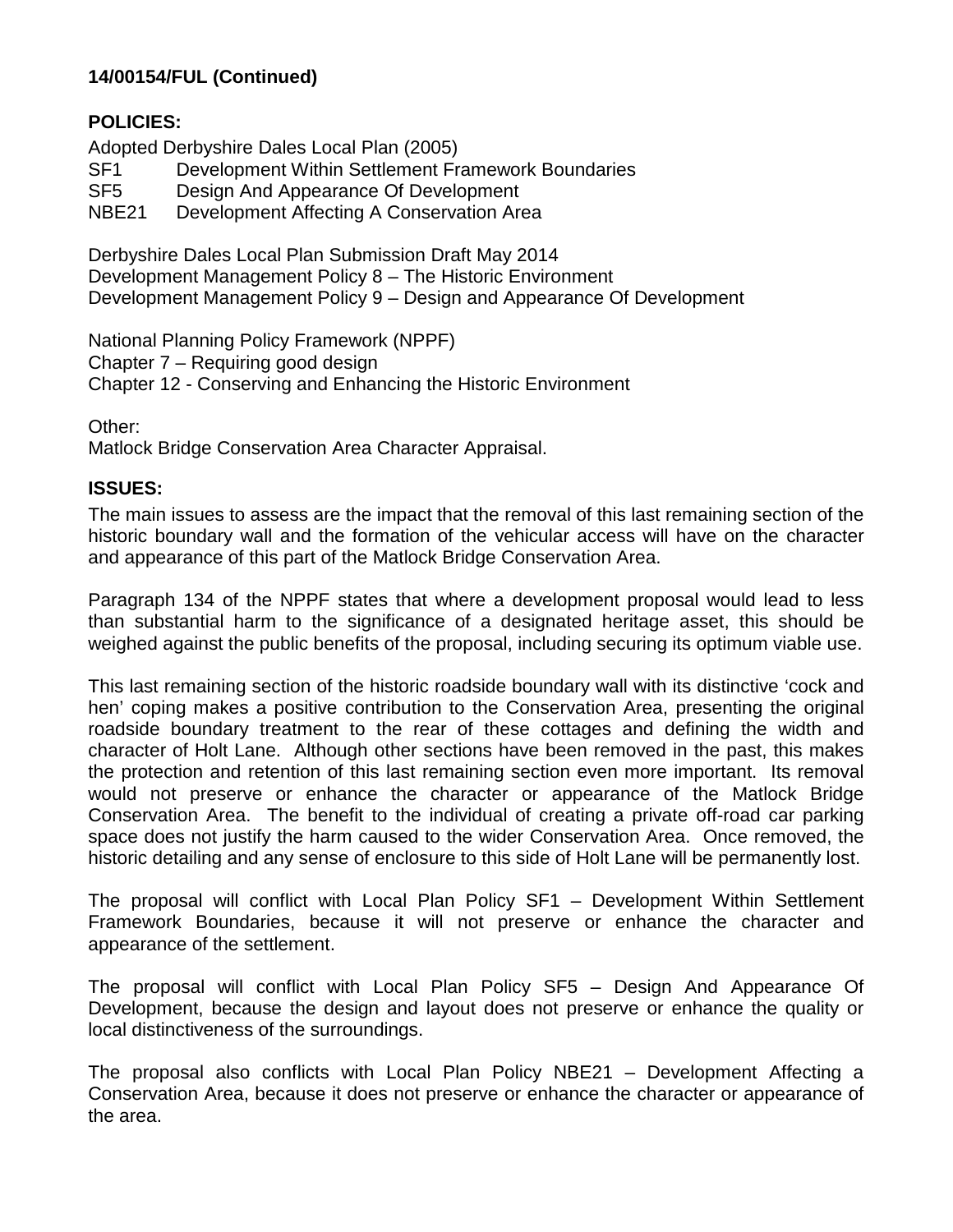**14/00154/FUL (Continued)**

**POLICIES:**

Adopted Derbyshire Dales Local Plan (2005)
SF1 Development Within Settlement Framework Boundaries
SF5 Design And Appearance Of Development
NBE21 Development Affecting A Conservation Area

Derbyshire Dales Local Plan Submission Draft May 2014
Development Management Policy 8 – The Historic Environment
Development Management Policy 9 – Design and Appearance Of Development

National Planning Policy Framework (NPPF)
Chapter 7 – Requiring good design
Chapter 12 - Conserving and Enhancing the Historic Environment

Other:
Matlock Bridge Conservation Area Character Appraisal.

**ISSUES:**

The main issues to assess are the impact that the removal of this last remaining section of the historic boundary wall and the formation of the vehicular access will have on the character and appearance of this part of the Matlock Bridge Conservation Area.

Paragraph 134 of the NPPF states that where a development proposal would lead to less than substantial harm to the significance of a designated heritage asset, this should be weighed against the public benefits of the proposal, including securing its optimum viable use.

This last remaining section of the historic roadside boundary wall with its distinctive 'cock and hen' coping makes a positive contribution to the Conservation Area, presenting the original roadside boundary treatment to the rear of these cottages and defining the width and character of Holt Lane. Although other sections have been removed in the past, this makes the protection and retention of this last remaining section even more important. Its removal would not preserve or enhance the character or appearance of the Matlock Bridge Conservation Area. The benefit to the individual of creating a private off-road car parking space does not justify the harm caused to the wider Conservation Area. Once removed, the historic detailing and any sense of enclosure to this side of Holt Lane will be permanently lost.

The proposal will conflict with Local Plan Policy SF1 – Development Within Settlement Framework Boundaries, because it will not preserve or enhance the character and appearance of the settlement.

The proposal will conflict with Local Plan Policy SF5 – Design And Appearance Of Development, because the design and layout does not preserve or enhance the quality or local distinctiveness of the surroundings.

The proposal also conflicts with Local Plan Policy NBE21 – Development Affecting a Conservation Area, because it does not preserve or enhance the character or appearance of the area.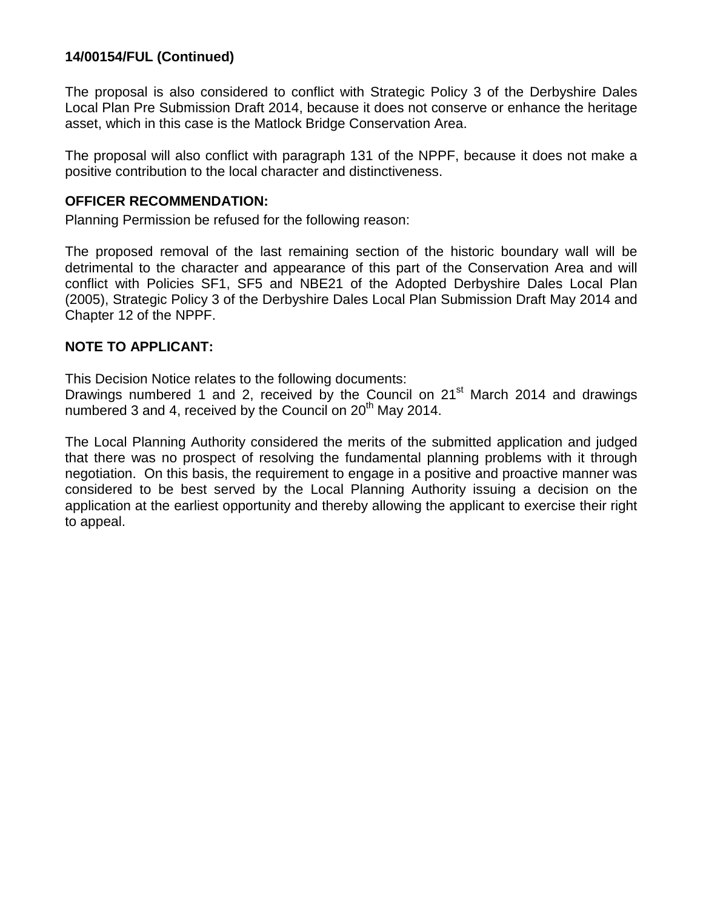**14/00154/FUL (Continued)**

The proposal is also considered to conflict with Strategic Policy 3 of the Derbyshire Dales Local Plan Pre Submission Draft 2014, because it does not conserve or enhance the heritage asset, which in this case is the Matlock Bridge Conservation Area.

The proposal will also conflict with paragraph 131 of the NPPF, because it does not make a positive contribution to the local character and distinctiveness.

**OFFICER RECOMMENDATION:**

Planning Permission be refused for the following reason:

The proposed removal of the last remaining section of the historic boundary wall will be detrimental to the character and appearance of this part of the Conservation Area and will conflict with Policies SF1, SF5 and NBE21 of the Adopted Derbyshire Dales Local Plan (2005), Strategic Policy 3 of the Derbyshire Dales Local Plan Submission Draft May 2014 and Chapter 12 of the NPPF.

**NOTE TO APPLICANT:**

This Decision Notice relates to the following documents:
Drawings numbered 1 and 2, received by the Council on 21st March 2014 and drawings numbered 3 and 4, received by the Council on 20th May 2014.

The Local Planning Authority considered the merits of the submitted application and judged that there was no prospect of resolving the fundamental planning problems with it through negotiation. On this basis, the requirement to engage in a positive and proactive manner was considered to be best served by the Local Planning Authority issuing a decision on the application at the earliest opportunity and thereby allowing the applicant to exercise their right to appeal.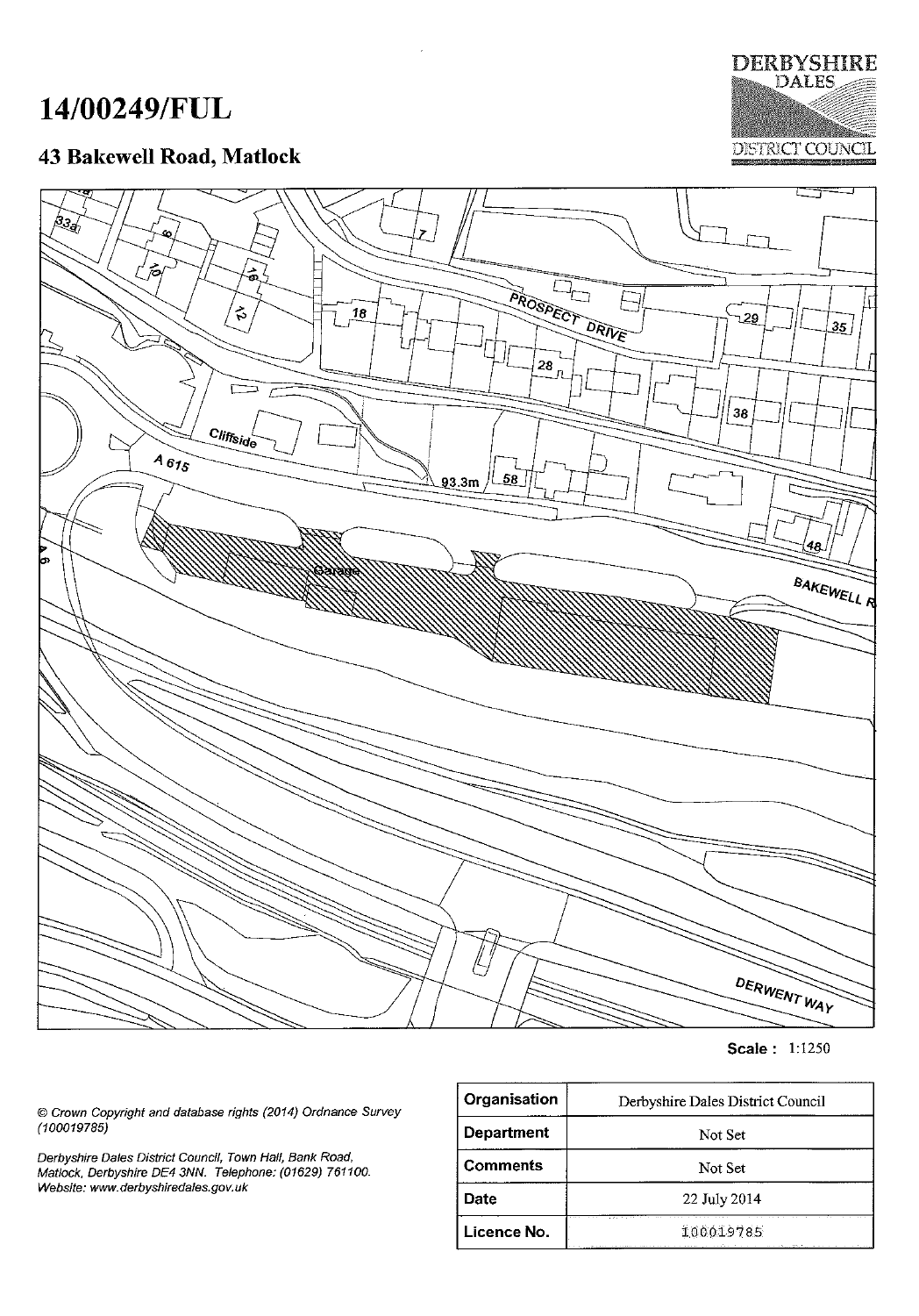# 14/00249/FUL

## 43 Bakewell Road, Matlock

DERBYSHIRE DALES DISTRICT COUNCIL

Scale : 1:1250

© Crown Copyright and database rights (2014) Ordnance Survey (100019785)

Derbyshire Dales District Council, Town Hall, Bank Road, Matlock, Derbyshire DE4 3NN. Telephone: (01629) 761100. Website: www.derbyshiredales.gov.uk

| Organisation | Derbyshire Dales District Council |
|---|---|
| Department | Not Set |
| Comments | Not Set |
| Date | 22 July 2014 |
| Licence No. | 100019785 |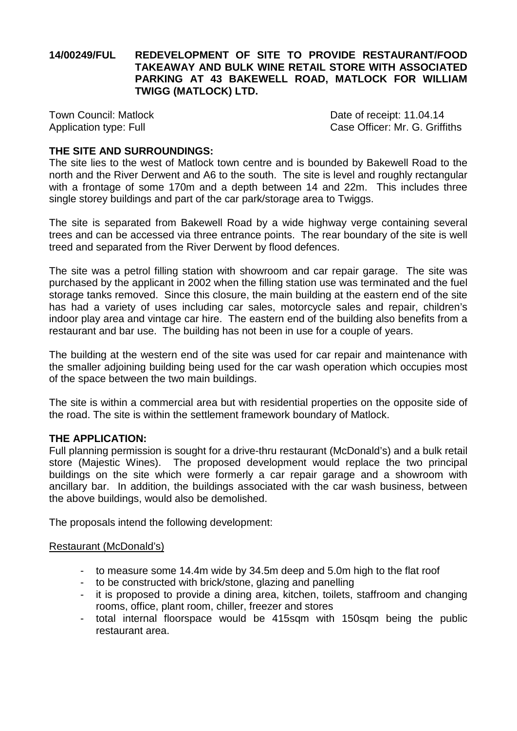**14/00249/FUL REDEVELOPMENT OF SITE TO PROVIDE RESTAURANT/FOOD TAKEAWAY AND BULK WINE RETAIL STORE WITH ASSOCIATED PARKING AT 43 BAKEWELL ROAD, MATLOCK FOR WILLIAM TWIGG (MATLOCK) LTD.**

Town Council: Matlock
Date of receipt: 11.04.14
Application type: Full
Case Officer: Mr. G. Griffiths

**THE SITE AND SURROUNDINGS:**

The site lies to the west of Matlock town centre and is bounded by Bakewell Road to the north and the River Derwent and A6 to the south. The site is level and roughly rectangular with a frontage of some 170m and a depth between 14 and 22m. This includes three single storey buildings and part of the car park/storage area to Twiggs.

The site is separated from Bakewell Road by a wide highway verge containing several trees and can be accessed via three entrance points. The rear boundary of the site is well treed and separated from the River Derwent by flood defences.

The site was a petrol filling station with showroom and car repair garage. The site was purchased by the applicant in 2002 when the filling station use was terminated and the fuel storage tanks removed. Since this closure, the main building at the eastern end of the site has had a variety of uses including car sales, motorcycle sales and repair, children's indoor play area and vintage car hire. The eastern end of the building also benefits from a restaurant and bar use. The building has not been in use for a couple of years.

The building at the western end of the site was used for car repair and maintenance with the smaller adjoining building being used for the car wash operation which occupies most of the space between the two main buildings.

The site is within a commercial area but with residential properties on the opposite side of the road. The site is within the settlement framework boundary of Matlock.

**THE APPLICATION:**

Full planning permission is sought for a drive-thru restaurant (McDonald's) and a bulk retail store (Majestic Wines). The proposed development would replace the two principal buildings on the site which were formerly a car repair garage and a showroom with ancillary bar. In addition, the buildings associated with the car wash business, between the above buildings, would also be demolished.

The proposals intend the following development:

Restaurant (McDonald's)

- to measure some 14.4m wide by 34.5m deep and 5.0m high to the flat roof
- to be constructed with brick/stone, glazing and panelling
- it is proposed to provide a dining area, kitchen, toilets, staffroom and changing rooms, office, plant room, chiller, freezer and stores
- total internal floorspace would be 415sqm with 150sqm being the public restaurant area.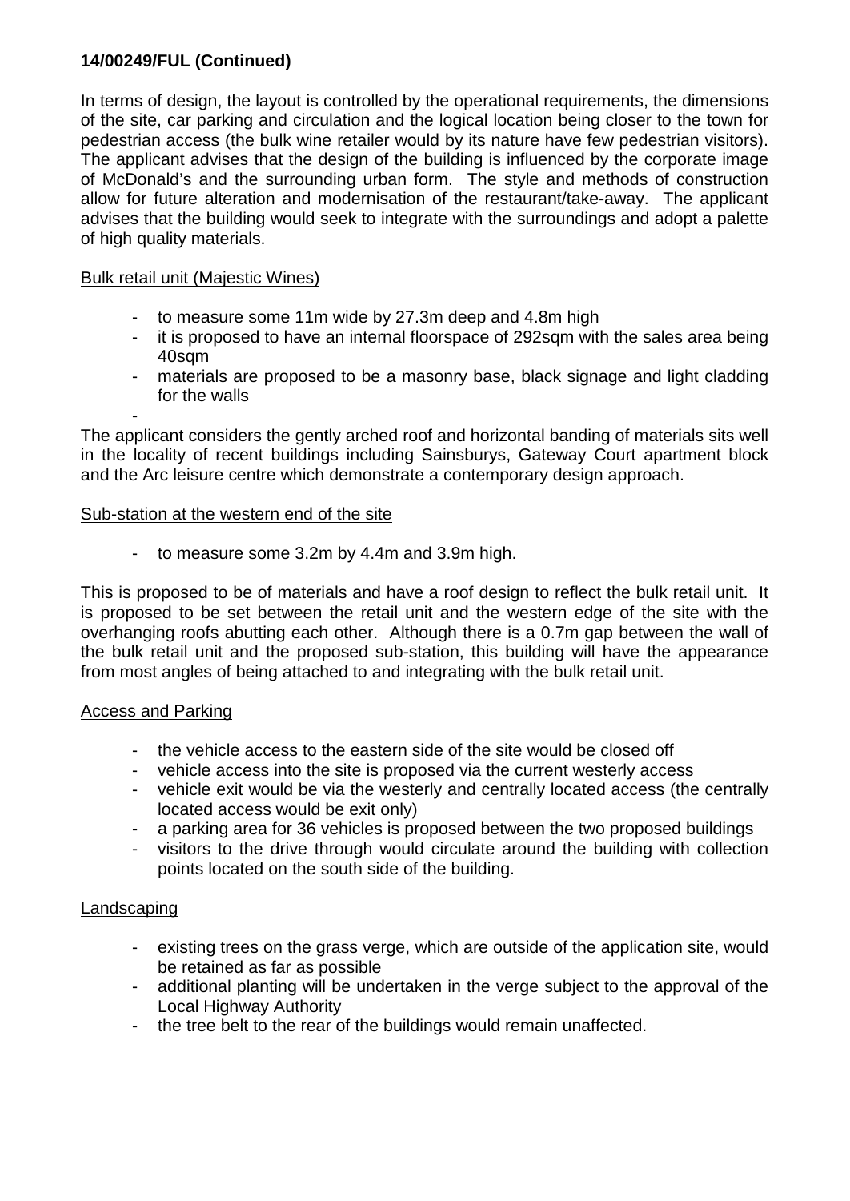**14/00249/FUL (Continued)**

In terms of design, the layout is controlled by the operational requirements, the dimensions of the site, car parking and circulation and the logical location being closer to the town for pedestrian access (the bulk wine retailer would by its nature have few pedestrian visitors). The applicant advises that the design of the building is influenced by the corporate image of McDonald's and the surrounding urban form. The style and methods of construction allow for future alteration and modernisation of the restaurant/take-away. The applicant advises that the building would seek to integrate with the surroundings and adopt a palette of high quality materials.

<u>Bulk retail unit (Majestic Wines)</u>

- to measure some 11m wide by 27.3m deep and 4.8m high
- it is proposed to have an internal floorspace of 292sqm with the sales area being 40sqm
- materials are proposed to be a masonry base, black signage and light cladding for the walls
-

The applicant considers the gently arched roof and horizontal banding of materials sits well in the locality of recent buildings including Sainsburys, Gateway Court apartment block and the Arc leisure centre which demonstrate a contemporary design approach.

<u>Sub-station at the western end of the site</u>

- to measure some 3.2m by 4.4m and 3.9m high.

This is proposed to be of materials and have a roof design to reflect the bulk retail unit. It is proposed to be set between the retail unit and the western edge of the site with the overhanging roofs abutting each other. Although there is a 0.7m gap between the wall of the bulk retail unit and the proposed sub-station, this building will have the appearance from most angles of being attached to and integrating with the bulk retail unit.

<u>Access and Parking</u>

- the vehicle access to the eastern side of the site would be closed off
- vehicle access into the site is proposed via the current westerly access
- vehicle exit would be via the westerly and centrally located access (the centrally located access would be exit only)
- a parking area for 36 vehicles is proposed between the two proposed buildings
- visitors to the drive through would circulate around the building with collection points located on the south side of the building.

<u>Landscaping</u>

- existing trees on the grass verge, which are outside of the application site, would be retained as far as possible
- additional planting will be undertaken in the verge subject to the approval of the Local Highway Authority
- the tree belt to the rear of the buildings would remain unaffected.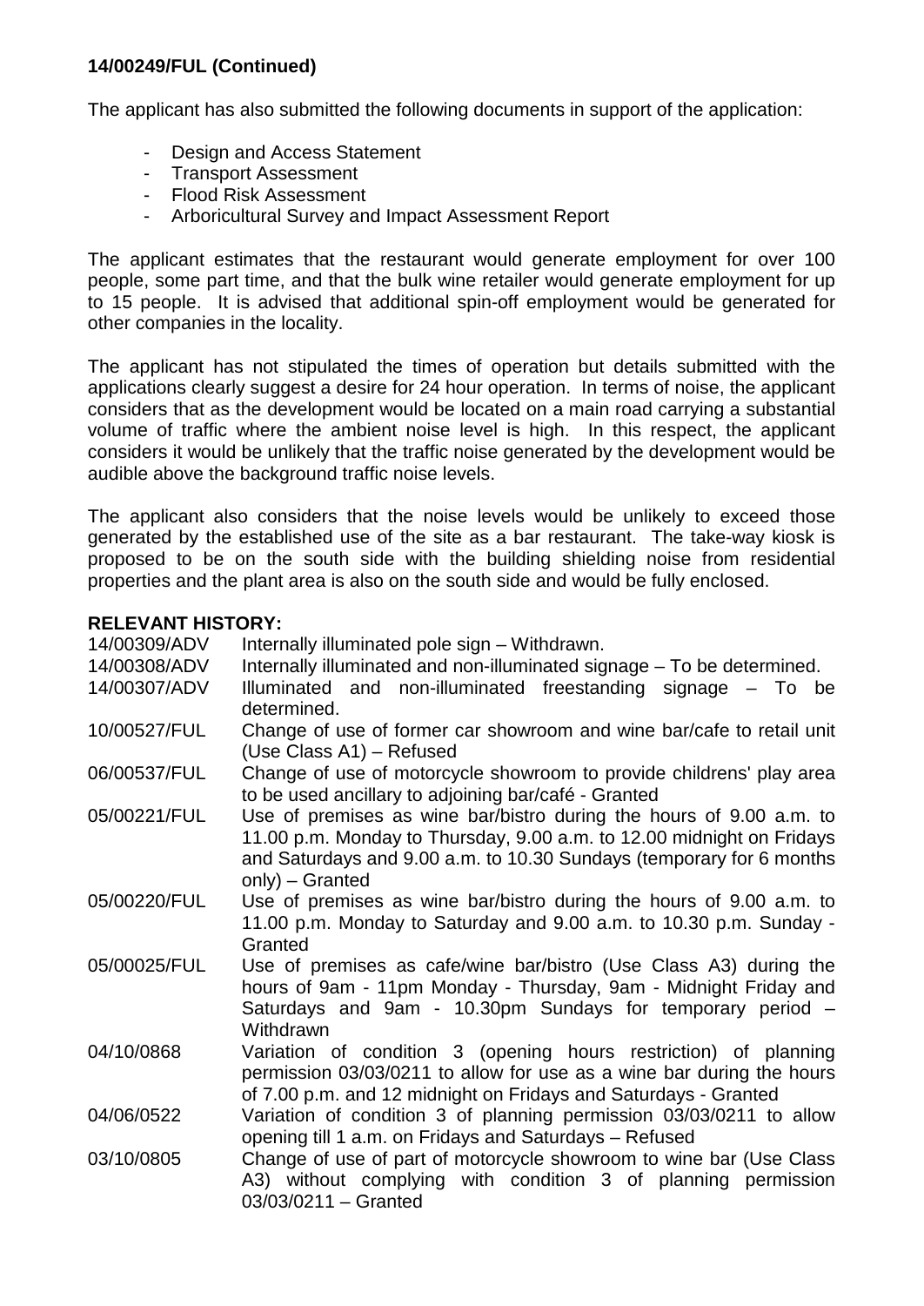**14/00249/FUL (Continued)**

The applicant has also submitted the following documents in support of the application:

- Design and Access Statement
- Transport Assessment
- Flood Risk Assessment
- Arboricultural Survey and Impact Assessment Report

The applicant estimates that the restaurant would generate employment for over 100 people, some part time, and that the bulk wine retailer would generate employment for up to 15 people. It is advised that additional spin-off employment would be generated for other companies in the locality.

The applicant has not stipulated the times of operation but details submitted with the applications clearly suggest a desire for 24 hour operation. In terms of noise, the applicant considers that as the development would be located on a main road carrying a substantial volume of traffic where the ambient noise level is high. In this respect, the applicant considers it would be unlikely that the traffic noise generated by the development would be audible above the background traffic noise levels.

The applicant also considers that the noise levels would be unlikely to exceed those generated by the established use of the site as a bar restaurant. The take-way kiosk is proposed to be on the south side with the building shielding noise from residential properties and the plant area is also on the south side and would be fully enclosed.

**RELEVANT HISTORY:**

| | |
|---|---|
| 14/00309/ADV | Internally illuminated pole sign – Withdrawn. |
| 14/00308/ADV | Internally illuminated and non-illuminated signage – To be determined. |
| 14/00307/ADV | Illuminated and non-illuminated freestanding signage – To be determined. |
| 10/00527/FUL | Change of use of former car showroom and wine bar/cafe to retail unit (Use Class A1) – Refused |
| 06/00537/FUL | Change of use of motorcycle showroom to provide childrens' play area to be used ancillary to adjoining bar/café - Granted |
| 05/00221/FUL | Use of premises as wine bar/bistro during the hours of 9.00 a.m. to 11.00 p.m. Monday to Thursday, 9.00 a.m. to 12.00 midnight on Fridays and Saturdays and 9.00 a.m. to 10.30 Sundays (temporary for 6 months only) – Granted |
| 05/00220/FUL | Use of premises as wine bar/bistro during the hours of 9.00 a.m. to 11.00 p.m. Monday to Saturday and 9.00 a.m. to 10.30 p.m. Sunday - Granted |
| 05/00025/FUL | Use of premises as cafe/wine bar/bistro (Use Class A3) during the hours of 9am - 11pm Monday - Thursday, 9am - Midnight Friday and Saturdays and 9am - 10.30pm Sundays for temporary period – Withdrawn |
| 04/10/0868 | Variation of condition 3 (opening hours restriction) of planning permission 03/03/0211 to allow for use as a wine bar during the hours of 7.00 p.m. and 12 midnight on Fridays and Saturdays - Granted |
| 04/06/0522 | Variation of condition 3 of planning permission 03/03/0211 to allow opening till 1 a.m. on Fridays and Saturdays – Refused |
| 03/10/0805 | Change of use of part of motorcycle showroom to wine bar (Use Class A3) without complying with condition 3 of planning permission 03/03/0211 – Granted |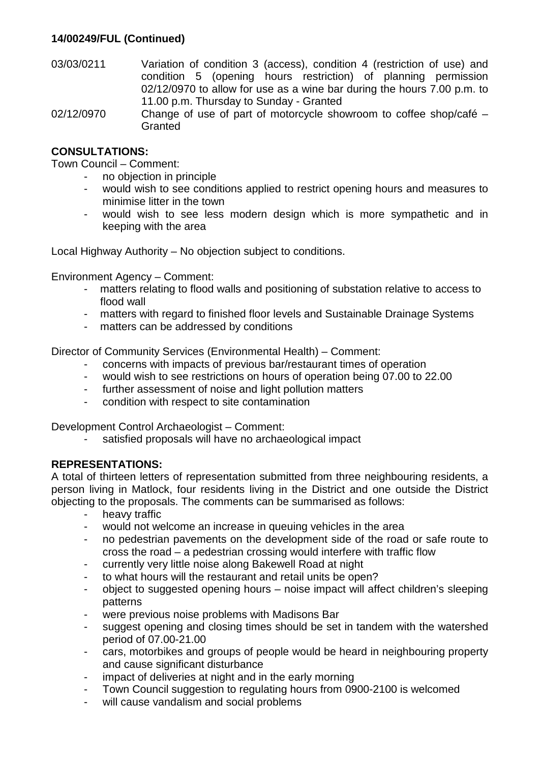**14/00249/FUL (Continued)**

| | |
|---|---|
| 03/03/0211 | Variation of condition 3 (access), condition 4 (restriction of use) and condition 5 (opening hours restriction) of planning permission 02/12/0970 to allow for use as a wine bar during the hours 7.00 p.m. to 11.00 p.m. Thursday to Sunday - Granted |
| 02/12/0970 | Change of use of part of motorcycle showroom to coffee shop/café – Granted |

**CONSULTATIONS:**

Town Council – Comment:

- no objection in principle
- would wish to see conditions applied to restrict opening hours and measures to minimise litter in the town
- would wish to see less modern design which is more sympathetic and in keeping with the area

Local Highway Authority – No objection subject to conditions.

Environment Agency – Comment:

- matters relating to flood walls and positioning of substation relative to access to flood wall
- matters with regard to finished floor levels and Sustainable Drainage Systems
- matters can be addressed by conditions

Director of Community Services (Environmental Health) – Comment:

- concerns with impacts of previous bar/restaurant times of operation
- would wish to see restrictions on hours of operation being 07.00 to 22.00
- further assessment of noise and light pollution matters
- condition with respect to site contamination

Development Control Archaeologist – Comment:

- satisfied proposals will have no archaeological impact

**REPRESENTATIONS:**

A total of thirteen letters of representation submitted from three neighbouring residents, a person living in Matlock, four residents living in the District and one outside the District objecting to the proposals. The comments can be summarised as follows:

- heavy traffic
- would not welcome an increase in queuing vehicles in the area
- no pedestrian pavements on the development side of the road or safe route to cross the road – a pedestrian crossing would interfere with traffic flow
- currently very little noise along Bakewell Road at night
- to what hours will the restaurant and retail units be open?
- object to suggested opening hours – noise impact will affect children's sleeping patterns
- were previous noise problems with Madisons Bar
- suggest opening and closing times should be set in tandem with the watershed period of 07.00-21.00
- cars, motorbikes and groups of people would be heard in neighbouring property and cause significant disturbance
- impact of deliveries at night and in the early morning
- Town Council suggestion to regulating hours from 0900-2100 is welcomed
- will cause vandalism and social problems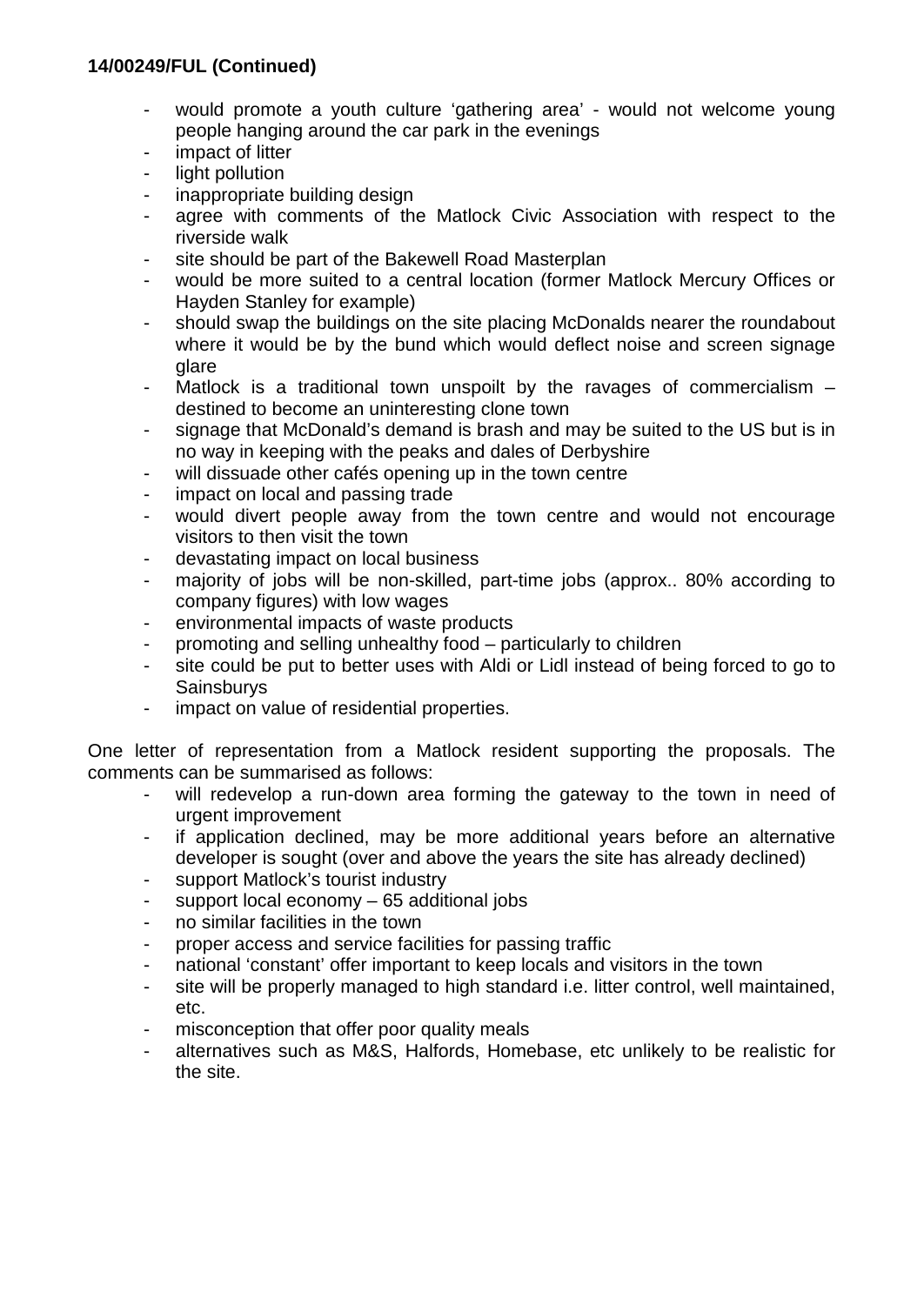**14/00249/FUL (Continued)**

- would promote a youth culture 'gathering area' - would not welcome young people hanging around the car park in the evenings
- impact of litter
- light pollution
- inappropriate building design
- agree with comments of the Matlock Civic Association with respect to the riverside walk
- site should be part of the Bakewell Road Masterplan
- would be more suited to a central location (former Matlock Mercury Offices or Hayden Stanley for example)
- should swap the buildings on the site placing McDonalds nearer the roundabout where it would be by the bund which would deflect noise and screen signage glare
- Matlock is a traditional town unspoilt by the ravages of commercialism – destined to become an uninteresting clone town
- signage that McDonald's demand is brash and may be suited to the US but is in no way in keeping with the peaks and dales of Derbyshire
- will dissuade other cafés opening up in the town centre
- impact on local and passing trade
- would divert people away from the town centre and would not encourage visitors to then visit the town
- devastating impact on local business
- majority of jobs will be non-skilled, part-time jobs (approx.. 80% according to company figures) with low wages
- environmental impacts of waste products
- promoting and selling unhealthy food – particularly to children
- site could be put to better uses with Aldi or Lidl instead of being forced to go to Sainsburys
- impact on value of residential properties.

One letter of representation from a Matlock resident supporting the proposals. The comments can be summarised as follows:

- will redevelop a run-down area forming the gateway to the town in need of urgent improvement
- if application declined, may be more additional years before an alternative developer is sought (over and above the years the site has already declined)
- support Matlock's tourist industry
- support local economy – 65 additional jobs
- no similar facilities in the town
- proper access and service facilities for passing traffic
- national 'constant' offer important to keep locals and visitors in the town
- site will be properly managed to high standard i.e. litter control, well maintained, etc.
- misconception that offer poor quality meals
- alternatives such as M&S, Halfords, Homebase, etc unlikely to be realistic for the site.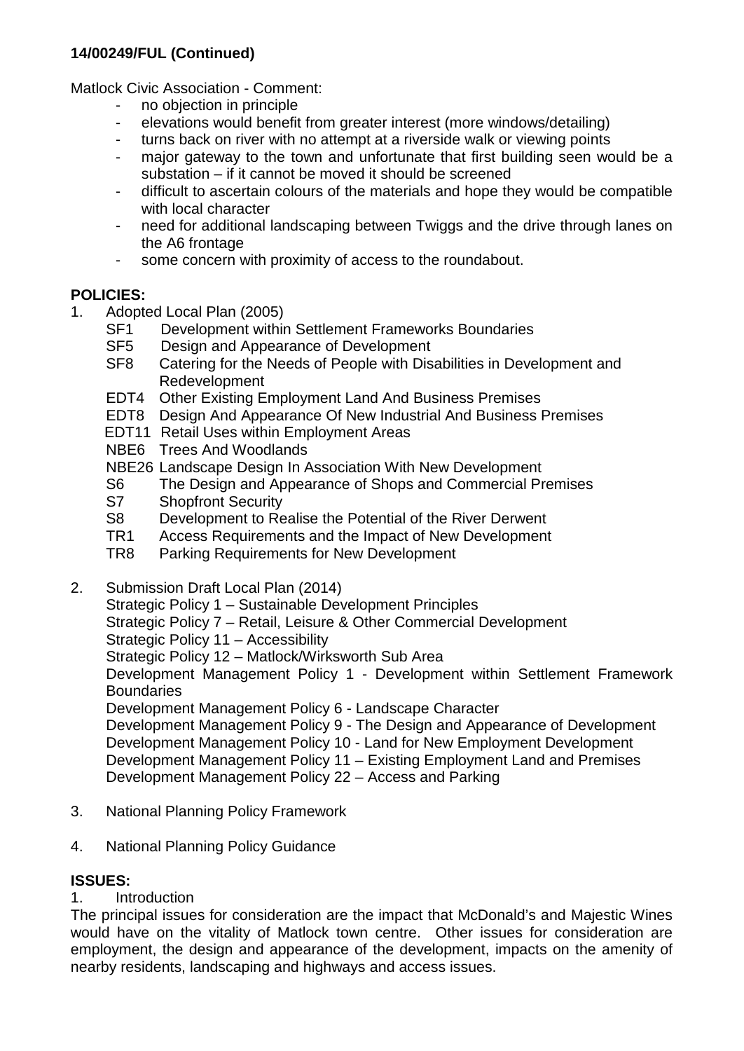**14/00249/FUL (Continued)**

Matlock Civic Association - Comment:

- no objection in principle
- elevations would benefit from greater interest (more windows/detailing)
- turns back on river with no attempt at a riverside walk or viewing points
- major gateway to the town and unfortunate that first building seen would be a substation – if it cannot be moved it should be screened
- difficult to ascertain colours of the materials and hope they would be compatible with local character
- need for additional landscaping between Twiggs and the drive through lanes on the A6 frontage
- some concern with proximity of access to the roundabout.

**POLICIES:**

1. Adopted Local Plan (2005)
   - SF1 Development within Settlement Frameworks Boundaries
   - SF5 Design and Appearance of Development
   - SF8 Catering for the Needs of People with Disabilities in Development and Redevelopment
   - EDT4 Other Existing Employment Land And Business Premises
   - EDT8 Design And Appearance Of New Industrial And Business Premises
   - EDT11 Retail Uses within Employment Areas
   - NBE6 Trees And Woodlands
   - NBE26 Landscape Design In Association With New Development
   - S6 The Design and Appearance of Shops and Commercial Premises
   - S7 Shopfront Security
   - S8 Development to Realise the Potential of the River Derwent
   - TR1 Access Requirements and the Impact of New Development
   - TR8 Parking Requirements for New Development

2. Submission Draft Local Plan (2014)
   - Strategic Policy 1 – Sustainable Development Principles
   - Strategic Policy 7 – Retail, Leisure & Other Commercial Development
   - Strategic Policy 11 – Accessibility
   - Strategic Policy 12 – Matlock/Wirksworth Sub Area
   - Development Management Policy 1 - Development within Settlement Framework Boundaries
   - Development Management Policy 6 - Landscape Character
   - Development Management Policy 9 - The Design and Appearance of Development
   - Development Management Policy 10 - Land for New Employment Development
   - Development Management Policy 11 – Existing Employment Land and Premises
   - Development Management Policy 22 – Access and Parking

3. National Planning Policy Framework

4. National Planning Policy Guidance

**ISSUES:**

1. Introduction

The principal issues for consideration are the impact that McDonald's and Majestic Wines would have on the vitality of Matlock town centre. Other issues for consideration are employment, the design and appearance of the development, impacts on the amenity of nearby residents, landscaping and highways and access issues.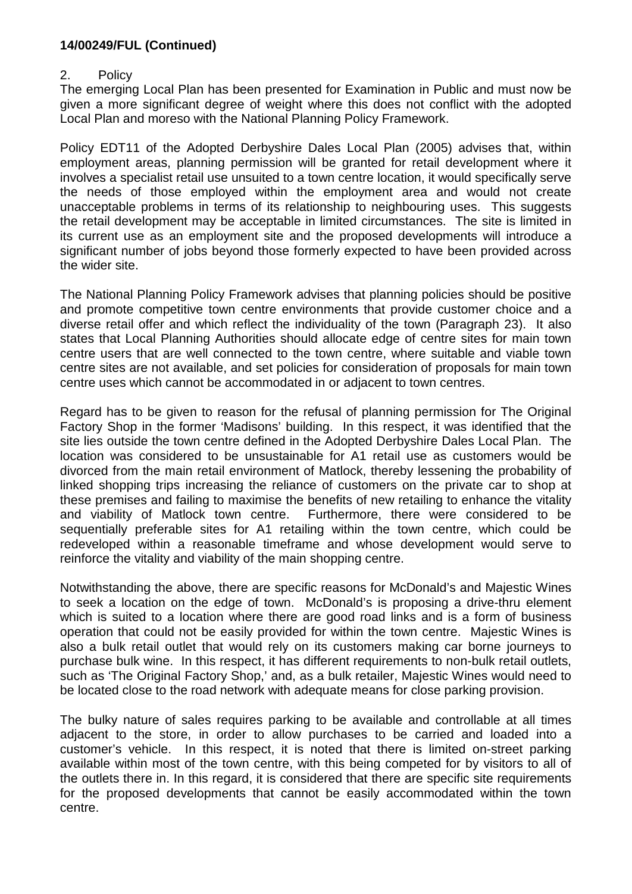**14/00249/FUL (Continued)**

2. Policy

The emerging Local Plan has been presented for Examination in Public and must now be given a more significant degree of weight where this does not conflict with the adopted Local Plan and moreso with the National Planning Policy Framework.

Policy EDT11 of the Adopted Derbyshire Dales Local Plan (2005) advises that, within employment areas, planning permission will be granted for retail development where it involves a specialist retail use unsuited to a town centre location, it would specifically serve the needs of those employed within the employment area and would not create unacceptable problems in terms of its relationship to neighbouring uses. This suggests the retail development may be acceptable in limited circumstances. The site is limited in its current use as an employment site and the proposed developments will introduce a significant number of jobs beyond those formerly expected to have been provided across the wider site.

The National Planning Policy Framework advises that planning policies should be positive and promote competitive town centre environments that provide customer choice and a diverse retail offer and which reflect the individuality of the town (Paragraph 23). It also states that Local Planning Authorities should allocate edge of centre sites for main town centre users that are well connected to the town centre, where suitable and viable town centre sites are not available, and set policies for consideration of proposals for main town centre uses which cannot be accommodated in or adjacent to town centres.

Regard has to be given to reason for the refusal of planning permission for The Original Factory Shop in the former 'Madisons' building. In this respect, it was identified that the site lies outside the town centre defined in the Adopted Derbyshire Dales Local Plan. The location was considered to be unsustainable for A1 retail use as customers would be divorced from the main retail environment of Matlock, thereby lessening the probability of linked shopping trips increasing the reliance of customers on the private car to shop at these premises and failing to maximise the benefits of new retailing to enhance the vitality and viability of Matlock town centre. Furthermore, there were considered to be sequentially preferable sites for A1 retailing within the town centre, which could be redeveloped within a reasonable timeframe and whose development would serve to reinforce the vitality and viability of the main shopping centre.

Notwithstanding the above, there are specific reasons for McDonald's and Majestic Wines to seek a location on the edge of town. McDonald's is proposing a drive-thru element which is suited to a location where there are good road links and is a form of business operation that could not be easily provided for within the town centre. Majestic Wines is also a bulk retail outlet that would rely on its customers making car borne journeys to purchase bulk wine. In this respect, it has different requirements to non-bulk retail outlets, such as 'The Original Factory Shop,' and, as a bulk retailer, Majestic Wines would need to be located close to the road network with adequate means for close parking provision.

The bulky nature of sales requires parking to be available and controllable at all times adjacent to the store, in order to allow purchases to be carried and loaded into a customer's vehicle. In this respect, it is noted that there is limited on-street parking available within most of the town centre, with this being competed for by visitors to all of the outlets there in. In this regard, it is considered that there are specific site requirements for the proposed developments that cannot be easily accommodated within the town centre.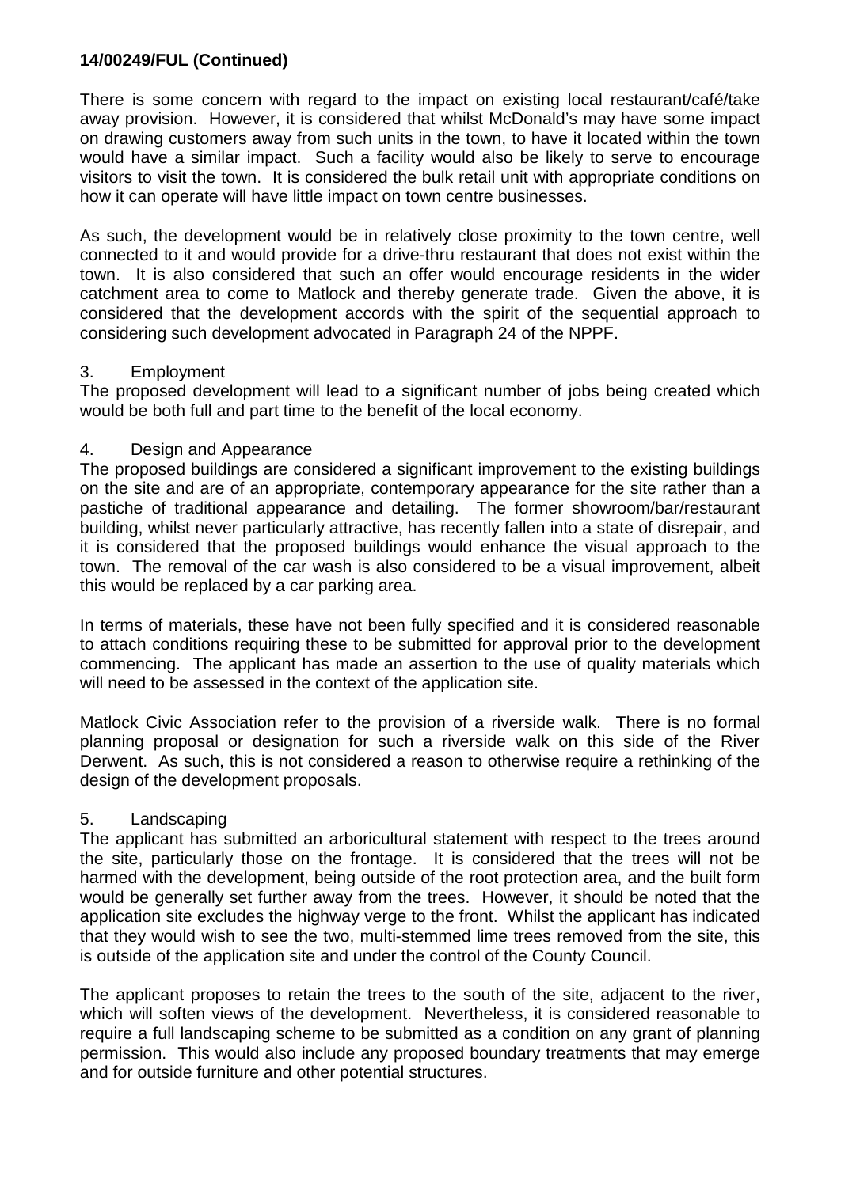**14/00249/FUL (Continued)**

There is some concern with regard to the impact on existing local restaurant/café/take away provision. However, it is considered that whilst McDonald's may have some impact on drawing customers away from such units in the town, to have it located within the town would have a similar impact. Such a facility would also be likely to serve to encourage visitors to visit the town. It is considered the bulk retail unit with appropriate conditions on how it can operate will have little impact on town centre businesses.

As such, the development would be in relatively close proximity to the town centre, well connected to it and would provide for a drive-thru restaurant that does not exist within the town. It is also considered that such an offer would encourage residents in the wider catchment area to come to Matlock and thereby generate trade. Given the above, it is considered that the development accords with the spirit of the sequential approach to considering such development advocated in Paragraph 24 of the NPPF.

3. Employment

The proposed development will lead to a significant number of jobs being created which would be both full and part time to the benefit of the local economy.

4. Design and Appearance

The proposed buildings are considered a significant improvement to the existing buildings on the site and are of an appropriate, contemporary appearance for the site rather than a pastiche of traditional appearance and detailing. The former showroom/bar/restaurant building, whilst never particularly attractive, has recently fallen into a state of disrepair, and it is considered that the proposed buildings would enhance the visual approach to the town. The removal of the car wash is also considered to be a visual improvement, albeit this would be replaced by a car parking area.

In terms of materials, these have not been fully specified and it is considered reasonable to attach conditions requiring these to be submitted for approval prior to the development commencing. The applicant has made an assertion to the use of quality materials which will need to be assessed in the context of the application site.

Matlock Civic Association refer to the provision of a riverside walk. There is no formal planning proposal or designation for such a riverside walk on this side of the River Derwent. As such, this is not considered a reason to otherwise require a rethinking of the design of the development proposals.

5. Landscaping

The applicant has submitted an arboricultural statement with respect to the trees around the site, particularly those on the frontage. It is considered that the trees will not be harmed with the development, being outside of the root protection area, and the built form would be generally set further away from the trees. However, it should be noted that the application site excludes the highway verge to the front. Whilst the applicant has indicated that they would wish to see the two, multi-stemmed lime trees removed from the site, this is outside of the application site and under the control of the County Council.

The applicant proposes to retain the trees to the south of the site, adjacent to the river, which will soften views of the development. Nevertheless, it is considered reasonable to require a full landscaping scheme to be submitted as a condition on any grant of planning permission. This would also include any proposed boundary treatments that may emerge and for outside furniture and other potential structures.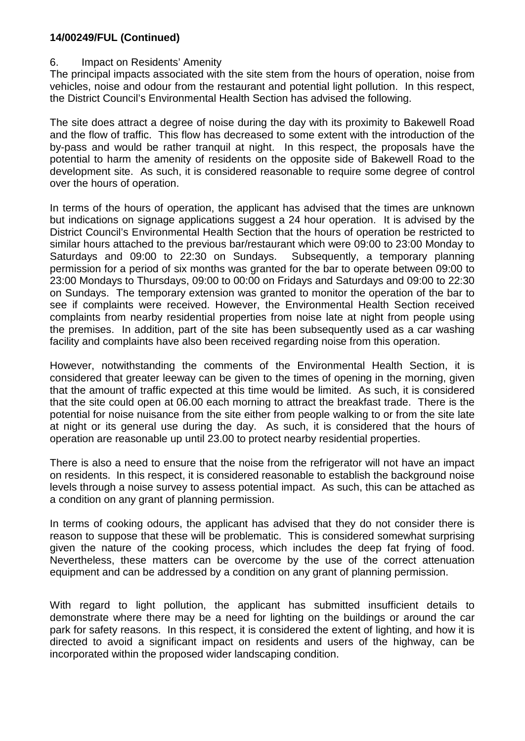**14/00249/FUL (Continued)**

6. Impact on Residents' Amenity

The principal impacts associated with the site stem from the hours of operation, noise from vehicles, noise and odour from the restaurant and potential light pollution. In this respect, the District Council's Environmental Health Section has advised the following.

The site does attract a degree of noise during the day with its proximity to Bakewell Road and the flow of traffic. This flow has decreased to some extent with the introduction of the by-pass and would be rather tranquil at night. In this respect, the proposals have the potential to harm the amenity of residents on the opposite side of Bakewell Road to the development site. As such, it is considered reasonable to require some degree of control over the hours of operation.

In terms of the hours of operation, the applicant has advised that the times are unknown but indications on signage applications suggest a 24 hour operation. It is advised by the District Council's Environmental Health Section that the hours of operation be restricted to similar hours attached to the previous bar/restaurant which were 09:00 to 23:00 Monday to Saturdays and 09:00 to 22:30 on Sundays. Subsequently, a temporary planning permission for a period of six months was granted for the bar to operate between 09:00 to 23:00 Mondays to Thursdays, 09:00 to 00:00 on Fridays and Saturdays and 09:00 to 22:30 on Sundays. The temporary extension was granted to monitor the operation of the bar to see if complaints were received. However, the Environmental Health Section received complaints from nearby residential properties from noise late at night from people using the premises. In addition, part of the site has been subsequently used as a car washing facility and complaints have also been received regarding noise from this operation.

However, notwithstanding the comments of the Environmental Health Section, it is considered that greater leeway can be given to the times of opening in the morning, given that the amount of traffic expected at this time would be limited. As such, it is considered that the site could open at 06.00 each morning to attract the breakfast trade. There is the potential for noise nuisance from the site either from people walking to or from the site late at night or its general use during the day. As such, it is considered that the hours of operation are reasonable up until 23.00 to protect nearby residential properties.

There is also a need to ensure that the noise from the refrigerator will not have an impact on residents. In this respect, it is considered reasonable to establish the background noise levels through a noise survey to assess potential impact. As such, this can be attached as a condition on any grant of planning permission.

In terms of cooking odours, the applicant has advised that they do not consider there is reason to suppose that these will be problematic. This is considered somewhat surprising given the nature of the cooking process, which includes the deep fat frying of food. Nevertheless, these matters can be overcome by the use of the correct attenuation equipment and can be addressed by a condition on any grant of planning permission.

With regard to light pollution, the applicant has submitted insufficient details to demonstrate where there may be a need for lighting on the buildings or around the car park for safety reasons. In this respect, it is considered the extent of lighting, and how it is directed to avoid a significant impact on residents and users of the highway, can be incorporated within the proposed wider landscaping condition.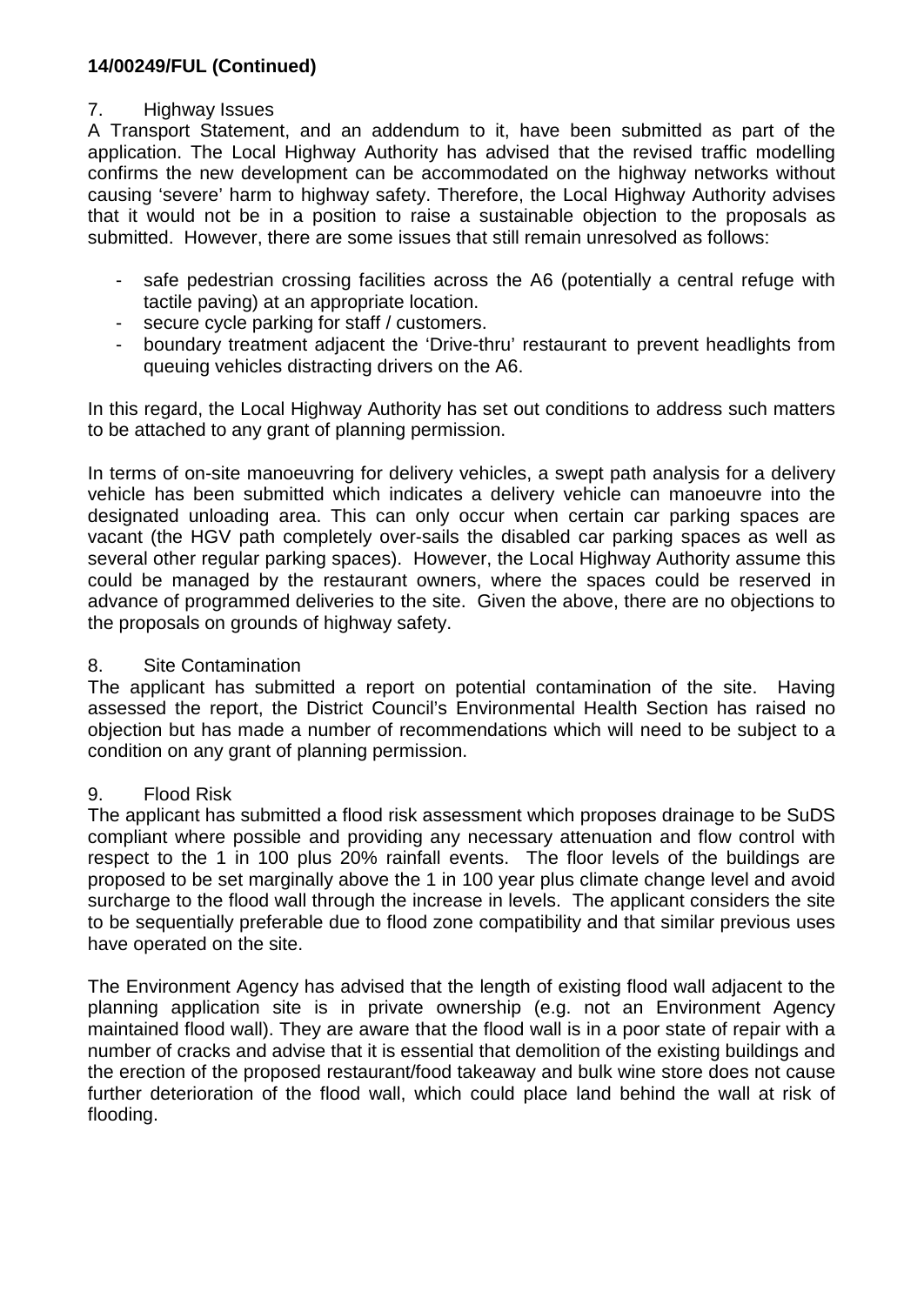**14/00249/FUL (Continued)**

7. Highway Issues

A Transport Statement, and an addendum to it, have been submitted as part of the application. The Local Highway Authority has advised that the revised traffic modelling confirms the new development can be accommodated on the highway networks without causing 'severe' harm to highway safety. Therefore, the Local Highway Authority advises that it would not be in a position to raise a sustainable objection to the proposals as submitted. However, there are some issues that still remain unresolved as follows:

- safe pedestrian crossing facilities across the A6 (potentially a central refuge with tactile paving) at an appropriate location.
- secure cycle parking for staff / customers.
- boundary treatment adjacent the 'Drive-thru' restaurant to prevent headlights from queuing vehicles distracting drivers on the A6.

In this regard, the Local Highway Authority has set out conditions to address such matters to be attached to any grant of planning permission.

In terms of on-site manoeuvring for delivery vehicles, a swept path analysis for a delivery vehicle has been submitted which indicates a delivery vehicle can manoeuvre into the designated unloading area. This can only occur when certain car parking spaces are vacant (the HGV path completely over-sails the disabled car parking spaces as well as several other regular parking spaces). However, the Local Highway Authority assume this could be managed by the restaurant owners, where the spaces could be reserved in advance of programmed deliveries to the site. Given the above, there are no objections to the proposals on grounds of highway safety.

8. Site Contamination

The applicant has submitted a report on potential contamination of the site. Having assessed the report, the District Council's Environmental Health Section has raised no objection but has made a number of recommendations which will need to be subject to a condition on any grant of planning permission.

9. Flood Risk

The applicant has submitted a flood risk assessment which proposes drainage to be SuDS compliant where possible and providing any necessary attenuation and flow control with respect to the 1 in 100 plus 20% rainfall events. The floor levels of the buildings are proposed to be set marginally above the 1 in 100 year plus climate change level and avoid surcharge to the flood wall through the increase in levels. The applicant considers the site to be sequentially preferable due to flood zone compatibility and that similar previous uses have operated on the site.

The Environment Agency has advised that the length of existing flood wall adjacent to the planning application site is in private ownership (e.g. not an Environment Agency maintained flood wall). They are aware that the flood wall is in a poor state of repair with a number of cracks and advise that it is essential that demolition of the existing buildings and the erection of the proposed restaurant/food takeaway and bulk wine store does not cause further deterioration of the flood wall, which could place land behind the wall at risk of flooding.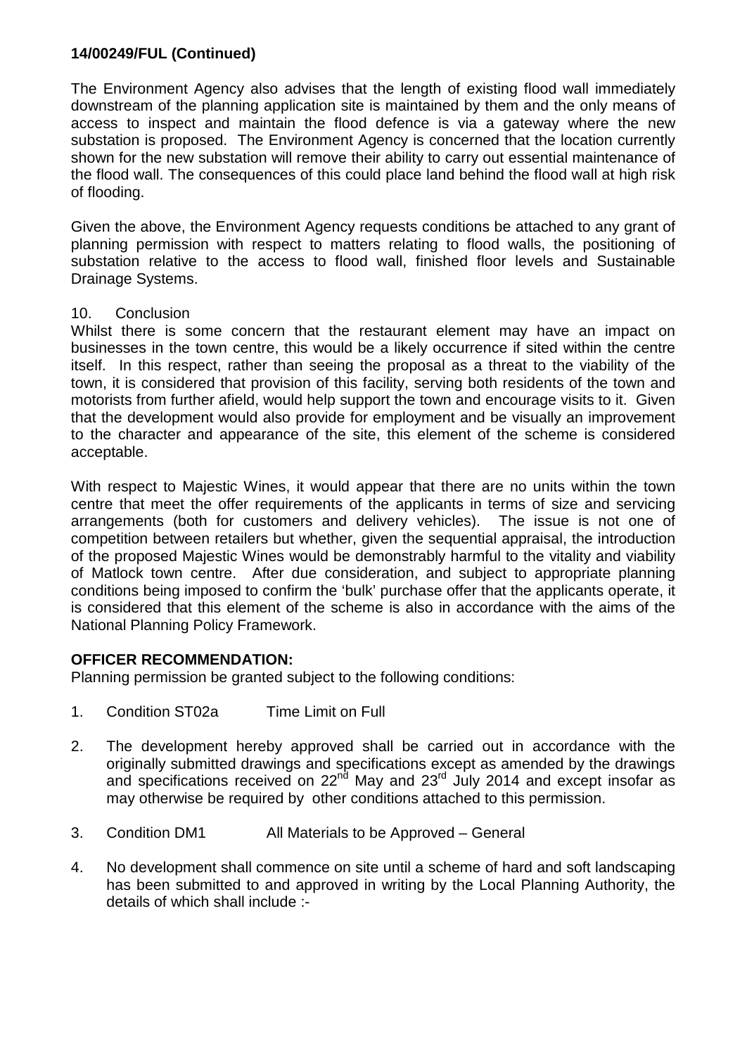**14/00249/FUL (Continued)**

The Environment Agency also advises that the length of existing flood wall immediately downstream of the planning application site is maintained by them and the only means of access to inspect and maintain the flood defence is via a gateway where the new substation is proposed. The Environment Agency is concerned that the location currently shown for the new substation will remove their ability to carry out essential maintenance of the flood wall. The consequences of this could place land behind the flood wall at high risk of flooding.

Given the above, the Environment Agency requests conditions be attached to any grant of planning permission with respect to matters relating to flood walls, the positioning of substation relative to the access to flood wall, finished floor levels and Sustainable Drainage Systems.

10. Conclusion

Whilst there is some concern that the restaurant element may have an impact on businesses in the town centre, this would be a likely occurrence if sited within the centre itself. In this respect, rather than seeing the proposal as a threat to the viability of the town, it is considered that provision of this facility, serving both residents of the town and motorists from further afield, would help support the town and encourage visits to it. Given that the development would also provide for employment and be visually an improvement to the character and appearance of the site, this element of the scheme is considered acceptable.

With respect to Majestic Wines, it would appear that there are no units within the town centre that meet the offer requirements of the applicants in terms of size and servicing arrangements (both for customers and delivery vehicles). The issue is not one of competition between retailers but whether, given the sequential appraisal, the introduction of the proposed Majestic Wines would be demonstrably harmful to the vitality and viability of Matlock town centre. After due consideration, and subject to appropriate planning conditions being imposed to confirm the 'bulk' purchase offer that the applicants operate, it is considered that this element of the scheme is also in accordance with the aims of the National Planning Policy Framework.

**OFFICER RECOMMENDATION:**

Planning permission be granted subject to the following conditions:

1. Condition ST02a Time Limit on Full

2. The development hereby approved shall be carried out in accordance with the originally submitted drawings and specifications except as amended by the drawings and specifications received on 22nd May and 23rd July 2014 and except insofar as may otherwise be required by other conditions attached to this permission.

3. Condition DM1 All Materials to be Approved – General

4. No development shall commence on site until a scheme of hard and soft landscaping has been submitted to and approved in writing by the Local Planning Authority, the details of which shall include :-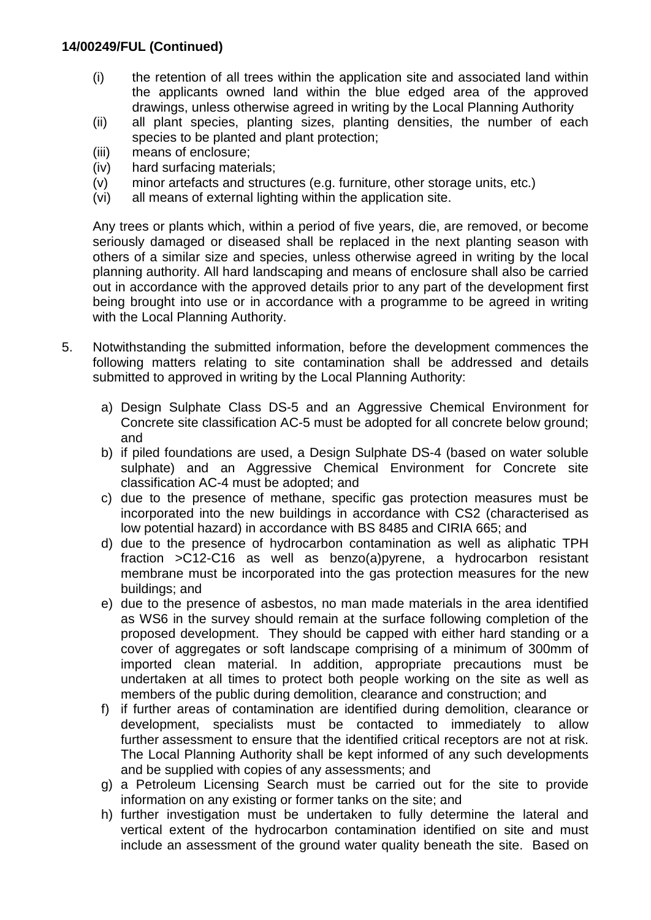**14/00249/FUL (Continued)**

- (i) the retention of all trees within the application site and associated land within the applicants owned land within the blue edged area of the approved drawings, unless otherwise agreed in writing by the Local Planning Authority
- (ii) all plant species, planting sizes, planting densities, the number of each species to be planted and plant protection;
- (iii) means of enclosure;
- (iv) hard surfacing materials;
- (v) minor artefacts and structures (e.g. furniture, other storage units, etc.)
- (vi) all means of external lighting within the application site.

Any trees or plants which, within a period of five years, die, are removed, or become seriously damaged or diseased shall be replaced in the next planting season with others of a similar size and species, unless otherwise agreed in writing by the local planning authority. All hard landscaping and means of enclosure shall also be carried out in accordance with the approved details prior to any part of the development first being brought into use or in accordance with a programme to be agreed in writing with the Local Planning Authority.

5. Notwithstanding the submitted information, before the development commences the following matters relating to site contamination shall be addressed and details submitted to approved in writing by the Local Planning Authority:

   a) Design Sulphate Class DS-5 and an Aggressive Chemical Environment for Concrete site classification AC-5 must be adopted for all concrete below ground; and
   b) if piled foundations are used, a Design Sulphate DS-4 (based on water soluble sulphate) and an Aggressive Chemical Environment for Concrete site classification AC-4 must be adopted; and
   c) due to the presence of methane, specific gas protection measures must be incorporated into the new buildings in accordance with CS2 (characterised as low potential hazard) in accordance with BS 8485 and CIRIA 665; and
   d) due to the presence of hydrocarbon contamination as well as aliphatic TPH fraction >C12-C16 as well as benzo(a)pyrene, a hydrocarbon resistant membrane must be incorporated into the gas protection measures for the new buildings; and
   e) due to the presence of asbestos, no man made materials in the area identified as WS6 in the survey should remain at the surface following completion of the proposed development. They should be capped with either hard standing or a cover of aggregates or soft landscape comprising of a minimum of 300mm of imported clean material. In addition, appropriate precautions must be undertaken at all times to protect both people working on the site as well as members of the public during demolition, clearance and construction; and
   f) if further areas of contamination are identified during demolition, clearance or development, specialists must be contacted to immediately to allow further assessment to ensure that the identified critical receptors are not at risk. The Local Planning Authority shall be kept informed of any such developments and be supplied with copies of any assessments; and
   g) a Petroleum Licensing Search must be carried out for the site to provide information on any existing or former tanks on the site; and
   h) further investigation must be undertaken to fully determine the lateral and vertical extent of the hydrocarbon contamination identified on site and must include an assessment of the ground water quality beneath the site. Based on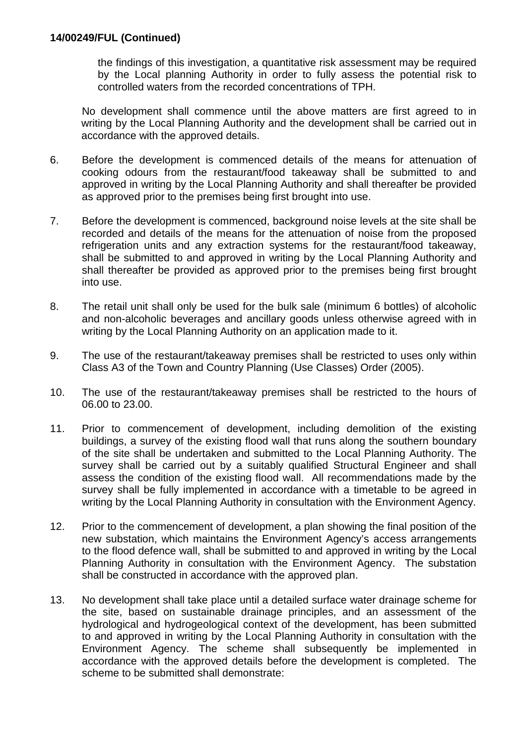**14/00249/FUL (Continued)**

the findings of this investigation, a quantitative risk assessment may be required by the Local planning Authority in order to fully assess the potential risk to controlled waters from the recorded concentrations of TPH.

No development shall commence until the above matters are first agreed to in writing by the Local Planning Authority and the development shall be carried out in accordance with the approved details.

6. Before the development is commenced details of the means for attenuation of cooking odours from the restaurant/food takeaway shall be submitted to and approved in writing by the Local Planning Authority and shall thereafter be provided as approved prior to the premises being first brought into use.

7. Before the development is commenced, background noise levels at the site shall be recorded and details of the means for the attenuation of noise from the proposed refrigeration units and any extraction systems for the restaurant/food takeaway, shall be submitted to and approved in writing by the Local Planning Authority and shall thereafter be provided as approved prior to the premises being first brought into use.

8. The retail unit shall only be used for the bulk sale (minimum 6 bottles) of alcoholic and non-alcoholic beverages and ancillary goods unless otherwise agreed with in writing by the Local Planning Authority on an application made to it.

9. The use of the restaurant/takeaway premises shall be restricted to uses only within Class A3 of the Town and Country Planning (Use Classes) Order (2005).

10. The use of the restaurant/takeaway premises shall be restricted to the hours of 06.00 to 23.00.

11. Prior to commencement of development, including demolition of the existing buildings, a survey of the existing flood wall that runs along the southern boundary of the site shall be undertaken and submitted to the Local Planning Authority. The survey shall be carried out by a suitably qualified Structural Engineer and shall assess the condition of the existing flood wall. All recommendations made by the survey shall be fully implemented in accordance with a timetable to be agreed in writing by the Local Planning Authority in consultation with the Environment Agency.

12. Prior to the commencement of development, a plan showing the final position of the new substation, which maintains the Environment Agency's access arrangements to the flood defence wall, shall be submitted to and approved in writing by the Local Planning Authority in consultation with the Environment Agency. The substation shall be constructed in accordance with the approved plan.

13. No development shall take place until a detailed surface water drainage scheme for the site, based on sustainable drainage principles, and an assessment of the hydrological and hydrogeological context of the development, has been submitted to and approved in writing by the Local Planning Authority in consultation with the Environment Agency. The scheme shall subsequently be implemented in accordance with the approved details before the development is completed. The scheme to be submitted shall demonstrate: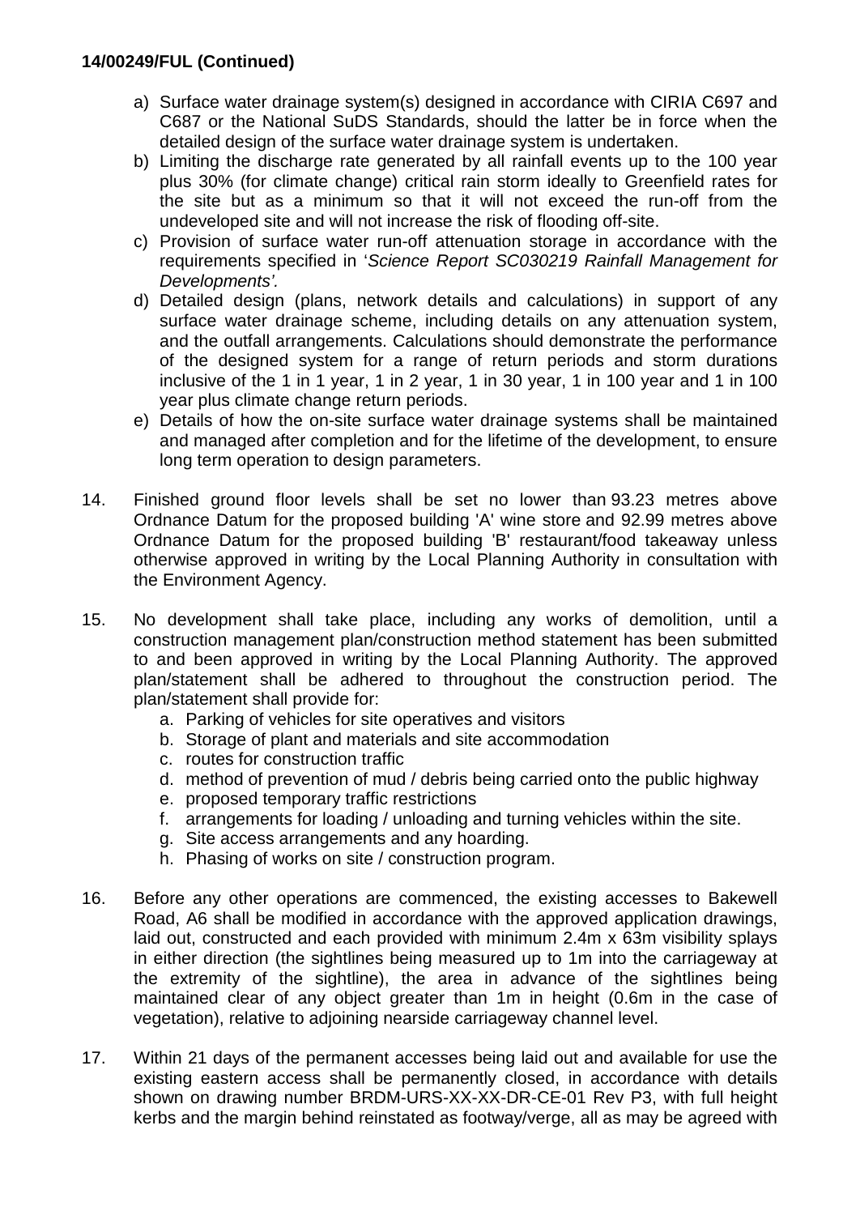**14/00249/FUL (Continued)**

a) Surface water drainage system(s) designed in accordance with CIRIA C697 and C687 or the National SuDS Standards, should the latter be in force when the detailed design of the surface water drainage system is undertaken.

b) Limiting the discharge rate generated by all rainfall events up to the 100 year plus 30% (for climate change) critical rain storm ideally to Greenfield rates for the site but as a minimum so that it will not exceed the run-off from the undeveloped site and will not increase the risk of flooding off-site.

c) Provision of surface water run-off attenuation storage in accordance with the requirements specified in '*Science Report SC030219 Rainfall Management for Developments'*.

d) Detailed design (plans, network details and calculations) in support of any surface water drainage scheme, including details on any attenuation system, and the outfall arrangements. Calculations should demonstrate the performance of the designed system for a range of return periods and storm durations inclusive of the 1 in 1 year, 1 in 2 year, 1 in 30 year, 1 in 100 year and 1 in 100 year plus climate change return periods.

e) Details of how the on-site surface water drainage systems shall be maintained and managed after completion and for the lifetime of the development, to ensure long term operation to design parameters.

14. Finished ground floor levels shall be set no lower than 93.23 metres above Ordnance Datum for the proposed building 'A' wine store and 92.99 metres above Ordnance Datum for the proposed building 'B' restaurant/food takeaway unless otherwise approved in writing by the Local Planning Authority in consultation with the Environment Agency.

15. No development shall take place, including any works of demolition, until a construction management plan/construction method statement has been submitted to and been approved in writing by the Local Planning Authority. The approved plan/statement shall be adhered to throughout the construction period. The plan/statement shall provide for:

    a. Parking of vehicles for site operatives and visitors
    b. Storage of plant and materials and site accommodation
    c. routes for construction traffic
    d. method of prevention of mud / debris being carried onto the public highway
    e. proposed temporary traffic restrictions
    f. arrangements for loading / unloading and turning vehicles within the site.
    g. Site access arrangements and any hoarding.
    h. Phasing of works on site / construction program.

16. Before any other operations are commenced, the existing accesses to Bakewell Road, A6 shall be modified in accordance with the approved application drawings, laid out, constructed and each provided with minimum 2.4m x 63m visibility splays in either direction (the sightlines being measured up to 1m into the carriageway at the extremity of the sightline), the area in advance of the sightlines being maintained clear of any object greater than 1m in height (0.6m in the case of vegetation), relative to adjoining nearside carriageway channel level.

17. Within 21 days of the permanent accesses being laid out and available for use the existing eastern access shall be permanently closed, in accordance with details shown on drawing number BRDM-URS-XX-XX-DR-CE-01 Rev P3, with full height kerbs and the margin behind reinstated as footway/verge, all as may be agreed with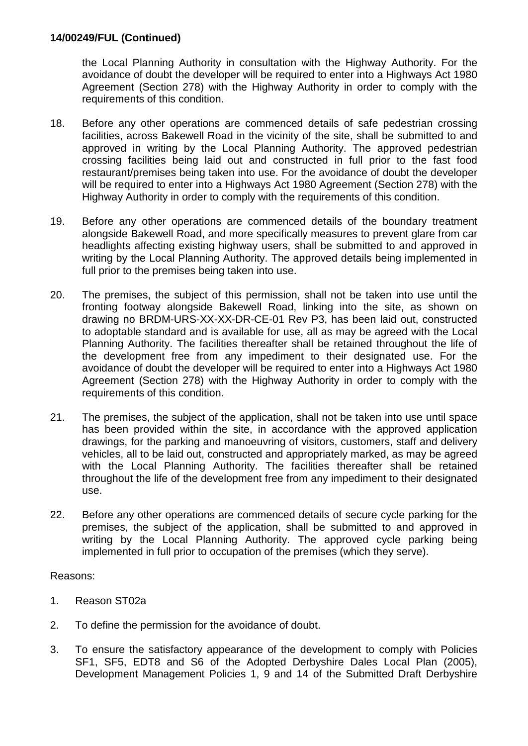**14/00249/FUL (Continued)**

the Local Planning Authority in consultation with the Highway Authority. For the avoidance of doubt the developer will be required to enter into a Highways Act 1980 Agreement (Section 278) with the Highway Authority in order to comply with the requirements of this condition.

18. Before any other operations are commenced details of safe pedestrian crossing facilities, across Bakewell Road in the vicinity of the site, shall be submitted to and approved in writing by the Local Planning Authority. The approved pedestrian crossing facilities being laid out and constructed in full prior to the fast food restaurant/premises being taken into use. For the avoidance of doubt the developer will be required to enter into a Highways Act 1980 Agreement (Section 278) with the Highway Authority in order to comply with the requirements of this condition.

19. Before any other operations are commenced details of the boundary treatment alongside Bakewell Road, and more specifically measures to prevent glare from car headlights affecting existing highway users, shall be submitted to and approved in writing by the Local Planning Authority. The approved details being implemented in full prior to the premises being taken into use.

20. The premises, the subject of this permission, shall not be taken into use until the fronting footway alongside Bakewell Road, linking into the site, as shown on drawing no BRDM-URS-XX-XX-DR-CE-01 Rev P3, has been laid out, constructed to adoptable standard and is available for use, all as may be agreed with the Local Planning Authority. The facilities thereafter shall be retained throughout the life of the development free from any impediment to their designated use. For the avoidance of doubt the developer will be required to enter into a Highways Act 1980 Agreement (Section 278) with the Highway Authority in order to comply with the requirements of this condition.

21. The premises, the subject of the application, shall not be taken into use until space has been provided within the site, in accordance with the approved application drawings, for the parking and manoeuvring of visitors, customers, staff and delivery vehicles, all to be laid out, constructed and appropriately marked, as may be agreed with the Local Planning Authority. The facilities thereafter shall be retained throughout the life of the development free from any impediment to their designated use.

22. Before any other operations are commenced details of secure cycle parking for the premises, the subject of the application, shall be submitted to and approved in writing by the Local Planning Authority. The approved cycle parking being implemented in full prior to occupation of the premises (which they serve).

Reasons:

1. Reason ST02a

2. To define the permission for the avoidance of doubt.

3. To ensure the satisfactory appearance of the development to comply with Policies SF1, SF5, EDT8 and S6 of the Adopted Derbyshire Dales Local Plan (2005), Development Management Policies 1, 9 and 14 of the Submitted Draft Derbyshire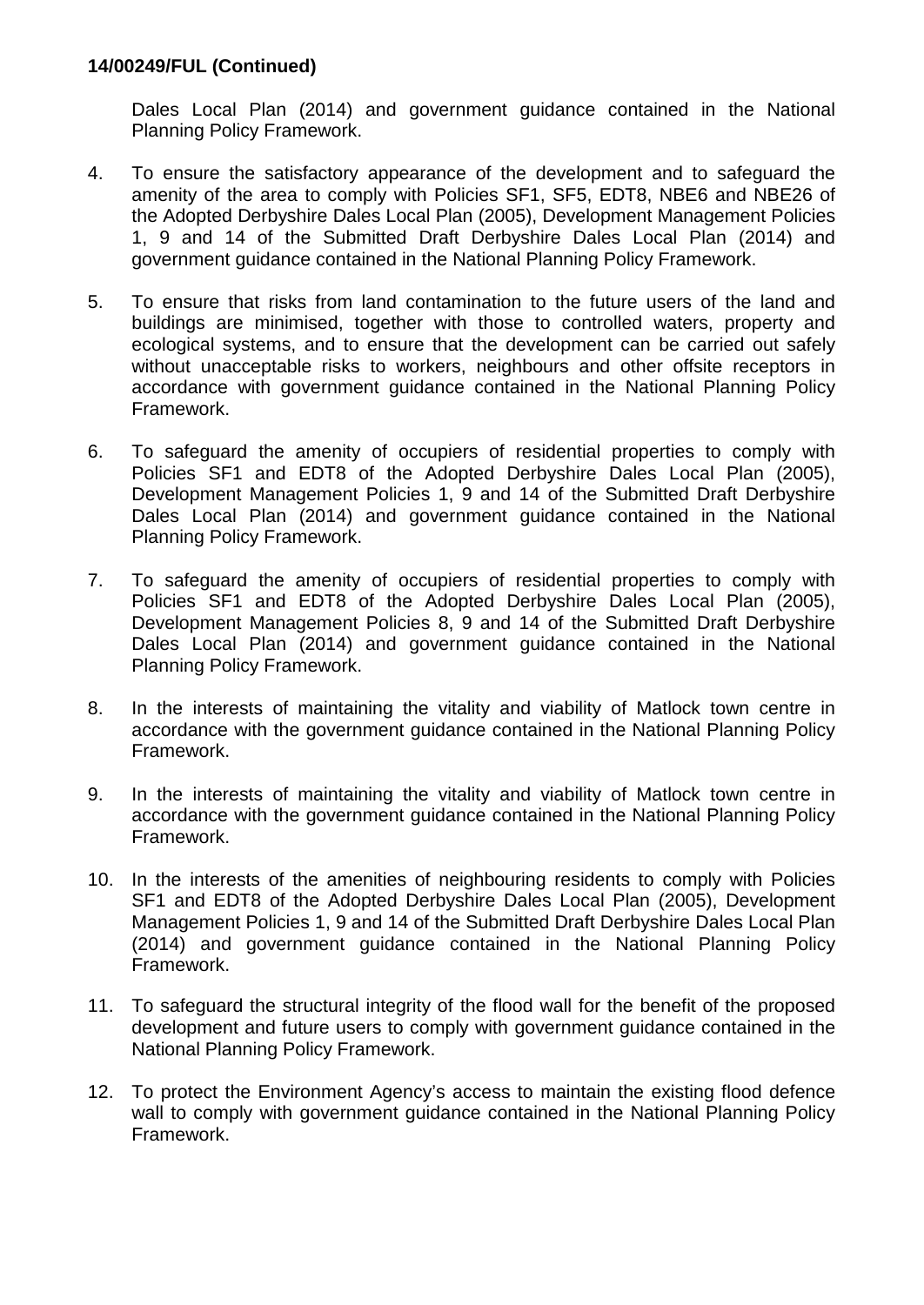**14/00249/FUL (Continued)**

Dales Local Plan (2014) and government guidance contained in the National Planning Policy Framework.

4. To ensure the satisfactory appearance of the development and to safeguard the amenity of the area to comply with Policies SF1, SF5, EDT8, NBE6 and NBE26 of the Adopted Derbyshire Dales Local Plan (2005), Development Management Policies 1, 9 and 14 of the Submitted Draft Derbyshire Dales Local Plan (2014) and government guidance contained in the National Planning Policy Framework.

5. To ensure that risks from land contamination to the future users of the land and buildings are minimised, together with those to controlled waters, property and ecological systems, and to ensure that the development can be carried out safely without unacceptable risks to workers, neighbours and other offsite receptors in accordance with government guidance contained in the National Planning Policy Framework.

6. To safeguard the amenity of occupiers of residential properties to comply with Policies SF1 and EDT8 of the Adopted Derbyshire Dales Local Plan (2005), Development Management Policies 1, 9 and 14 of the Submitted Draft Derbyshire Dales Local Plan (2014) and government guidance contained in the National Planning Policy Framework.

7. To safeguard the amenity of occupiers of residential properties to comply with Policies SF1 and EDT8 of the Adopted Derbyshire Dales Local Plan (2005), Development Management Policies 8, 9 and 14 of the Submitted Draft Derbyshire Dales Local Plan (2014) and government guidance contained in the National Planning Policy Framework.

8. In the interests of maintaining the vitality and viability of Matlock town centre in accordance with the government guidance contained in the National Planning Policy Framework.

9. In the interests of maintaining the vitality and viability of Matlock town centre in accordance with the government guidance contained in the National Planning Policy Framework.

10. In the interests of the amenities of neighbouring residents to comply with Policies SF1 and EDT8 of the Adopted Derbyshire Dales Local Plan (2005), Development Management Policies 1, 9 and 14 of the Submitted Draft Derbyshire Dales Local Plan (2014) and government guidance contained in the National Planning Policy Framework.

11. To safeguard the structural integrity of the flood wall for the benefit of the proposed development and future users to comply with government guidance contained in the National Planning Policy Framework.

12. To protect the Environment Agency's access to maintain the existing flood defence wall to comply with government guidance contained in the National Planning Policy Framework.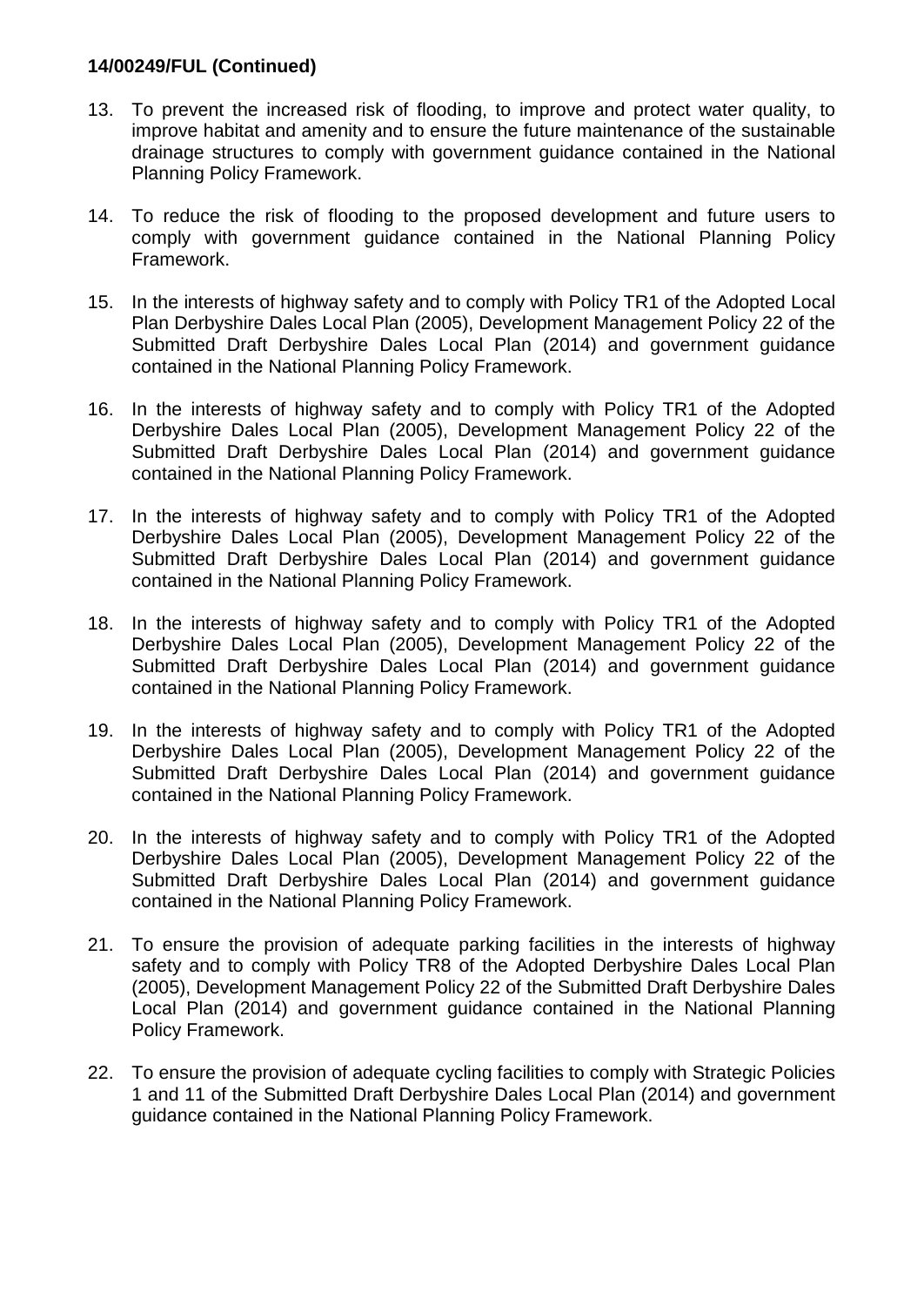**14/00249/FUL (Continued)**

13. To prevent the increased risk of flooding, to improve and protect water quality, to improve habitat and amenity and to ensure the future maintenance of the sustainable drainage structures to comply with government guidance contained in the National Planning Policy Framework.

14. To reduce the risk of flooding to the proposed development and future users to comply with government guidance contained in the National Planning Policy Framework.

15. In the interests of highway safety and to comply with Policy TR1 of the Adopted Local Plan Derbyshire Dales Local Plan (2005), Development Management Policy 22 of the Submitted Draft Derbyshire Dales Local Plan (2014) and government guidance contained in the National Planning Policy Framework.

16. In the interests of highway safety and to comply with Policy TR1 of the Adopted Derbyshire Dales Local Plan (2005), Development Management Policy 22 of the Submitted Draft Derbyshire Dales Local Plan (2014) and government guidance contained in the National Planning Policy Framework.

17. In the interests of highway safety and to comply with Policy TR1 of the Adopted Derbyshire Dales Local Plan (2005), Development Management Policy 22 of the Submitted Draft Derbyshire Dales Local Plan (2014) and government guidance contained in the National Planning Policy Framework.

18. In the interests of highway safety and to comply with Policy TR1 of the Adopted Derbyshire Dales Local Plan (2005), Development Management Policy 22 of the Submitted Draft Derbyshire Dales Local Plan (2014) and government guidance contained in the National Planning Policy Framework.

19. In the interests of highway safety and to comply with Policy TR1 of the Adopted Derbyshire Dales Local Plan (2005), Development Management Policy 22 of the Submitted Draft Derbyshire Dales Local Plan (2014) and government guidance contained in the National Planning Policy Framework.

20. In the interests of highway safety and to comply with Policy TR1 of the Adopted Derbyshire Dales Local Plan (2005), Development Management Policy 22 of the Submitted Draft Derbyshire Dales Local Plan (2014) and government guidance contained in the National Planning Policy Framework.

21. To ensure the provision of adequate parking facilities in the interests of highway safety and to comply with Policy TR8 of the Adopted Derbyshire Dales Local Plan (2005), Development Management Policy 22 of the Submitted Draft Derbyshire Dales Local Plan (2014) and government guidance contained in the National Planning Policy Framework.

22. To ensure the provision of adequate cycling facilities to comply with Strategic Policies 1 and 11 of the Submitted Draft Derbyshire Dales Local Plan (2014) and government guidance contained in the National Planning Policy Framework.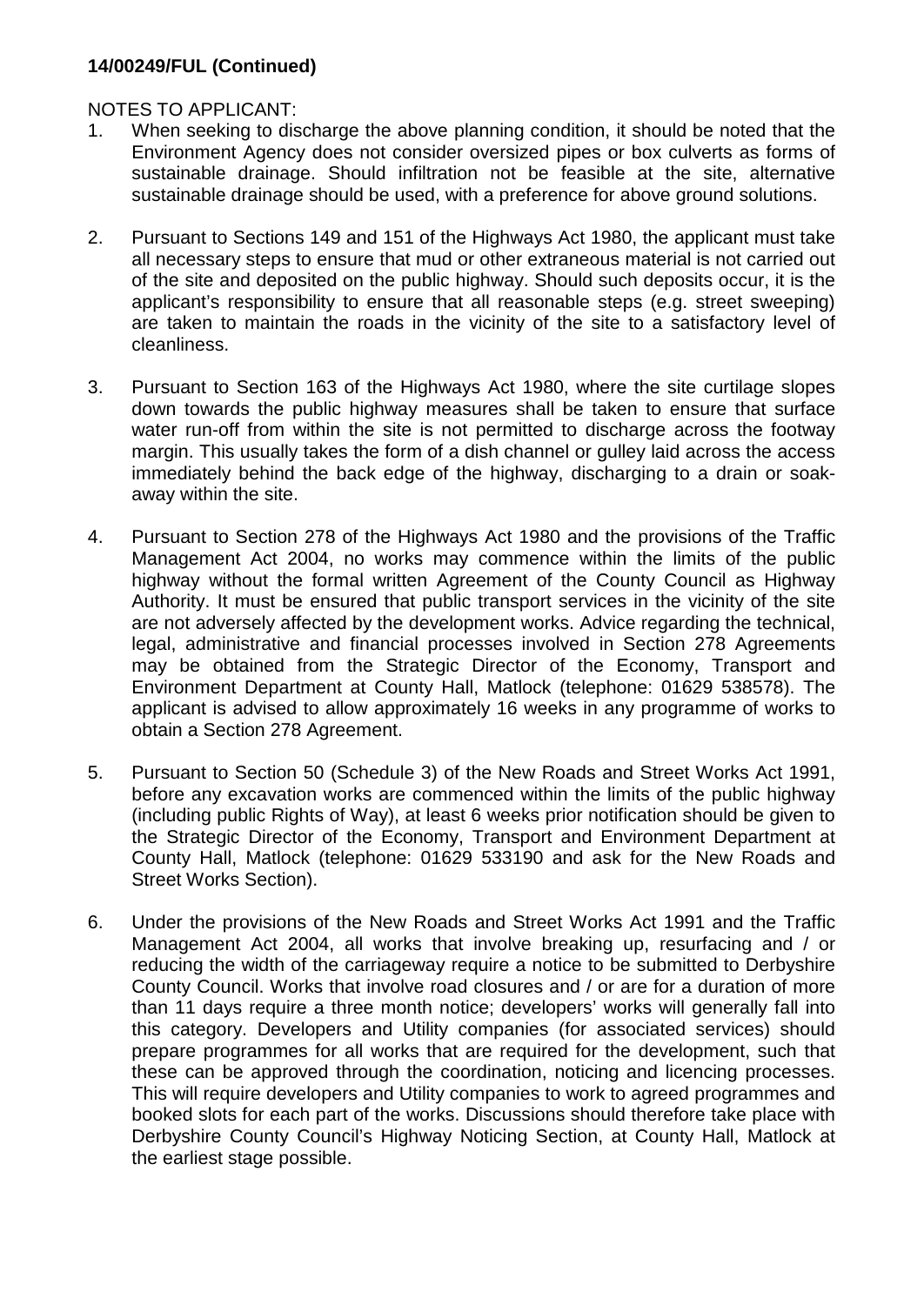**14/00249/FUL (Continued)**

NOTES TO APPLICANT:

1. When seeking to discharge the above planning condition, it should be noted that the Environment Agency does not consider oversized pipes or box culverts as forms of sustainable drainage. Should infiltration not be feasible at the site, alternative sustainable drainage should be used, with a preference for above ground solutions.

2. Pursuant to Sections 149 and 151 of the Highways Act 1980, the applicant must take all necessary steps to ensure that mud or other extraneous material is not carried out of the site and deposited on the public highway. Should such deposits occur, it is the applicant's responsibility to ensure that all reasonable steps (e.g. street sweeping) are taken to maintain the roads in the vicinity of the site to a satisfactory level of cleanliness.

3. Pursuant to Section 163 of the Highways Act 1980, where the site curtilage slopes down towards the public highway measures shall be taken to ensure that surface water run-off from within the site is not permitted to discharge across the footway margin. This usually takes the form of a dish channel or gulley laid across the access immediately behind the back edge of the highway, discharging to a drain or soak-away within the site.

4. Pursuant to Section 278 of the Highways Act 1980 and the provisions of the Traffic Management Act 2004, no works may commence within the limits of the public highway without the formal written Agreement of the County Council as Highway Authority. It must be ensured that public transport services in the vicinity of the site are not adversely affected by the development works. Advice regarding the technical, legal, administrative and financial processes involved in Section 278 Agreements may be obtained from the Strategic Director of the Economy, Transport and Environment Department at County Hall, Matlock (telephone: 01629 538578). The applicant is advised to allow approximately 16 weeks in any programme of works to obtain a Section 278 Agreement.

5. Pursuant to Section 50 (Schedule 3) of the New Roads and Street Works Act 1991, before any excavation works are commenced within the limits of the public highway (including public Rights of Way), at least 6 weeks prior notification should be given to the Strategic Director of the Economy, Transport and Environment Department at County Hall, Matlock (telephone: 01629 533190 and ask for the New Roads and Street Works Section).

6. Under the provisions of the New Roads and Street Works Act 1991 and the Traffic Management Act 2004, all works that involve breaking up, resurfacing and / or reducing the width of the carriageway require a notice to be submitted to Derbyshire County Council. Works that involve road closures and / or are for a duration of more than 11 days require a three month notice; developers' works will generally fall into this category. Developers and Utility companies (for associated services) should prepare programmes for all works that are required for the development, such that these can be approved through the coordination, noticing and licencing processes. This will require developers and Utility companies to work to agreed programmes and booked slots for each part of the works. Discussions should therefore take place with Derbyshire County Council's Highway Noticing Section, at County Hall, Matlock at the earliest stage possible.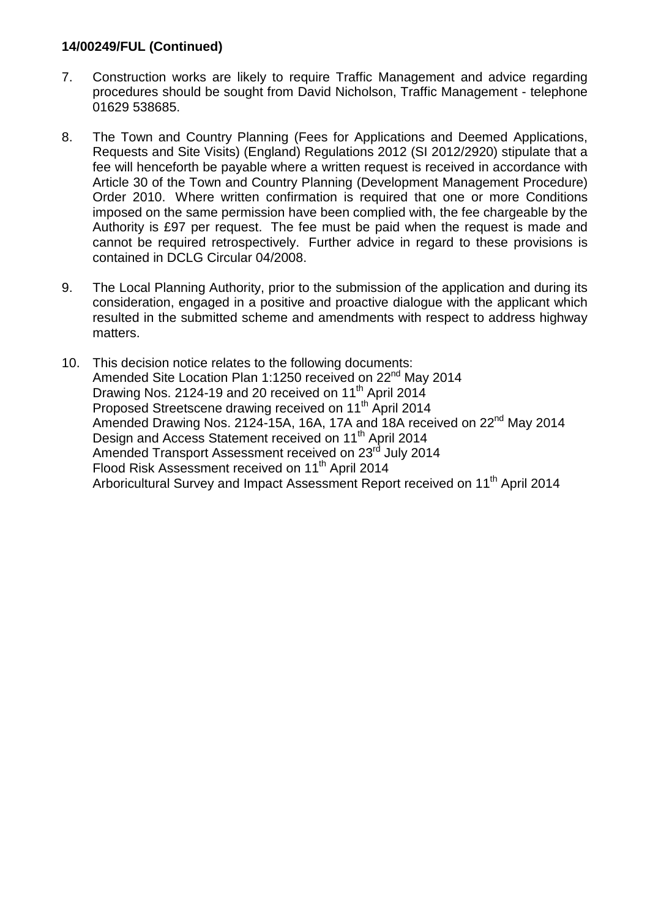**14/00249/FUL (Continued)**

7. Construction works are likely to require Traffic Management and advice regarding procedures should be sought from David Nicholson, Traffic Management - telephone 01629 538685.

8. The Town and Country Planning (Fees for Applications and Deemed Applications, Requests and Site Visits) (England) Regulations 2012 (SI 2012/2920) stipulate that a fee will henceforth be payable where a written request is received in accordance with Article 30 of the Town and Country Planning (Development Management Procedure) Order 2010. Where written confirmation is required that one or more Conditions imposed on the same permission have been complied with, the fee chargeable by the Authority is £97 per request. The fee must be paid when the request is made and cannot be required retrospectively. Further advice in regard to these provisions is contained in DCLG Circular 04/2008.

9. The Local Planning Authority, prior to the submission of the application and during its consideration, engaged in a positive and proactive dialogue with the applicant which resulted in the submitted scheme and amendments with respect to address highway matters.

10. This decision notice relates to the following documents:
    Amended Site Location Plan 1:1250 received on 22nd May 2014
    Drawing Nos. 2124-19 and 20 received on 11th April 2014
    Proposed Streetscene drawing received on 11th April 2014
    Amended Drawing Nos. 2124-15A, 16A, 17A and 18A received on 22nd May 2014
    Design and Access Statement received on 11th April 2014
    Amended Transport Assessment received on 23rd July 2014
    Flood Risk Assessment received on 11th April 2014
    Arboricultural Survey and Impact Assessment Report received on 11th April 2014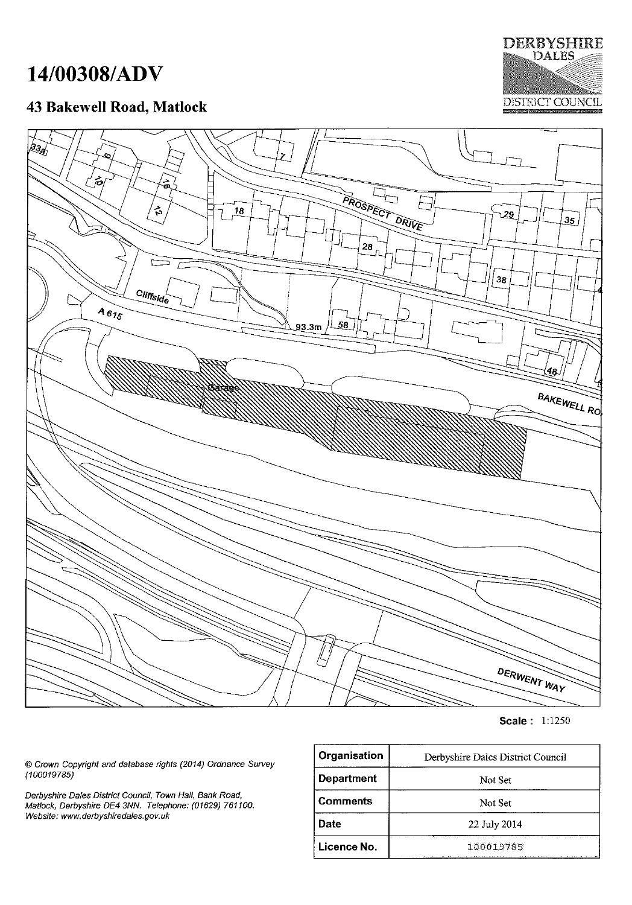# 14/00308/ADV

## 43 Bakewell Road, Matlock

DERBYSHIRE DALES DISTRICT COUNCIL

33a, 9, 10, 16, 12, 7, 18, PROSPECT DRIVE, 28, 29, 35, 38, Cliffside, A 615, 93.3m, 58, 48, Garage, BAKEWELL RO, DERWENT WAY

**Scale :** 1:1250

*© Crown Copyright and database rights (2014) Ordnance Survey (100019785)*

*Derbyshire Dales District Council, Town Hall, Bank Road, Matlock, Derbyshire DE4 3NN. Telephone: (01629) 761100. Website: www.derbyshiredales.gov.uk*

| **Organisation** | Derbyshire Dales District Council |
|---|---|
| **Department** | Not Set |
| **Comments** | Not Set |
| **Date** | 22 July 2014 |
| **Licence No.** | 100019785 |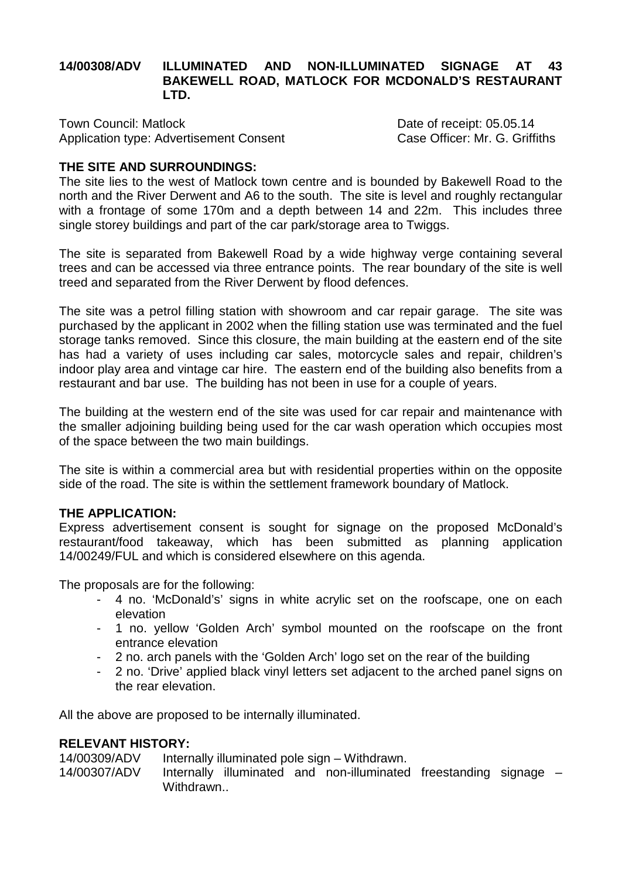**14/00308/ADV ILLUMINATED AND NON-ILLUMINATED SIGNAGE AT 43 BAKEWELL ROAD, MATLOCK FOR MCDONALD'S RESTAURANT LTD.**

Town Council: Matlock  
Application type: Advertisement Consent  
Date of receipt: 05.05.14  
Case Officer: Mr. G. Griffiths

**THE SITE AND SURROUNDINGS:**

The site lies to the west of Matlock town centre and is bounded by Bakewell Road to the north and the River Derwent and A6 to the south. The site is level and roughly rectangular with a frontage of some 170m and a depth between 14 and 22m. This includes three single storey buildings and part of the car park/storage area to Twiggs.

The site is separated from Bakewell Road by a wide highway verge containing several trees and can be accessed via three entrance points. The rear boundary of the site is well treed and separated from the River Derwent by flood defences.

The site was a petrol filling station with showroom and car repair garage. The site was purchased by the applicant in 2002 when the filling station use was terminated and the fuel storage tanks removed. Since this closure, the main building at the eastern end of the site has had a variety of uses including car sales, motorcycle sales and repair, children's indoor play area and vintage car hire. The eastern end of the building also benefits from a restaurant and bar use. The building has not been in use for a couple of years.

The building at the western end of the site was used for car repair and maintenance with the smaller adjoining building being used for the car wash operation which occupies most of the space between the two main buildings.

The site is within a commercial area but with residential properties within on the opposite side of the road. The site is within the settlement framework boundary of Matlock.

**THE APPLICATION:**

Express advertisement consent is sought for signage on the proposed McDonald's restaurant/food takeaway, which has been submitted as planning application 14/00249/FUL and which is considered elsewhere on this agenda.

The proposals are for the following:

- 4 no. 'McDonald's' signs in white acrylic set on the roofscape, one on each elevation
- 1 no. yellow 'Golden Arch' symbol mounted on the roofscape on the front entrance elevation
- 2 no. arch panels with the 'Golden Arch' logo set on the rear of the building
- 2 no. 'Drive' applied black vinyl letters set adjacent to the arched panel signs on the rear elevation.

All the above are proposed to be internally illuminated.

**RELEVANT HISTORY:**

14/00309/ADV Internally illuminated pole sign – Withdrawn.  
14/00307/ADV Internally illuminated and non-illuminated freestanding signage – Withdrawn..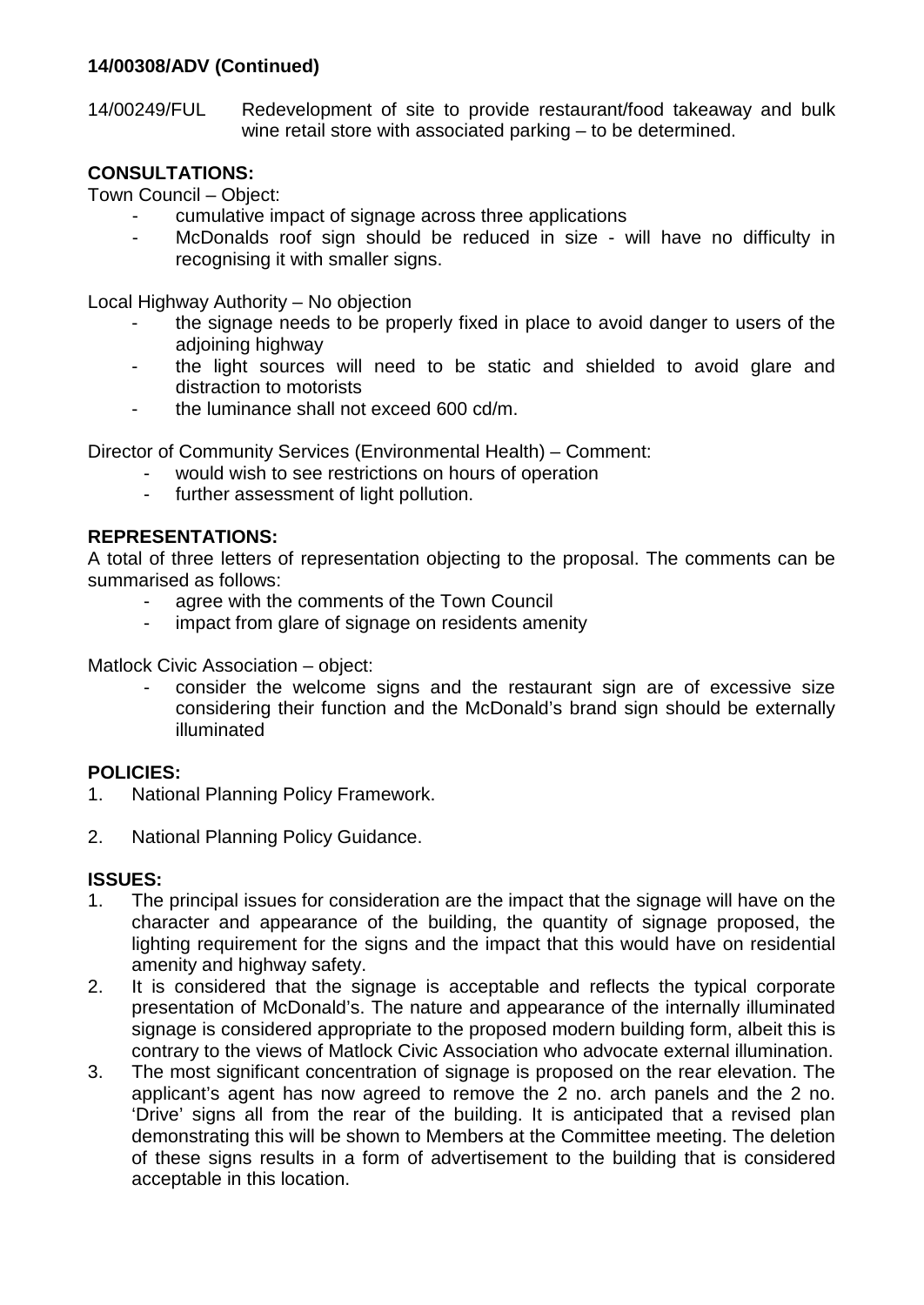**14/00308/ADV (Continued)**

14/00249/FUL Redevelopment of site to provide restaurant/food takeaway and bulk wine retail store with associated parking – to be determined.

**CONSULTATIONS:**

Town Council – Object:

- cumulative impact of signage across three applications
- McDonalds roof sign should be reduced in size - will have no difficulty in recognising it with smaller signs.

Local Highway Authority – No objection

- the signage needs to be properly fixed in place to avoid danger to users of the adjoining highway
- the light sources will need to be static and shielded to avoid glare and distraction to motorists
- the luminance shall not exceed 600 cd/m.

Director of Community Services (Environmental Health) – Comment:

- would wish to see restrictions on hours of operation
- further assessment of light pollution.

**REPRESENTATIONS:**

A total of three letters of representation objecting to the proposal. The comments can be summarised as follows:

- agree with the comments of the Town Council
- impact from glare of signage on residents amenity

Matlock Civic Association – object:

- consider the welcome signs and the restaurant sign are of excessive size considering their function and the McDonald's brand sign should be externally illuminated

**POLICIES:**

1. National Planning Policy Framework.
2. National Planning Policy Guidance.

**ISSUES:**

1. The principal issues for consideration are the impact that the signage will have on the character and appearance of the building, the quantity of signage proposed, the lighting requirement for the signs and the impact that this would have on residential amenity and highway safety.
2. It is considered that the signage is acceptable and reflects the typical corporate presentation of McDonald's. The nature and appearance of the internally illuminated signage is considered appropriate to the proposed modern building form, albeit this is contrary to the views of Matlock Civic Association who advocate external illumination.
3. The most significant concentration of signage is proposed on the rear elevation. The applicant's agent has now agreed to remove the 2 no. arch panels and the 2 no. 'Drive' signs all from the rear of the building. It is anticipated that a revised plan demonstrating this will be shown to Members at the Committee meeting. The deletion of these signs results in a form of advertisement to the building that is considered acceptable in this location.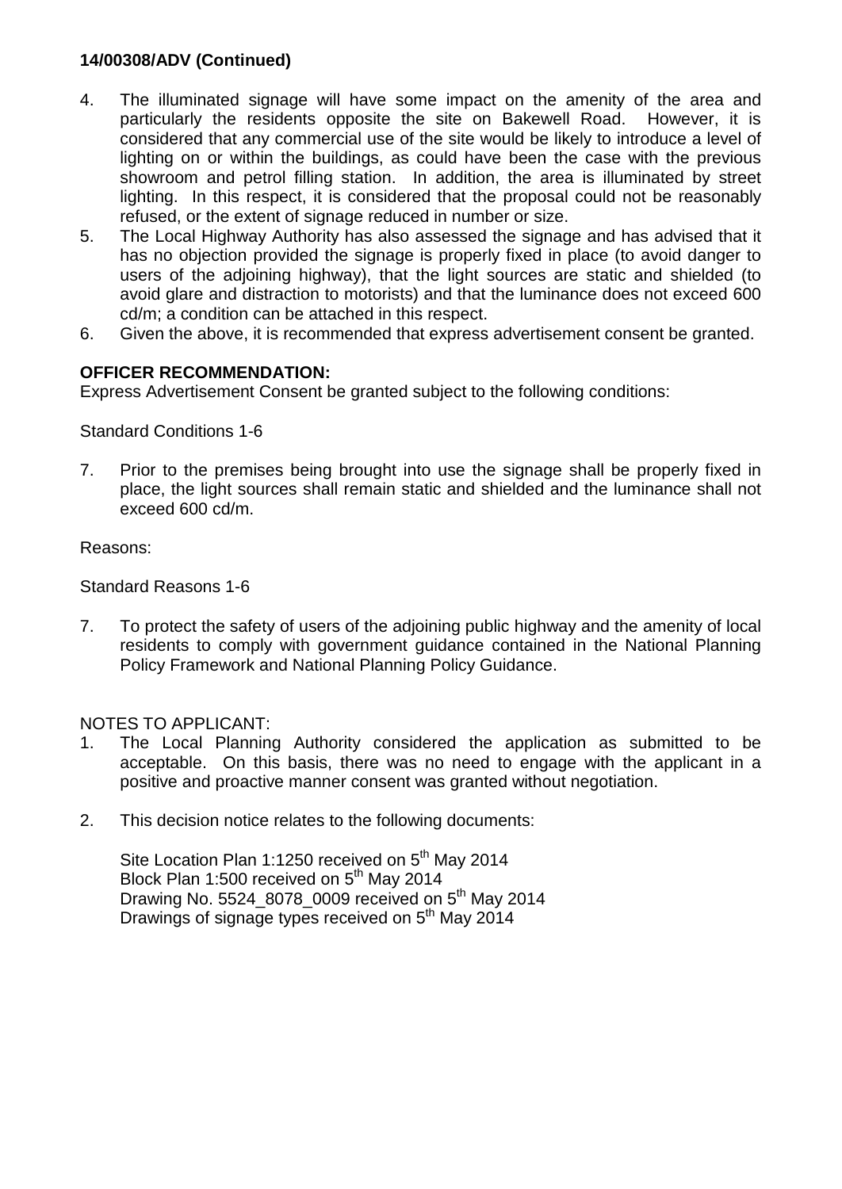**14/00308/ADV (Continued)**

4. The illuminated signage will have some impact on the amenity of the area and particularly the residents opposite the site on Bakewell Road. However, it is considered that any commercial use of the site would be likely to introduce a level of lighting on or within the buildings, as could have been the case with the previous showroom and petrol filling station. In addition, the area is illuminated by street lighting. In this respect, it is considered that the proposal could not be reasonably refused, or the extent of signage reduced in number or size.
5. The Local Highway Authority has also assessed the signage and has advised that it has no objection provided the signage is properly fixed in place (to avoid danger to users of the adjoining highway), that the light sources are static and shielded (to avoid glare and distraction to motorists) and that the luminance does not exceed 600 cd/m; a condition can be attached in this respect.
6. Given the above, it is recommended that express advertisement consent be granted.

**OFFICER RECOMMENDATION:**
Express Advertisement Consent be granted subject to the following conditions:

Standard Conditions 1-6

7. Prior to the premises being brought into use the signage shall be properly fixed in place, the light sources shall remain static and shielded and the luminance shall not exceed 600 cd/m.

Reasons:

Standard Reasons 1-6

7. To protect the safety of users of the adjoining public highway and the amenity of local residents to comply with government guidance contained in the National Planning Policy Framework and National Planning Policy Guidance.

NOTES TO APPLICANT:

1. The Local Planning Authority considered the application as submitted to be acceptable. On this basis, there was no need to engage with the applicant in a positive and proactive manner consent was granted without negotiation.

2. This decision notice relates to the following documents:

   Site Location Plan 1:1250 received on 5th May 2014
   Block Plan 1:500 received on 5th May 2014
   Drawing No. 5524_8078_0009 received on 5th May 2014
   Drawings of signage types received on 5th May 2014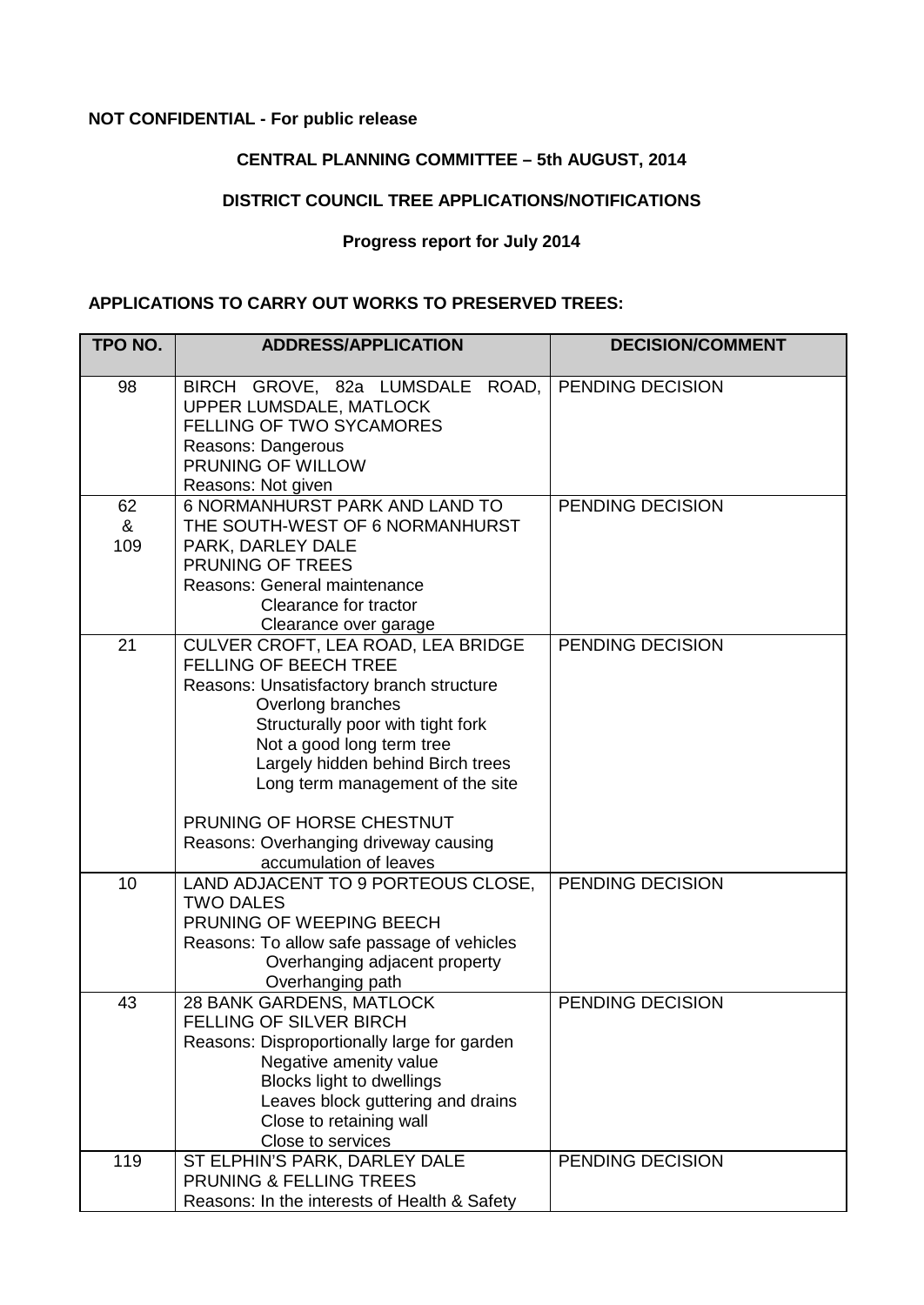**NOT CONFIDENTIAL - For public release**

**CENTRAL PLANNING COMMITTEE – 5th AUGUST, 2014**

**DISTRICT COUNCIL TREE APPLICATIONS/NOTIFICATIONS**

**Progress report for July 2014**

**APPLICATIONS TO CARRY OUT WORKS TO PRESERVED TREES:**

| TPO NO. | ADDRESS/APPLICATION | DECISION/COMMENT |
|---|---|---|
| 98 | BIRCH GROVE, 82a LUMSDALE ROAD, UPPER LUMSDALE, MATLOCK<br>FELLING OF TWO SYCAMORES<br>Reasons: Dangerous<br>PRUNING OF WILLOW<br>Reasons: Not given | PENDING DECISION |
| 62 & 109 | 6 NORMANHURST PARK AND LAND TO THE SOUTH-WEST OF 6 NORMANHURST PARK, DARLEY DALE<br>PRUNING OF TREES<br>Reasons: General maintenance<br>Clearance for tractor<br>Clearance over garage | PENDING DECISION |
| 21 | CULVER CROFT, LEA ROAD, LEA BRIDGE<br>FELLING OF BEECH TREE<br>Reasons: Unsatisfactory branch structure<br>Overlong branches<br>Structurally poor with tight fork<br>Not a good long term tree<br>Largely hidden behind Birch trees<br>Long term management of the site<br><br>PRUNING OF HORSE CHESTNUT<br>Reasons: Overhanging driveway causing accumulation of leaves | PENDING DECISION |
| 10 | LAND ADJACENT TO 9 PORTEOUS CLOSE, TWO DALES<br>PRUNING OF WEEPING BEECH<br>Reasons: To allow safe passage of vehicles<br>Overhanging adjacent property<br>Overhanging path | PENDING DECISION |
| 43 | 28 BANK GARDENS, MATLOCK<br>FELLING OF SILVER BIRCH<br>Reasons: Disproportionally large for garden<br>Negative amenity value<br>Blocks light to dwellings<br>Leaves block guttering and drains<br>Close to retaining wall<br>Close to services | PENDING DECISION |
| 119 | ST ELPHIN'S PARK, DARLEY DALE<br>PRUNING & FELLING TREES<br>Reasons: In the interests of Health & Safety | PENDING DECISION |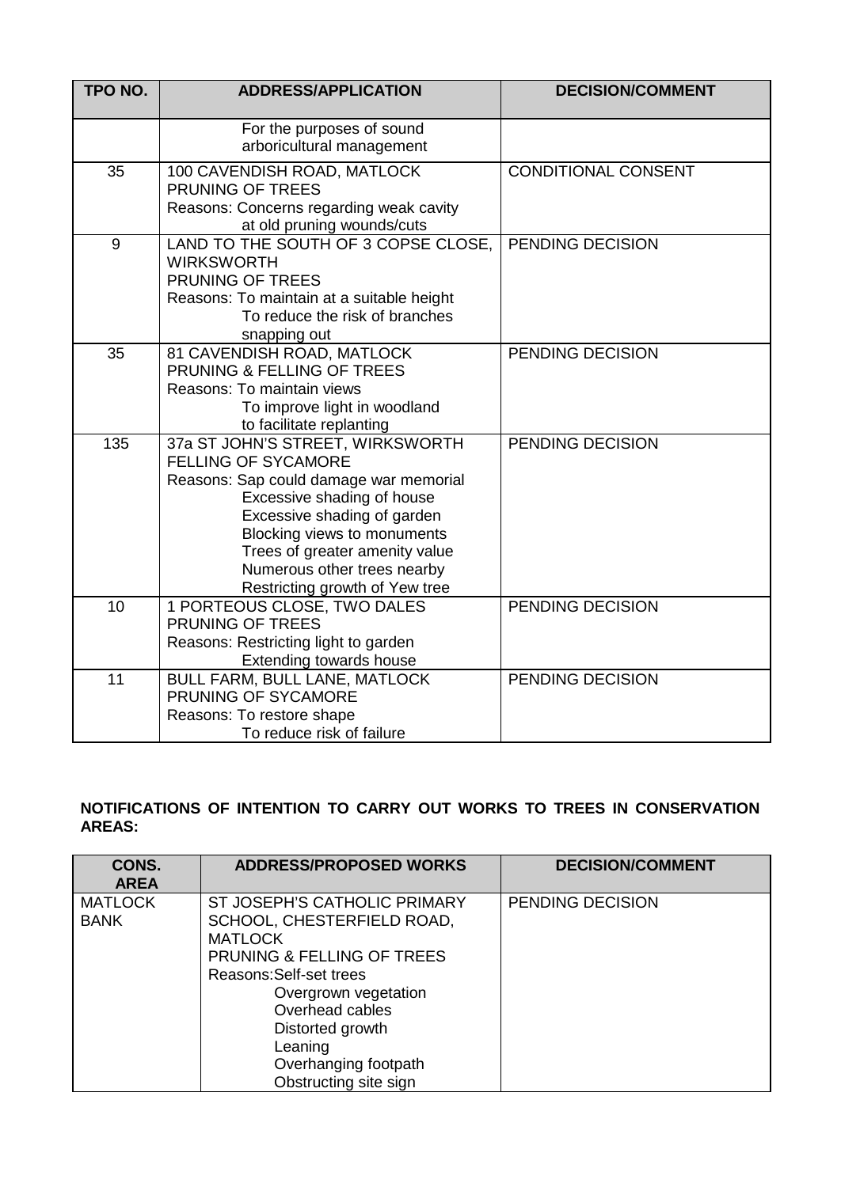| TPO NO. | ADDRESS/APPLICATION | DECISION/COMMENT |
|---|---|---|
| | For the purposes of sound arboricultural management | |
| 35 | 100 CAVENDISH ROAD, MATLOCK<br>PRUNING OF TREES<br>Reasons: Concerns regarding weak cavity at old pruning wounds/cuts | CONDITIONAL CONSENT |
| 9 | LAND TO THE SOUTH OF 3 COPSE CLOSE, WIRKSWORTH<br>PRUNING OF TREES<br>Reasons: To maintain at a suitable height<br>To reduce the risk of branches snapping out | PENDING DECISION |
| 35 | 81 CAVENDISH ROAD, MATLOCK<br>PRUNING & FELLING OF TREES<br>Reasons: To maintain views<br>To improve light in woodland<br>to facilitate replanting | PENDING DECISION |
| 135 | 37a ST JOHN'S STREET, WIRKSWORTH<br>FELLING OF SYCAMORE<br>Reasons: Sap could damage war memorial<br>Excessive shading of house<br>Excessive shading of garden<br>Blocking views to monuments<br>Trees of greater amenity value<br>Numerous other trees nearby<br>Restricting growth of Yew tree | PENDING DECISION |
| 10 | 1 PORTEOUS CLOSE, TWO DALES<br>PRUNING OF TREES<br>Reasons: Restricting light to garden<br>Extending towards house | PENDING DECISION |
| 11 | BULL FARM, BULL LANE, MATLOCK<br>PRUNING OF SYCAMORE<br>Reasons: To restore shape<br>To reduce risk of failure | PENDING DECISION |

**NOTIFICATIONS OF INTENTION TO CARRY OUT WORKS TO TREES IN CONSERVATION AREAS:**

| CONS. AREA | ADDRESS/PROPOSED WORKS | DECISION/COMMENT |
|---|---|---|
| MATLOCK BANK | ST JOSEPH'S CATHOLIC PRIMARY SCHOOL, CHESTERFIELD ROAD, MATLOCK<br>PRUNING & FELLING OF TREES<br>Reasons:Self-set trees<br>Overgrown vegetation<br>Overhead cables<br>Distorted growth<br>Leaning<br>Overhanging footpath<br>Obstructing site sign | PENDING DECISION |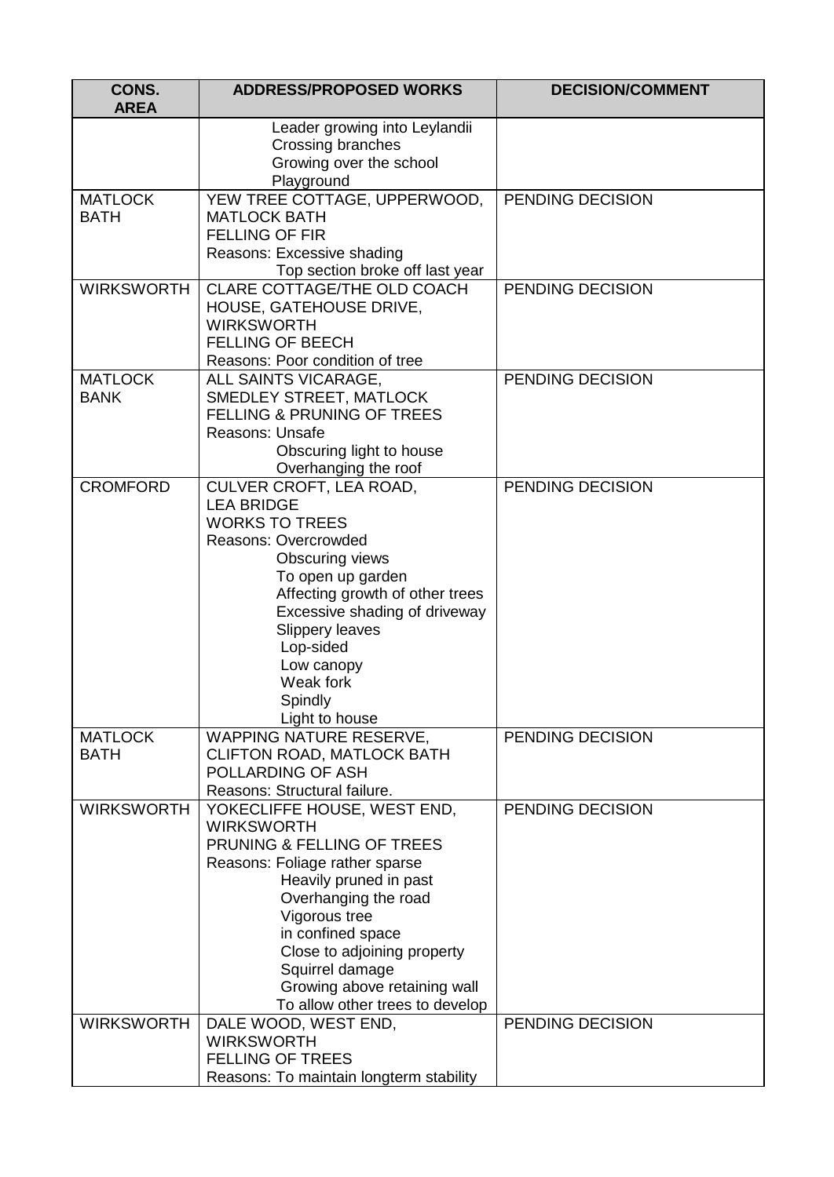| CONS. AREA | ADDRESS/PROPOSED WORKS | DECISION/COMMENT |
| --- | --- | --- |
| | Leader growing into Leylandii<br>Crossing branches<br>Growing over the school Playground | |
| MATLOCK BATH | YEW TREE COTTAGE, UPPERWOOD, MATLOCK BATH<br>FELLING OF FIR<br>Reasons: Excessive shading<br>Top section broke off last year | PENDING DECISION |
| WIRKSWORTH | CLARE COTTAGE/THE OLD COACH HOUSE, GATEHOUSE DRIVE, WIRKSWORTH<br>FELLING OF BEECH<br>Reasons: Poor condition of tree | PENDING DECISION |
| MATLOCK BANK | ALL SAINTS VICARAGE, SMEDLEY STREET, MATLOCK<br>FELLING & PRUNING OF TREES<br>Reasons: Unsafe<br>Obscuring light to house<br>Overhanging the roof | PENDING DECISION |
| CROMFORD | CULVER CROFT, LEA ROAD, LEA BRIDGE<br>WORKS TO TREES<br>Reasons: Overcrowded<br>Obscuring views<br>To open up garden<br>Affecting growth of other trees<br>Excessive shading of driveway<br>Slippery leaves<br>Lop-sided<br>Low canopy<br>Weak fork<br>Spindly<br>Light to house | PENDING DECISION |
| MATLOCK BATH | WAPPING NATURE RESERVE, CLIFTON ROAD, MATLOCK BATH<br>POLLARDING OF ASH<br>Reasons: Structural failure. | PENDING DECISION |
| WIRKSWORTH | YOKECLIFFE HOUSE, WEST END, WIRKSWORTH<br>PRUNING & FELLING OF TREES<br>Reasons: Foliage rather sparse<br>Heavily pruned in past<br>Overhanging the road<br>Vigorous tree<br>in confined space<br>Close to adjoining property<br>Squirrel damage<br>Growing above retaining wall<br>To allow other trees to develop | PENDING DECISION |
| WIRKSWORTH | DALE WOOD, WEST END, WIRKSWORTH<br>FELLING OF TREES<br>Reasons: To maintain longterm stability | PENDING DECISION |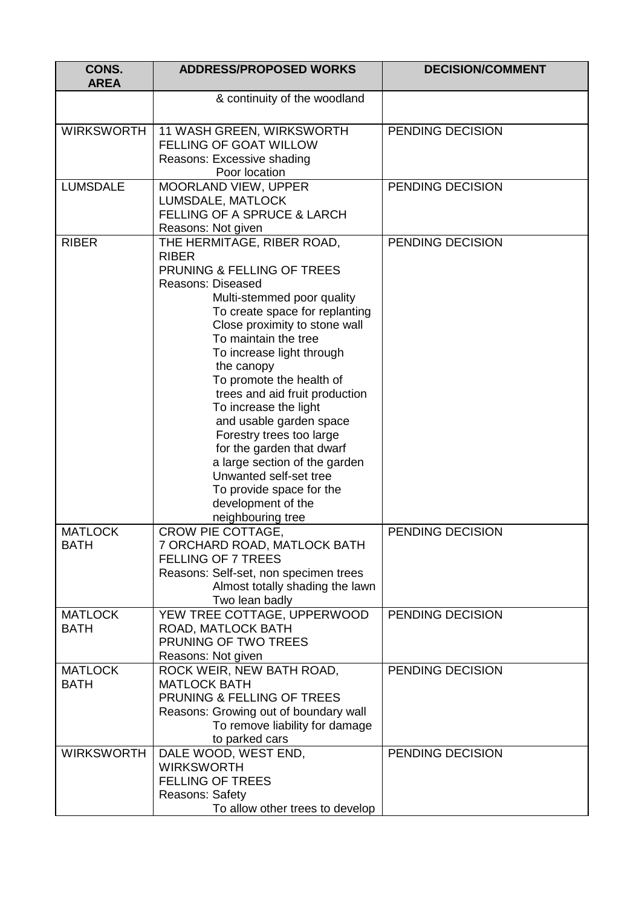| CONS. AREA | ADDRESS/PROPOSED WORKS | DECISION/COMMENT |
|---|---|---|
| | & continuity of the woodland | |
| WIRKSWORTH | 11 WASH GREEN, WIRKSWORTH<br>FELLING OF GOAT WILLOW<br>Reasons: Excessive shading<br>Poor location | PENDING DECISION |
| LUMSDALE | MOORLAND VIEW, UPPER LUMSDALE, MATLOCK<br>FELLING OF A SPRUCE & LARCH<br>Reasons: Not given | PENDING DECISION |
| RIBER | THE HERMITAGE, RIBER ROAD, RIBER<br>PRUNING & FELLING OF TREES<br>Reasons: Diseased<br>Multi-stemmed poor quality<br>To create space for replanting<br>Close proximity to stone wall<br>To maintain the tree<br>To increase light through the canopy<br>To promote the health of trees and aid fruit production<br>To increase the light and usable garden space<br>Forestry trees too large for the garden that dwarf a large section of the garden<br>Unwanted self-set tree<br>To provide space for the development of the neighbouring tree | PENDING DECISION |
| MATLOCK BATH | CROW PIE COTTAGE,<br>7 ORCHARD ROAD, MATLOCK BATH<br>FELLING OF 7 TREES<br>Reasons: Self-set, non specimen trees<br>Almost totally shading the lawn<br>Two lean badly | PENDING DECISION |
| MATLOCK BATH | YEW TREE COTTAGE, UPPERWOOD ROAD, MATLOCK BATH<br>PRUNING OF TWO TREES<br>Reasons: Not given | PENDING DECISION |
| MATLOCK BATH | ROCK WEIR, NEW BATH ROAD, MATLOCK BATH<br>PRUNING & FELLING OF TREES<br>Reasons: Growing out of boundary wall<br>To remove liability for damage to parked cars | PENDING DECISION |
| WIRKSWORTH | DALE WOOD, WEST END, WIRKSWORTH<br>FELLING OF TREES<br>Reasons: Safety<br>To allow other trees to develop | PENDING DECISION |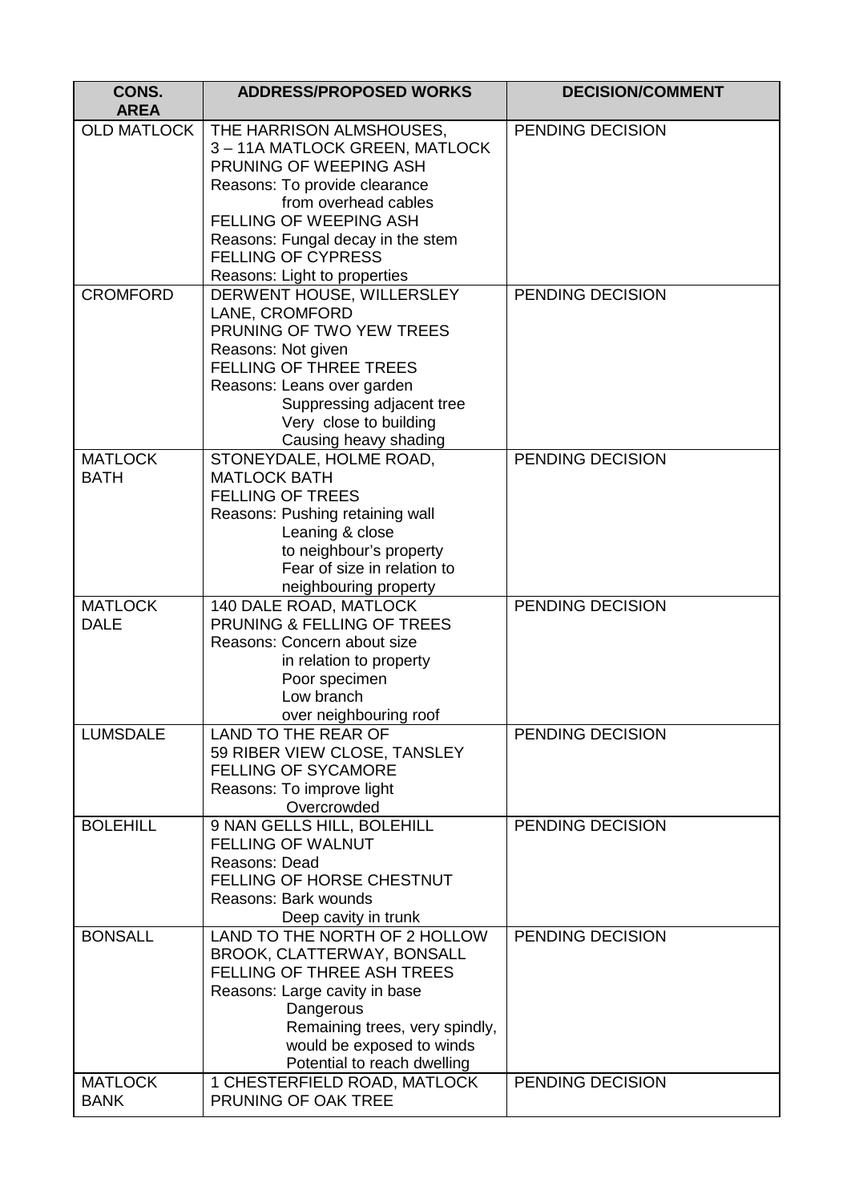| CONS. AREA | ADDRESS/PROPOSED WORKS | DECISION/COMMENT |
|---|---|---|
| OLD MATLOCK | THE HARRISON ALMSHOUSES, 3 – 11A MATLOCK GREEN, MATLOCK<br>PRUNING OF WEEPING ASH<br>Reasons: To provide clearance from overhead cables<br>FELLING OF WEEPING ASH<br>Reasons: Fungal decay in the stem<br>FELLING OF CYPRESS<br>Reasons: Light to properties | PENDING DECISION |
| CROMFORD | DERWENT HOUSE, WILLERSLEY LANE, CROMFORD<br>PRUNING OF TWO YEW TREES<br>Reasons: Not given<br>FELLING OF THREE TREES<br>Reasons: Leans over garden<br>Suppressing adjacent tree<br>Very close to building<br>Causing heavy shading | PENDING DECISION |
| MATLOCK BATH | STONEYDALE, HOLME ROAD, MATLOCK BATH<br>FELLING OF TREES<br>Reasons: Pushing retaining wall<br>Leaning & close to neighbour's property<br>Fear of size in relation to neighbouring property | PENDING DECISION |
| MATLOCK DALE | 140 DALE ROAD, MATLOCK<br>PRUNING & FELLING OF TREES<br>Reasons: Concern about size in relation to property<br>Poor specimen<br>Low branch over neighbouring roof | PENDING DECISION |
| LUMSDALE | LAND TO THE REAR OF 59 RIBER VIEW CLOSE, TANSLEY<br>FELLING OF SYCAMORE<br>Reasons: To improve light<br>Overcrowded | PENDING DECISION |
| BOLEHILL | 9 NAN GELLS HILL, BOLEHILL<br>FELLING OF WALNUT<br>Reasons: Dead<br>FELLING OF HORSE CHESTNUT<br>Reasons: Bark wounds<br>Deep cavity in trunk | PENDING DECISION |
| BONSALL | LAND TO THE NORTH OF 2 HOLLOW BROOK, CLATTERWAY, BONSALL<br>FELLING OF THREE ASH TREES<br>Reasons: Large cavity in base<br>Dangerous<br>Remaining trees, very spindly, would be exposed to winds<br>Potential to reach dwelling | PENDING DECISION |
| MATLOCK BANK | 1 CHESTERFIELD ROAD, MATLOCK<br>PRUNING OF OAK TREE | PENDING DECISION |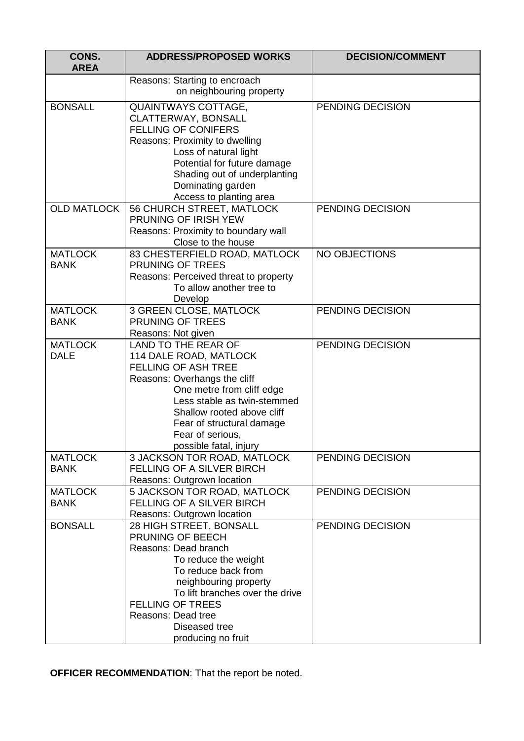| CONS. AREA | ADDRESS/PROPOSED WORKS | DECISION/COMMENT |
|---|---|---|
| | Reasons: Starting to encroach on neighbouring property | |
| BONSALL | QUAINTWAYS COTTAGE, CLATTERWAY, BONSALL<br>FELLING OF CONIFERS<br>Reasons: Proximity to dwelling<br>Loss of natural light<br>Potential for future damage<br>Shading out of underplanting<br>Dominating garden<br>Access to planting area | PENDING DECISION |
| OLD MATLOCK | 56 CHURCH STREET, MATLOCK<br>PRUNING OF IRISH YEW<br>Reasons: Proximity to boundary wall<br>Close to the house | PENDING DECISION |
| MATLOCK BANK | 83 CHESTERFIELD ROAD, MATLOCK<br>PRUNING OF TREES<br>Reasons: Perceived threat to property<br>To allow another tree to Develop | NO OBJECTIONS |
| MATLOCK BANK | 3 GREEN CLOSE, MATLOCK<br>PRUNING OF TREES<br>Reasons: Not given | PENDING DECISION |
| MATLOCK DALE | LAND TO THE REAR OF 114 DALE ROAD, MATLOCK<br>FELLING OF ASH TREE<br>Reasons: Overhangs the cliff<br>One metre from cliff edge<br>Less stable as twin-stemmed<br>Shallow rooted above cliff<br>Fear of structural damage<br>Fear of serious, possible fatal, injury | PENDING DECISION |
| MATLOCK BANK | 3 JACKSON TOR ROAD, MATLOCK<br>FELLING OF A SILVER BIRCH<br>Reasons: Outgrown location | PENDING DECISION |
| MATLOCK BANK | 5 JACKSON TOR ROAD, MATLOCK<br>FELLING OF A SILVER BIRCH<br>Reasons: Outgrown location | PENDING DECISION |
| BONSALL | 28 HIGH STREET, BONSALL<br>PRUNING OF BEECH<br>Reasons: Dead branch<br>To reduce the weight<br>To reduce back from neighbouring property<br>To lift branches over the drive<br>FELLING OF TREES<br>Reasons: Dead tree<br>Diseased tree<br>producing no fruit | PENDING DECISION |

**OFFICER RECOMMENDATION**: That the report be noted.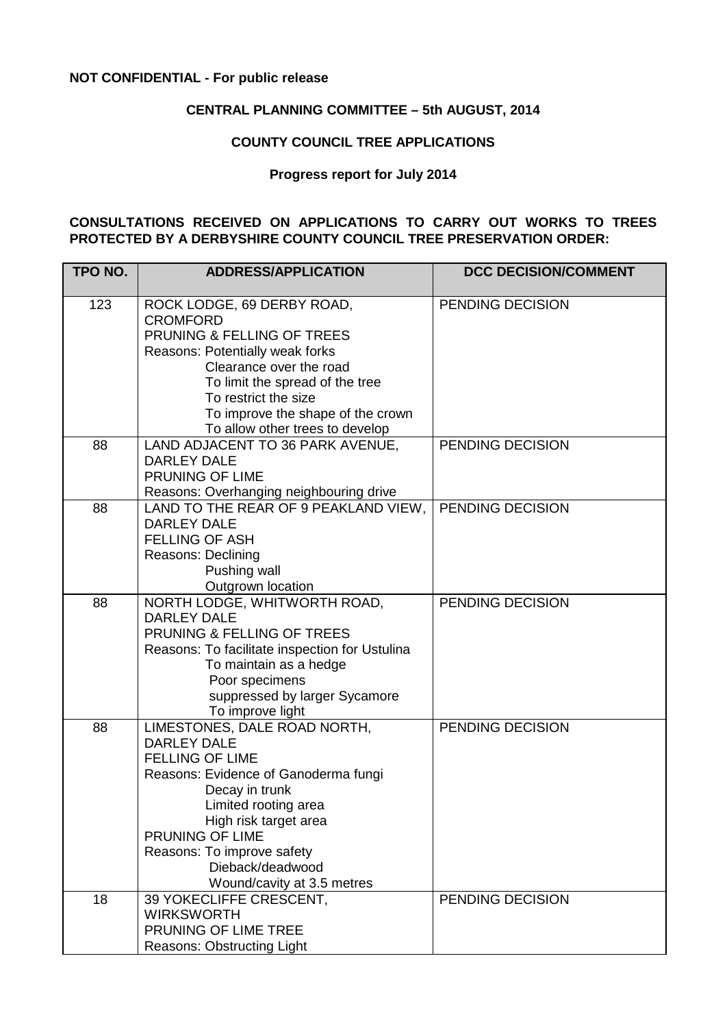**NOT CONFIDENTIAL - For public release**

**CENTRAL PLANNING COMMITTEE – 5th AUGUST, 2014**

**COUNTY COUNCIL TREE APPLICATIONS**

**Progress report for July 2014**

**CONSULTATIONS RECEIVED ON APPLICATIONS TO CARRY OUT WORKS TO TREES PROTECTED BY A DERBYSHIRE COUNTY COUNCIL TREE PRESERVATION ORDER:**

| TPO NO. | ADDRESS/APPLICATION | DCC DECISION/COMMENT |
|---|---|---|
| 123 | ROCK LODGE, 69 DERBY ROAD, CROMFORD<br>PRUNING & FELLING OF TREES<br>Reasons: Potentially weak forks<br>Clearance over the road<br>To limit the spread of the tree<br>To restrict the size<br>To improve the shape of the crown<br>To allow other trees to develop | PENDING DECISION |
| 88 | LAND ADJACENT TO 36 PARK AVENUE, DARLEY DALE<br>PRUNING OF LIME<br>Reasons: Overhanging neighbouring drive | PENDING DECISION |
| 88 | LAND TO THE REAR OF 9 PEAKLAND VIEW, DARLEY DALE<br>FELLING OF ASH<br>Reasons: Declining<br>Pushing wall<br>Outgrown location | PENDING DECISION |
| 88 | NORTH LODGE, WHITWORTH ROAD, DARLEY DALE<br>PRUNING & FELLING OF TREES<br>Reasons: To facilitate inspection for Ustulina<br>To maintain as a hedge<br>Poor specimens<br>suppressed by larger Sycamore<br>To improve light | PENDING DECISION |
| 88 | LIMESTONES, DALE ROAD NORTH, DARLEY DALE<br>FELLING OF LIME<br>Reasons: Evidence of Ganoderma fungi<br>Decay in trunk<br>Limited rooting area<br>High risk target area<br>PRUNING OF LIME<br>Reasons: To improve safety<br>Dieback/deadwood<br>Wound/cavity at 3.5 metres | PENDING DECISION |
| 18 | 39 YOKECLIFFE CRESCENT, WIRKSWORTH<br>PRUNING OF LIME TREE<br>Reasons: Obstructing Light | PENDING DECISION |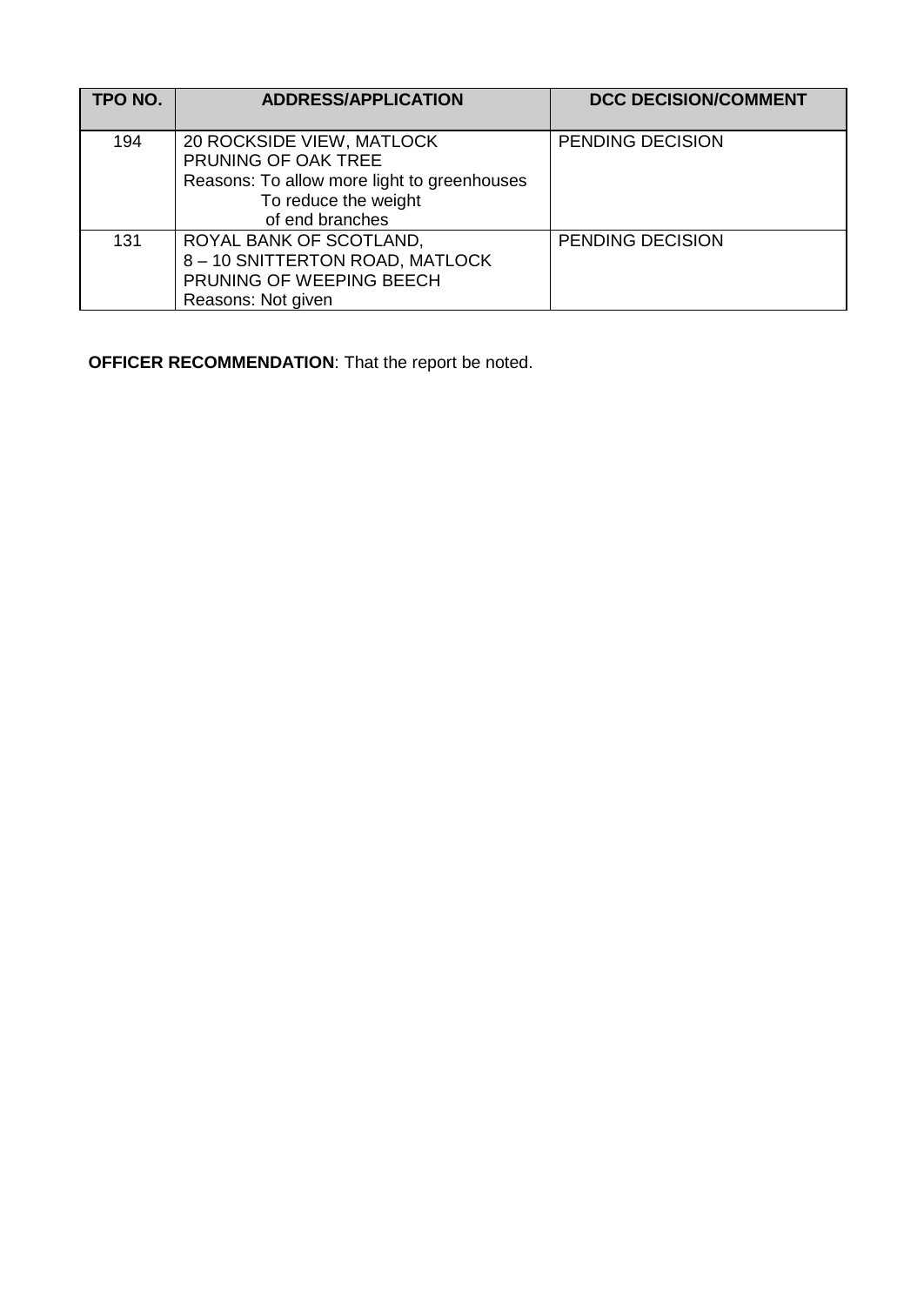| TPO NO. | ADDRESS/APPLICATION | DCC DECISION/COMMENT |
|---|---|---|
| 194 | 20 ROCKSIDE VIEW, MATLOCK<br>PRUNING OF OAK TREE<br>Reasons: To allow more light to greenhouses<br>To reduce the weight of end branches | PENDING DECISION |
| 131 | ROYAL BANK OF SCOTLAND,<br>8 – 10 SNITTERTON ROAD, MATLOCK<br>PRUNING OF WEEPING BEECH<br>Reasons: Not given | PENDING DECISION |

**OFFICER RECOMMENDATION**: That the report be noted.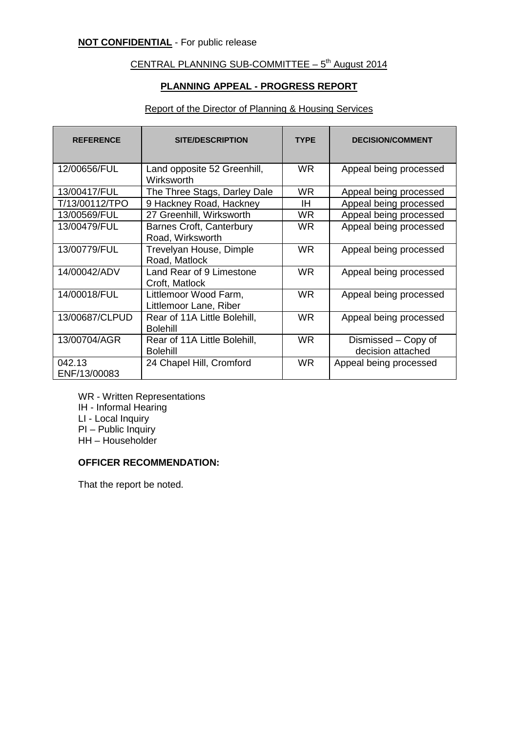**NOT CONFIDENTIAL** - For public release

CENTRAL PLANNING SUB-COMMITTEE – 5th August 2014

**PLANNING APPEAL - PROGRESS REPORT**

Report of the Director of Planning & Housing Services

| REFERENCE | SITE/DESCRIPTION | TYPE | DECISION/COMMENT |
|---|---|---|---|
| 12/00656/FUL | Land opposite 52 Greenhill, Wirksworth | WR | Appeal being processed |
| 13/00417/FUL | The Three Stags, Darley Dale | WR | Appeal being processed |
| T/13/00112/TPO | 9 Hackney Road, Hackney | IH | Appeal being processed |
| 13/00569/FUL | 27 Greenhill, Wirksworth | WR | Appeal being processed |
| 13/00479/FUL | Barnes Croft, Canterbury Road, Wirksworth | WR | Appeal being processed |
| 13/00779/FUL | Trevelyan House, Dimple Road, Matlock | WR | Appeal being processed |
| 14/00042/ADV | Land Rear of 9 Limestone Croft, Matlock | WR | Appeal being processed |
| 14/00018/FUL | Littlemoor Wood Farm, Littlemoor Lane, Riber | WR | Appeal being processed |
| 13/00687/CLPUD | Rear of 11A Little Bolehill, Bolehill | WR | Appeal being processed |
| 13/00704/AGR | Rear of 11A Little Bolehill, Bolehill | WR | Dismissed – Copy of decision attached |
| 042.13 ENF/13/00083 | 24 Chapel Hill, Cromford | WR | Appeal being processed |

WR - Written Representations
IH - Informal Hearing
LI - Local Inquiry
PI – Public Inquiry
HH – Householder

**OFFICER RECOMMENDATION:**

That the report be noted.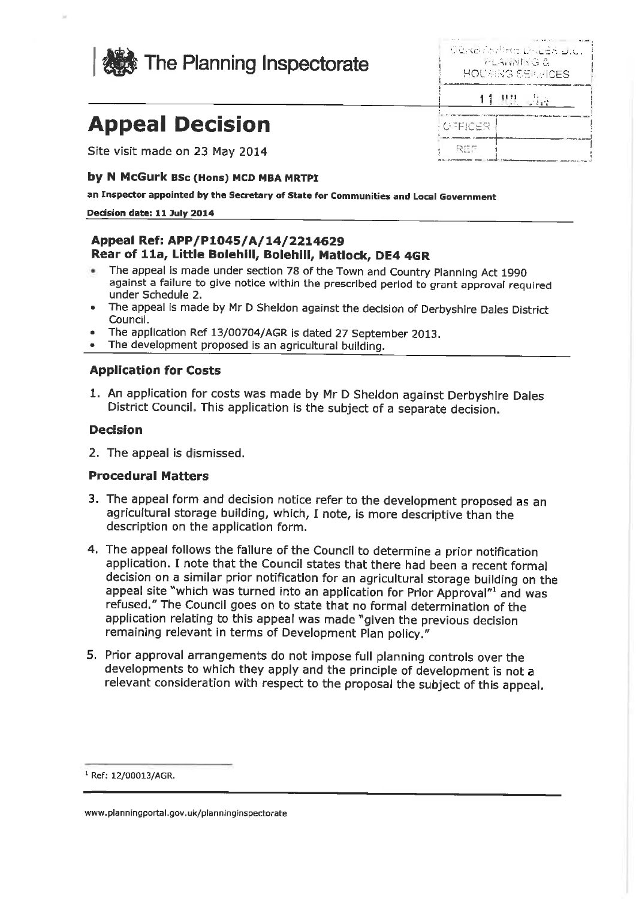# The Planning Inspectorate

# Appeal Decision

Site visit made on 23 May 2014

**by N McGurk BSc (Hons) MCD MBA MRTPI**

**an Inspector appointed by the Secretary of State for Communities and Local Government**

**Decision date: 11 July 2014**

### Appeal Ref: APP/P1045/A/14/2214629
### Rear of 11a, Little Bolehill, Bolehill, Matlock, DE4 4GR

- The appeal is made under section 78 of the Town and Country Planning Act 1990 against a failure to give notice within the prescribed period to grant approval required under Schedule 2.
- The appeal is made by Mr D Sheldon against the decision of Derbyshire Dales District Council.
- The application Ref 13/00704/AGR is dated 27 September 2013.
- The development proposed is an agricultural building.

### Application for Costs

1. An application for costs was made by Mr D Sheldon against Derbyshire Dales District Council. This application is the subject of a separate decision.

### Decision

2. The appeal is dismissed.

### Procedural Matters

3. The appeal form and decision notice refer to the development proposed as an agricultural storage building, which, I note, is more descriptive than the description on the application form.

4. The appeal follows the failure of the Council to determine a prior notification application. I note that the Council states that there had been a recent formal decision on a similar prior notification for an agricultural storage building on the appeal site "which was turned into an application for Prior Approval"[1] and was refused." The Council goes on to state that no formal determination of the application relating to this appeal was made "given the previous decision remaining relevant in terms of Development Plan policy."

5. Prior approval arrangements do not impose full planning controls over the developments to which they apply and the principle of development is not a relevant consideration with respect to the proposal the subject of this appeal.

[1] Ref: 12/00013/AGR.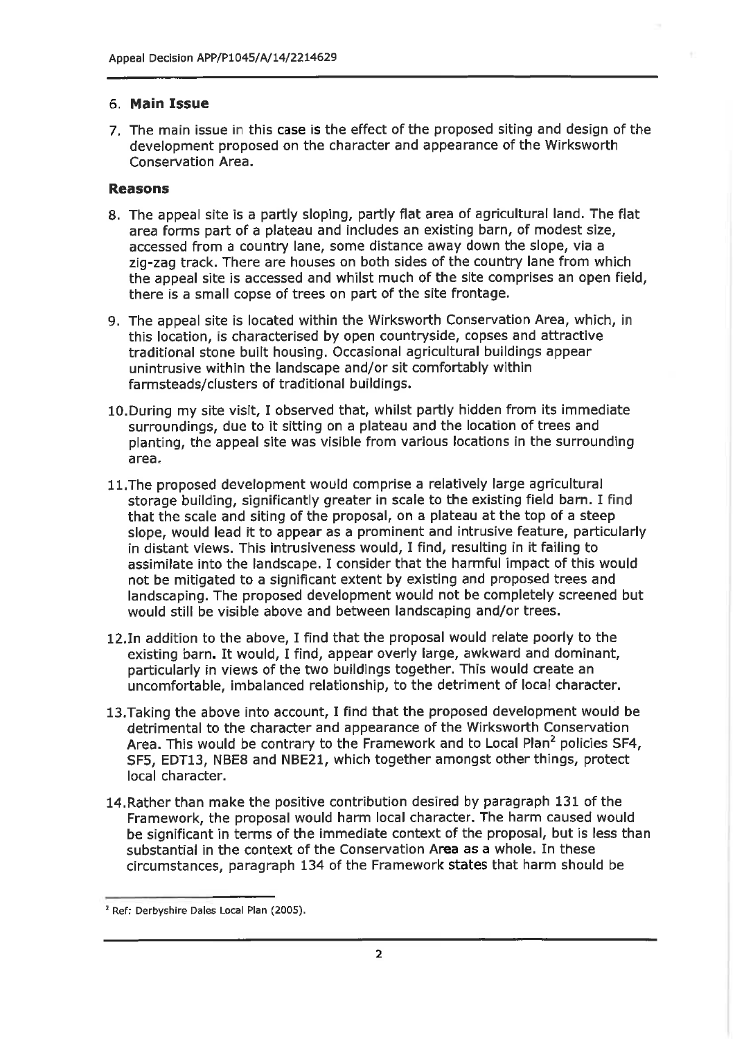6. **Main Issue**

7. The main issue in this case is the effect of the proposed siting and design of the development proposed on the character and appearance of the Wirksworth Conservation Area.

**Reasons**

8. The appeal site is a partly sloping, partly flat area of agricultural land. The flat area forms part of a plateau and includes an existing barn, of modest size, accessed from a country lane, some distance away down the slope, via a zig-zag track. There are houses on both sides of the country lane from which the appeal site is accessed and whilst much of the site comprises an open field, there is a small copse of trees on part of the site frontage.

9. The appeal site is located within the Wirksworth Conservation Area, which, in this location, is characterised by open countryside, copses and attractive traditional stone built housing. Occasional agricultural buildings appear unintrusive within the landscape and/or sit comfortably within farmsteads/clusters of traditional buildings.

10. During my site visit, I observed that, whilst partly hidden from its immediate surroundings, due to it sitting on a plateau and the location of trees and planting, the appeal site was visible from various locations in the surrounding area.

11. The proposed development would comprise a relatively large agricultural storage building, significantly greater in scale to the existing field barn. I find that the scale and siting of the proposal, on a plateau at the top of a steep slope, would lead it to appear as a prominent and intrusive feature, particularly in distant views. This intrusiveness would, I find, resulting in it failing to assimilate into the landscape. I consider that the harmful impact of this would not be mitigated to a significant extent by existing and proposed trees and landscaping. The proposed development would not be completely screened but would still be visible above and between landscaping and/or trees.

12. In addition to the above, I find that the proposal would relate poorly to the existing barn. It would, I find, appear overly large, awkward and dominant, particularly in views of the two buildings together. This would create an uncomfortable, imbalanced relationship, to the detriment of local character.

13. Taking the above into account, I find that the proposed development would be detrimental to the character and appearance of the Wirksworth Conservation Area. This would be contrary to the Framework and to Local Plan[2] policies SF4, SF5, EDT13, NBE8 and NBE21, which together amongst other things, protect local character.

14. Rather than make the positive contribution desired by paragraph 131 of the Framework, the proposal would harm local character. The harm caused would be significant in terms of the immediate context of the proposal, but is less than substantial in the context of the Conservation Area as a whole. In these circumstances, paragraph 134 of the Framework states that harm should be

[2] Ref: Derbyshire Dales Local Plan (2005).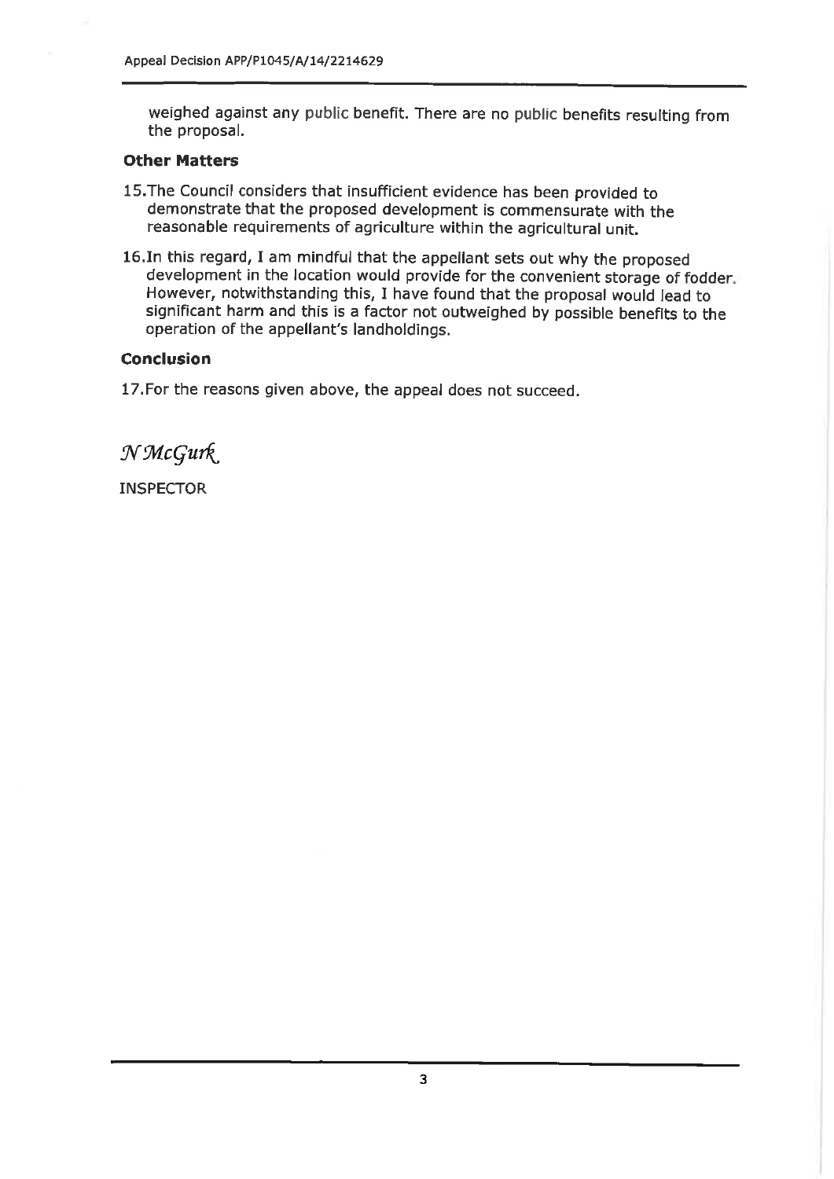weighed against any public benefit. There are no public benefits resulting from the proposal.

**Other Matters**

15. The Council considers that insufficient evidence has been provided to demonstrate that the proposed development is commensurate with the reasonable requirements of agriculture within the agricultural unit.

16. In this regard, I am mindful that the appellant sets out why the proposed development in the location would provide for the convenient storage of fodder. However, notwithstanding this, I have found that the proposal would lead to significant harm and this is a factor not outweighed by possible benefits to the operation of the appellant's landholdings.

**Conclusion**

17. For the reasons given above, the appeal does not succeed.

*N McGurk*

INSPECTOR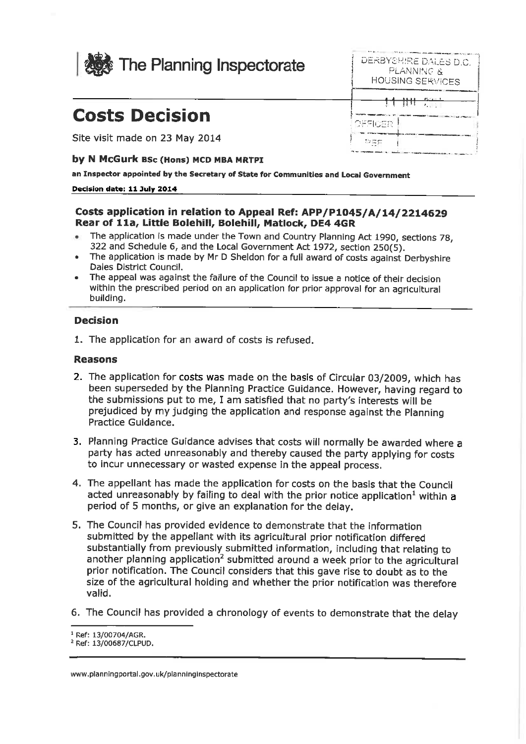The Planning Inspectorate

DERBYSHIRE DALES D.C. PLANNING & HOUSING SERVICES

# Costs Decision

Site visit made on 23 May 2014

**by N McGurk BSc (Hons) MCD MBA MRTPI**

**an Inspector appointed by the Secretary of State for Communities and Local Government**

**Decision date: 11 July 2014**

## Costs application in relation to Appeal Ref: APP/P1045/A/14/2214629 Rear of 11a, Little Bolehill, Bolehill, Matlock, DE4 4GR

- The application is made under the Town and Country Planning Act 1990, sections 78, 322 and Schedule 6, and the Local Government Act 1972, section 250(5).
- The application is made by Mr D Sheldon for a full award of costs against Derbyshire Dales District Council.
- The appeal was against the failure of the Council to issue a notice of their decision within the prescribed period on an application for prior approval for an agricultural building.

### Decision

1. The application for an award of costs is refused.

### Reasons

2. The application for costs was made on the basis of Circular 03/2009, which has been superseded by the Planning Practice Guidance. However, having regard to the submissions put to me, I am satisfied that no party's interests will be prejudiced by my judging the application and response against the Planning Practice Guidance.

3. Planning Practice Guidance advises that costs will normally be awarded where a party has acted unreasonably and thereby caused the party applying for costs to incur unnecessary or wasted expense in the appeal process.

4. The appellant has made the application for costs on the basis that the Council acted unreasonably by failing to deal with the prior notice application[1] within a period of 5 months, or give an explanation for the delay.

5. The Council has provided evidence to demonstrate that the information submitted by the appellant with its agricultural prior notification differed substantially from previously submitted information, including that relating to another planning application[2] submitted around a week prior to the agricultural prior notification. The Council considers that this gave rise to doubt as to the size of the agricultural holding and whether the prior notification was therefore valid.

6. The Council has provided a chronology of events to demonstrate that the delay

[1] Ref: 13/00704/AGR.

[2] Ref: 13/00687/CLPUD.

www.planningportal.gov.uk/planninginspectorate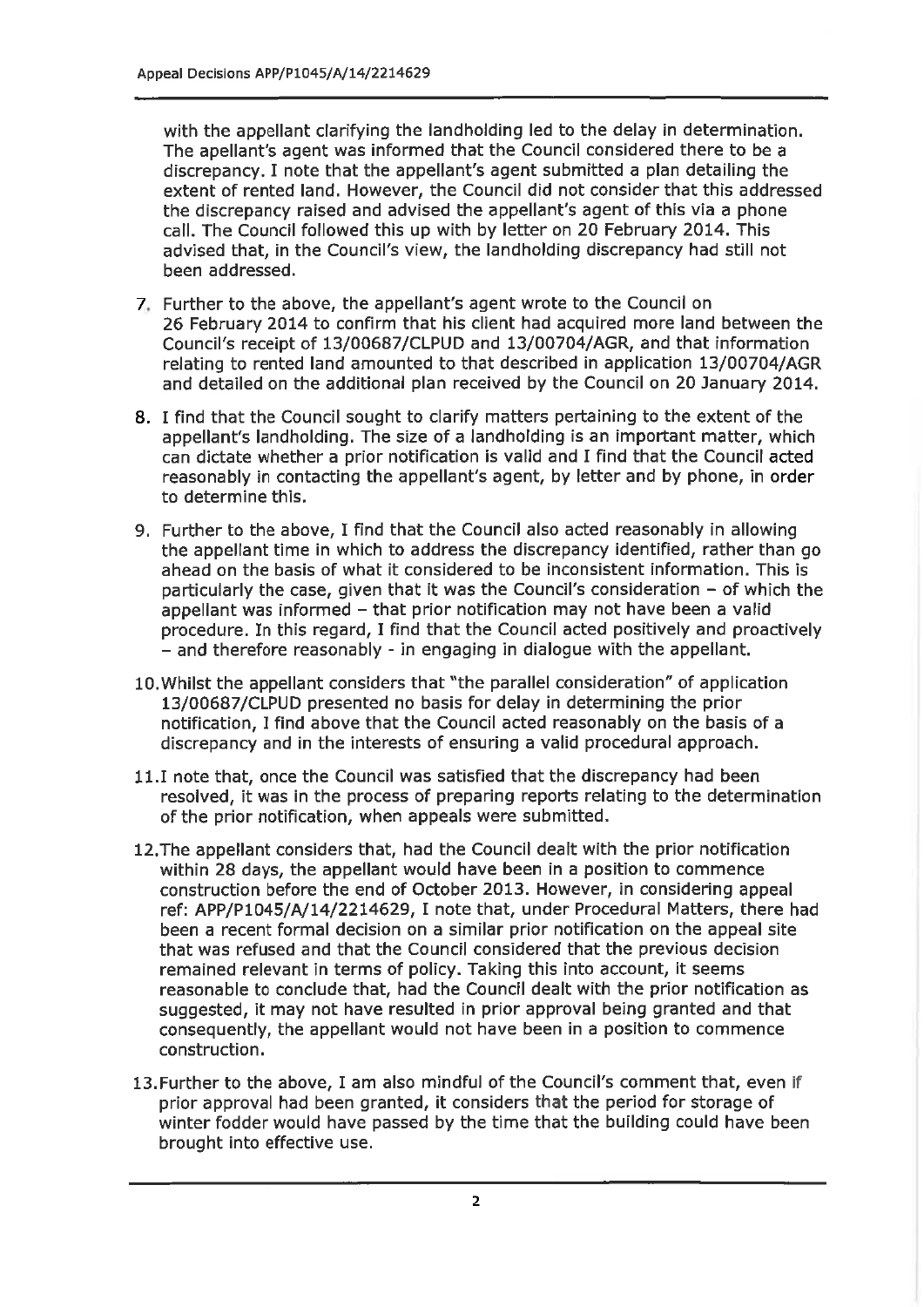with the appellant clarifying the landholding led to the delay in determination. The apellant's agent was informed that the Council considered there to be a discrepancy. I note that the appellant's agent submitted a plan detailing the extent of rented land. However, the Council did not consider that this addressed the discrepancy raised and advised the appellant's agent of this via a phone call. The Council followed this up with by letter on 20 February 2014. This advised that, in the Council's view, the landholding discrepancy had still not been addressed.

7. Further to the above, the appellant's agent wrote to the Council on 26 February 2014 to confirm that his client had acquired more land between the Council's receipt of 13/00687/CLPUD and 13/00704/AGR, and that information relating to rented land amounted to that described in application 13/00704/AGR and detailed on the additional plan received by the Council on 20 January 2014.

8. I find that the Council sought to clarify matters pertaining to the extent of the appellant's landholding. The size of a landholding is an important matter, which can dictate whether a prior notification is valid and I find that the Council acted reasonably in contacting the appellant's agent, by letter and by phone, in order to determine this.

9. Further to the above, I find that the Council also acted reasonably in allowing the appellant time in which to address the discrepancy identified, rather than go ahead on the basis of what it considered to be inconsistent information. This is particularly the case, given that it was the Council's consideration – of which the appellant was informed – that prior notification may not have been a valid procedure. In this regard, I find that the Council acted positively and proactively – and therefore reasonably - in engaging in dialogue with the appellant.

10. Whilst the appellant considers that "the parallel consideration" of application 13/00687/CLPUD presented no basis for delay in determining the prior notification, I find above that the Council acted reasonably on the basis of a discrepancy and in the interests of ensuring a valid procedural approach.

11. I note that, once the Council was satisfied that the discrepancy had been resolved, it was in the process of preparing reports relating to the determination of the prior notification, when appeals were submitted.

12. The appellant considers that, had the Council dealt with the prior notification within 28 days, the appellant would have been in a position to commence construction before the end of October 2013. However, in considering appeal ref: APP/P1045/A/14/2214629, I note that, under Procedural Matters, there had been a recent formal decision on a similar prior notification on the appeal site that was refused and that the Council considered that the previous decision remained relevant in terms of policy. Taking this into account, it seems reasonable to conclude that, had the Council dealt with the prior notification as suggested, it may not have resulted in prior approval being granted and that consequently, the appellant would not have been in a position to commence construction.

13. Further to the above, I am also mindful of the Council's comment that, even if prior approval had been granted, it considers that the period for storage of winter fodder would have passed by the time that the building could have been brought into effective use.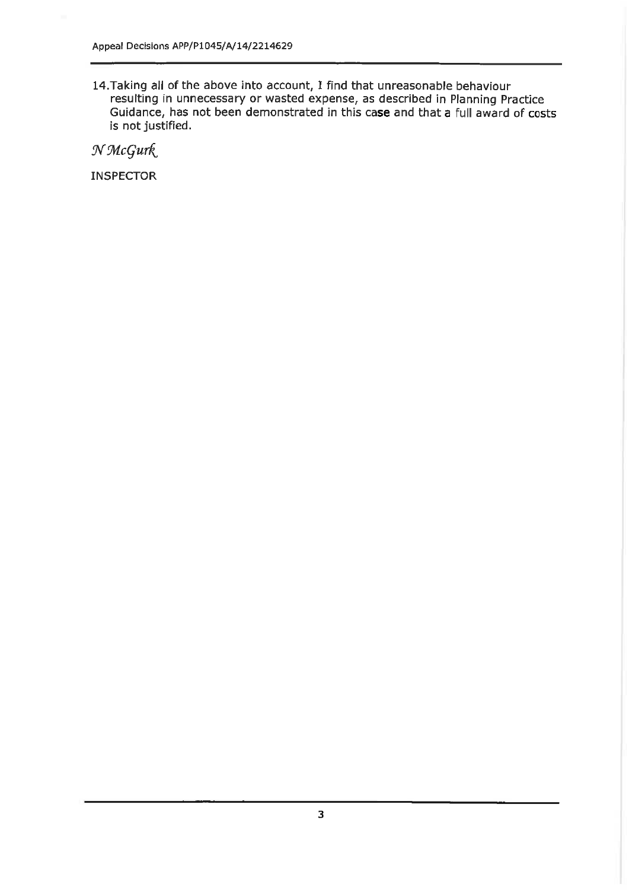14. Taking all of the above into account, I find that unreasonable behaviour resulting in unnecessary or wasted expense, as described in Planning Practice Guidance, has not been demonstrated in this case and that a full award of costs is not justified.

*N McGurk*

INSPECTOR